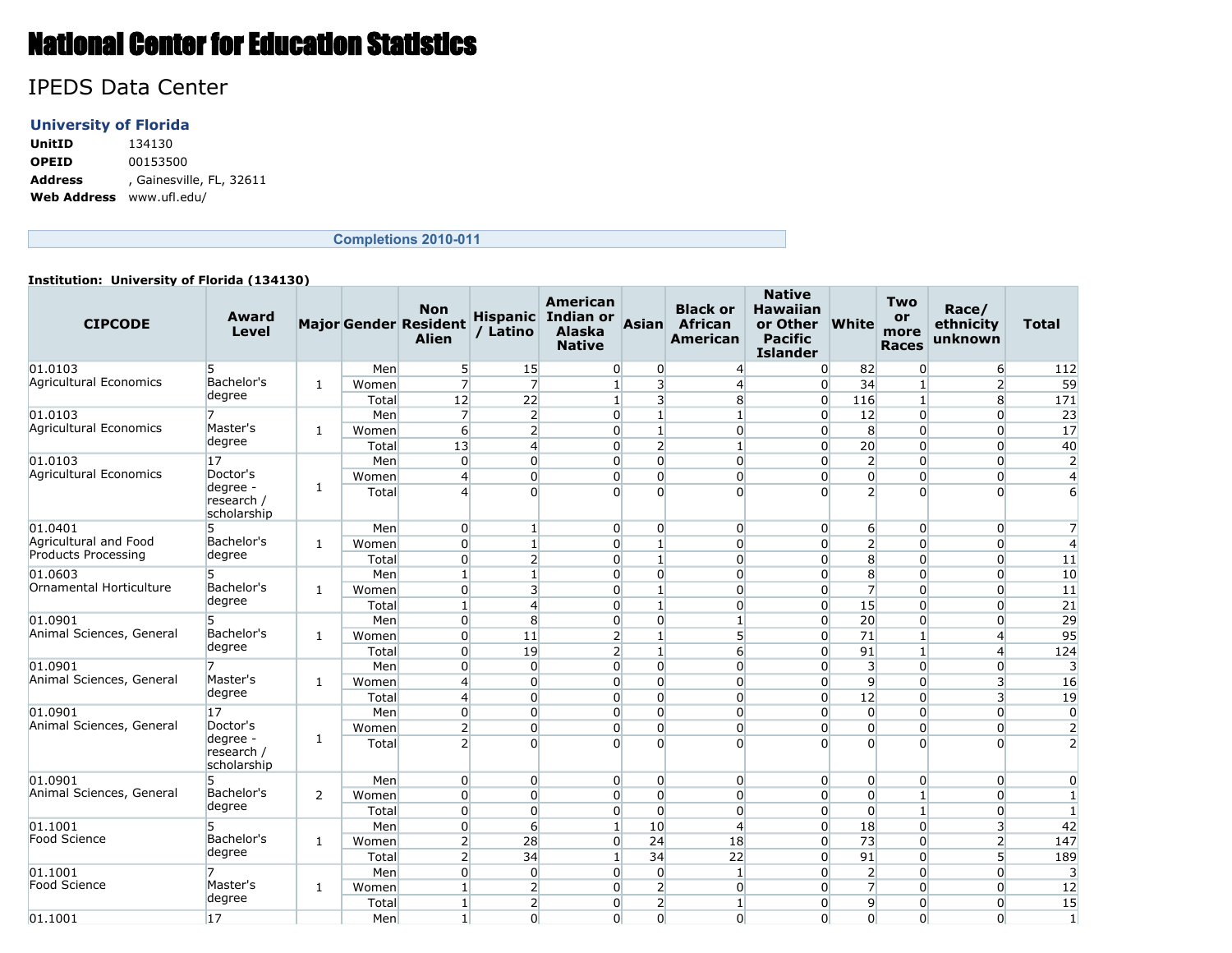# National Center for Education Statistics

## IPEDS Data Center

### University of Florida

**UnitID** 134130
**OPEID** 00153500
**Address** , Gainesville, FL, 32611
**Web Address** www.ufl.edu/

**Completions 2010-011**

**Institution: University of Florida (134130)**

| CIPCODE | Award Level | Major | Gender | Non Resident Alien | Hispanic / Latino | American Indian or Alaska Native | Asian | Black or African American | Native Hawaiian or Other Pacific Islander | White | Two or more Races | Race/ ethnicity unknown | Total |
|---|---|---|---|---|---|---|---|---|---|---|---|---|---|
| 01.0103 Agricultural Economics | 5 Bachelor's degree | 1 | Men | 5 | 15 | 0 | 0 | 4 | 0 | 82 | 0 | 6 | 112 |
| | | | Women | 7 | 7 | 1 | 3 | 4 | 0 | 34 | 1 | 2 | 59 |
| | | | Total | 12 | 22 | 1 | 3 | 8 | 0 | 116 | 1 | 8 | 171 |
| 01.0103 Agricultural Economics | 7 Master's degree | 1 | Men | 7 | 2 | 0 | 1 | 1 | 0 | 12 | 0 | 0 | 23 |
| | | | Women | 6 | 2 | 0 | 1 | 0 | 0 | 8 | 0 | 0 | 17 |
| | | | Total | 13 | 4 | 0 | 2 | 1 | 0 | 20 | 0 | 0 | 40 |
| 01.0103 Agricultural Economics | 17 Doctor's degree - research / scholarship | 1 | Men | 0 | 0 | 0 | 0 | 0 | 0 | 2 | 0 | 0 | 2 |
| | | | Women | 4 | 0 | 0 | 0 | 0 | 0 | 0 | 0 | 0 | 4 |
| | | | Total | 4 | 0 | 0 | 0 | 0 | 0 | 2 | 0 | 0 | 6 |
| 01.0401 Agricultural and Food Products Processing | 5 Bachelor's degree | 1 | Men | 0 | 1 | 0 | 0 | 0 | 0 | 6 | 0 | 0 | 7 |
| | | | Women | 0 | 1 | 0 | 1 | 0 | 0 | 2 | 0 | 0 | 4 |
| | | | Total | 0 | 2 | 0 | 1 | 0 | 0 | 8 | 0 | 0 | 11 |
| 01.0603 Ornamental Horticulture | 5 Bachelor's degree | 1 | Men | 1 | 1 | 0 | 0 | 0 | 0 | 8 | 0 | 0 | 10 |
| | | | Women | 0 | 3 | 0 | 1 | 0 | 0 | 7 | 0 | 0 | 11 |
| | | | Total | 1 | 4 | 0 | 1 | 0 | 0 | 15 | 0 | 0 | 21 |
| 01.0901 Animal Sciences, General | 5 Bachelor's degree | 1 | Men | 0 | 8 | 0 | 0 | 1 | 0 | 20 | 0 | 0 | 29 |
| | | | Women | 0 | 11 | 2 | 1 | 5 | 0 | 71 | 1 | 4 | 95 |
| | | | Total | 0 | 19 | 2 | 1 | 6 | 0 | 91 | 1 | 4 | 124 |
| 01.0901 Animal Sciences, General | 7 Master's degree | 1 | Men | 0 | 0 | 0 | 0 | 0 | 0 | 3 | 0 | 0 | 3 |
| | | | Women | 4 | 0 | 0 | 0 | 0 | 0 | 9 | 0 | 3 | 16 |
| | | | Total | 4 | 0 | 0 | 0 | 0 | 0 | 12 | 0 | 3 | 19 |
| 01.0901 Animal Sciences, General | 17 Doctor's degree - research / scholarship | 1 | Men | 0 | 0 | 0 | 0 | 0 | 0 | 0 | 0 | 0 | 0 |
| | | | Women | 2 | 0 | 0 | 0 | 0 | 0 | 0 | 0 | 0 | 2 |
| | | | Total | 2 | 0 | 0 | 0 | 0 | 0 | 0 | 0 | 0 | 2 |
| 01.0901 Animal Sciences, General | 5 Bachelor's degree | 2 | Men | 0 | 0 | 0 | 0 | 0 | 0 | 0 | 0 | 0 | 0 |
| | | | Women | 0 | 0 | 0 | 0 | 0 | 0 | 0 | 1 | 0 | 1 |
| | | | Total | 0 | 0 | 0 | 0 | 0 | 0 | 0 | 1 | 0 | 1 |
| 01.1001 Food Science | 5 Bachelor's degree | 1 | Men | 0 | 6 | 1 | 10 | 4 | 0 | 18 | 0 | 3 | 42 |
| | | | Women | 2 | 28 | 0 | 24 | 18 | 0 | 73 | 0 | 2 | 147 |
| | | | Total | 2 | 34 | 1 | 34 | 22 | 0 | 91 | 0 | 5 | 189 |
| 01.1001 Food Science | 7 Master's degree | 1 | Men | 0 | 0 | 0 | 0 | 1 | 0 | 2 | 0 | 0 | 3 |
| | | | Women | 1 | 2 | 0 | 2 | 0 | 0 | 7 | 0 | 0 | 12 |
| | | | Total | 1 | 2 | 0 | 2 | 1 | 0 | 9 | 0 | 0 | 15 |
| 01.1001 | 17 | | Men | 1 | 0 | 0 | 0 | 0 | 0 | 0 | 0 | 0 | 1 |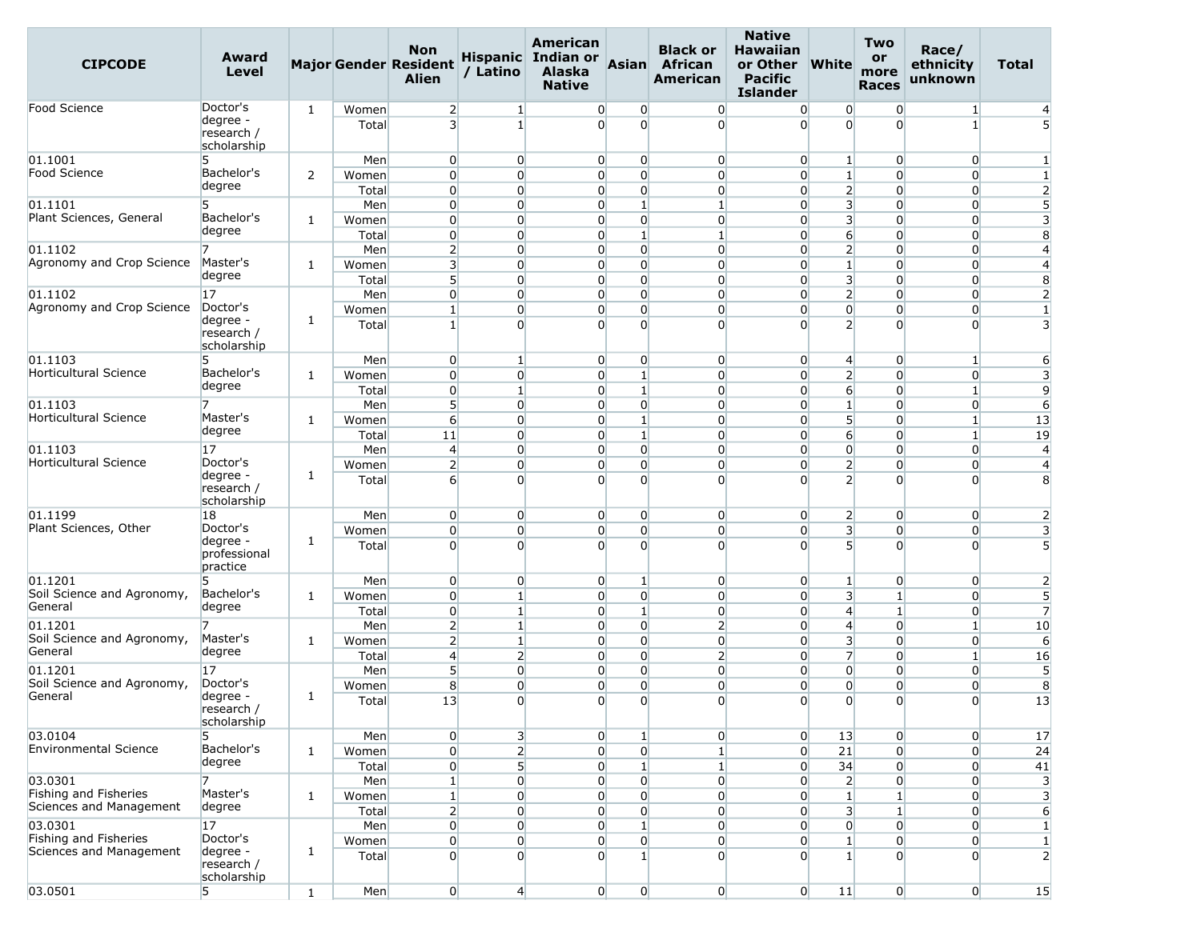| CIPCODE | Award Level | Major | Gender | Non Resident Alien | Hispanic / Latino | American Indian or Alaska Native | Asian | Black or African American | Native Hawaiian or Other Pacific Islander | White | Two or more Races | Race/ ethnicity unknown | Total |
|---|---|---|---|---|---|---|---|---|---|---|---|---|---|
| Food Science | Doctor's degree - research / scholarship | 1 | Women | 2 | 1 | 0 | 0 | 0 | 0 | 0 | 0 | 1 | 4 |
| | | | Total | 3 | 1 | 0 | 0 | 0 | 0 | 0 | 0 | 1 | 5 |
| 01.1001 Food Science | 5 Bachelor's degree | 2 | Men | 0 | 0 | 0 | 0 | 0 | 0 | 1 | 0 | 0 | 1 |
| | | | Women | 0 | 0 | 0 | 0 | 0 | 0 | 1 | 0 | 0 | 1 |
| | | | Total | 0 | 0 | 0 | 0 | 0 | 0 | 2 | 0 | 0 | 2 |
| 01.1101 Plant Sciences, General | 5 Bachelor's degree | 1 | Men | 0 | 0 | 0 | 1 | 1 | 0 | 3 | 0 | 0 | 5 |
| | | | Women | 0 | 0 | 0 | 0 | 0 | 0 | 3 | 0 | 0 | 3 |
| | | | Total | 0 | 0 | 0 | 1 | 1 | 0 | 6 | 0 | 0 | 8 |
| 01.1102 Agronomy and Crop Science | 7 Master's degree | 1 | Men | 2 | 0 | 0 | 0 | 0 | 0 | 2 | 0 | 0 | 4 |
| | | | Women | 3 | 0 | 0 | 0 | 0 | 0 | 1 | 0 | 0 | 4 |
| | | | Total | 5 | 0 | 0 | 0 | 0 | 0 | 3 | 0 | 0 | 8 |
| 01.1102 Agronomy and Crop Science | 17 Doctor's degree - research / scholarship | 1 | Men | 0 | 0 | 0 | 0 | 0 | 0 | 2 | 0 | 0 | 2 |
| | | | Women | 1 | 0 | 0 | 0 | 0 | 0 | 0 | 0 | 0 | 1 |
| | | | Total | 1 | 0 | 0 | 0 | 0 | 0 | 2 | 0 | 0 | 3 |
| 01.1103 Horticultural Science | 5 Bachelor's degree | 1 | Men | 0 | 1 | 0 | 0 | 0 | 0 | 4 | 0 | 1 | 6 |
| | | | Women | 0 | 0 | 0 | 1 | 0 | 0 | 2 | 0 | 0 | 3 |
| | | | Total | 0 | 1 | 0 | 1 | 0 | 0 | 6 | 0 | 1 | 9 |
| 01.1103 Horticultural Science | 7 Master's degree | 1 | Men | 5 | 0 | 0 | 0 | 0 | 0 | 1 | 0 | 0 | 6 |
| | | | Women | 6 | 0 | 0 | 1 | 0 | 0 | 5 | 0 | 1 | 13 |
| | | | Total | 11 | 0 | 0 | 1 | 0 | 0 | 6 | 0 | 1 | 19 |
| 01.1103 Horticultural Science | 17 Doctor's degree - research / scholarship | 1 | Men | 4 | 0 | 0 | 0 | 0 | 0 | 0 | 0 | 0 | 4 |
| | | | Women | 2 | 0 | 0 | 0 | 0 | 0 | 2 | 0 | 0 | 4 |
| | | | Total | 6 | 0 | 0 | 0 | 0 | 0 | 2 | 0 | 0 | 8 |
| 01.1199 Plant Sciences, Other | 18 Doctor's degree - professional practice | 1 | Men | 0 | 0 | 0 | 0 | 0 | 0 | 2 | 0 | 0 | 2 |
| | | | Women | 0 | 0 | 0 | 0 | 0 | 0 | 3 | 0 | 0 | 3 |
| | | | Total | 0 | 0 | 0 | 0 | 0 | 0 | 5 | 0 | 0 | 5 |
| 01.1201 Soil Science and Agronomy, General | 5 Bachelor's degree | 1 | Men | 0 | 0 | 0 | 1 | 0 | 0 | 1 | 0 | 0 | 2 |
| | | | Women | 0 | 1 | 0 | 0 | 0 | 0 | 3 | 1 | 0 | 5 |
| | | | Total | 0 | 1 | 0 | 1 | 0 | 0 | 4 | 1 | 0 | 7 |
| 01.1201 Soil Science and Agronomy, General | 7 Master's degree | 1 | Men | 2 | 1 | 0 | 0 | 2 | 0 | 4 | 0 | 1 | 10 |
| | | | Women | 2 | 1 | 0 | 0 | 0 | 0 | 3 | 0 | 0 | 6 |
| | | | Total | 4 | 2 | 0 | 0 | 2 | 0 | 7 | 0 | 1 | 16 |
| 01.1201 Soil Science and Agronomy, General | 17 Doctor's degree - research / scholarship | 1 | Men | 5 | 0 | 0 | 0 | 0 | 0 | 0 | 0 | 0 | 5 |
| | | | Women | 8 | 0 | 0 | 0 | 0 | 0 | 0 | 0 | 0 | 8 |
| | | | Total | 13 | 0 | 0 | 0 | 0 | 0 | 0 | 0 | 0 | 13 |
| 03.0104 Environmental Science | 5 Bachelor's degree | 1 | Men | 0 | 3 | 0 | 1 | 0 | 0 | 13 | 0 | 0 | 17 |
| | | | Women | 0 | 2 | 0 | 0 | 1 | 0 | 21 | 0 | 0 | 24 |
| | | | Total | 0 | 5 | 0 | 1 | 1 | 0 | 34 | 0 | 0 | 41 |
| 03.0301 Fishing and Fisheries Sciences and Management | 7 Master's degree | 1 | Men | 1 | 0 | 0 | 0 | 0 | 0 | 2 | 0 | 0 | 3 |
| | | | Women | 1 | 0 | 0 | 0 | 0 | 0 | 1 | 1 | 0 | 3 |
| | | | Total | 2 | 0 | 0 | 0 | 0 | 0 | 3 | 1 | 0 | 6 |
| 03.0301 Fishing and Fisheries Sciences and Management | 17 Doctor's degree - research / scholarship | 1 | Men | 0 | 0 | 0 | 1 | 0 | 0 | 0 | 0 | 0 | 1 |
| | | | Women | 0 | 0 | 0 | 0 | 0 | 0 | 1 | 0 | 0 | 1 |
| | | | Total | 0 | 0 | 0 | 1 | 0 | 0 | 1 | 0 | 0 | 2 |
| 03.0501 | 5 | 1 | Men | 0 | 4 | 0 | 0 | 0 | 0 | 11 | 0 | 0 | 15 |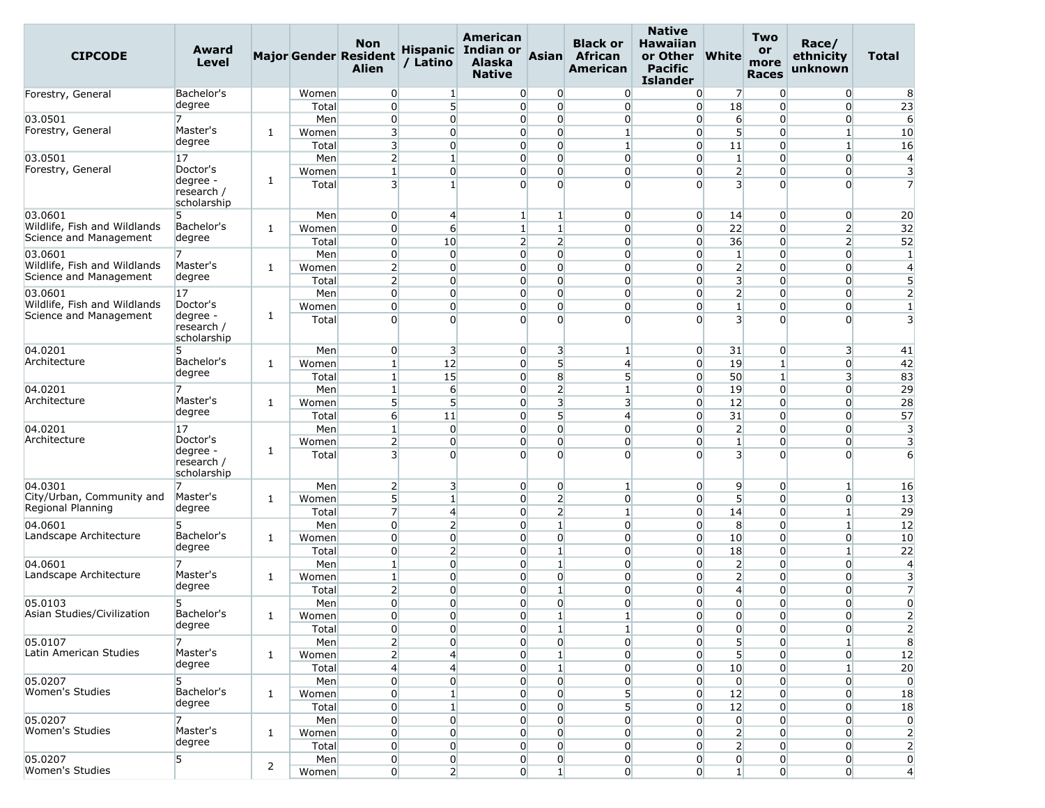| CIPCODE | Award Level | Major | Gender | Non Resident Alien | Hispanic / Latino | American Indian or Alaska Native | Asian | Black or African American | Native Hawaiian or Other Pacific Islander | White | Two or more Races | Race/ ethnicity unknown | Total |
|---|---|---|---|---|---|---|---|---|---|---|---|---|---|
| Forestry, General | Bachelor's degree | | Women | 0 | 1 | 0 | 0 | 0 | 0 | 7 | 0 | 0 | 8 |
| | | | Total | 0 | 5 | 0 | 0 | 0 | 0 | 18 | 0 | 0 | 23 |
| 03.0501 Forestry, General | 7 Master's degree | 1 | Men | 0 | 0 | 0 | 0 | 0 | 0 | 6 | 0 | 0 | 6 |
| | | | Women | 3 | 0 | 0 | 0 | 1 | 0 | 5 | 0 | 1 | 10 |
| | | | Total | 3 | 0 | 0 | 0 | 1 | 0 | 11 | 0 | 1 | 16 |
| 03.0501 Forestry, General | 17 Doctor's degree - research / scholarship | 1 | Men | 2 | 1 | 0 | 0 | 0 | 0 | 1 | 0 | 0 | 4 |
| | | | Women | 1 | 0 | 0 | 0 | 0 | 0 | 2 | 0 | 0 | 3 |
| | | | Total | 3 | 1 | 0 | 0 | 0 | 0 | 3 | 0 | 0 | 7 |
| 03.0601 Wildlife, Fish and Wildlands Science and Management | 5 Bachelor's degree | 1 | Men | 0 | 4 | 1 | 1 | 0 | 0 | 14 | 0 | 0 | 20 |
| | | | Women | 0 | 6 | 1 | 1 | 0 | 0 | 22 | 0 | 2 | 32 |
| | | | Total | 0 | 10 | 2 | 2 | 0 | 0 | 36 | 0 | 2 | 52 |
| 03.0601 Wildlife, Fish and Wildlands Science and Management | 7 Master's degree | 1 | Men | 0 | 0 | 0 | 0 | 0 | 0 | 1 | 0 | 0 | 1 |
| | | | Women | 2 | 0 | 0 | 0 | 0 | 0 | 2 | 0 | 0 | 4 |
| | | | Total | 2 | 0 | 0 | 0 | 0 | 0 | 3 | 0 | 0 | 5 |
| 03.0601 Wildlife, Fish and Wildlands Science and Management | 17 Doctor's degree - research / scholarship | 1 | Men | 0 | 0 | 0 | 0 | 0 | 0 | 2 | 0 | 0 | 2 |
| | | | Women | 0 | 0 | 0 | 0 | 0 | 0 | 1 | 0 | 0 | 1 |
| | | | Total | 0 | 0 | 0 | 0 | 0 | 0 | 3 | 0 | 0 | 3 |
| 04.0201 Architecture | 5 Bachelor's degree | 1 | Men | 0 | 3 | 0 | 3 | 1 | 0 | 31 | 0 | 3 | 41 |
| | | | Women | 1 | 12 | 0 | 5 | 4 | 0 | 19 | 1 | 0 | 42 |
| | | | Total | 1 | 15 | 0 | 8 | 5 | 0 | 50 | 1 | 3 | 83 |
| 04.0201 Architecture | 7 Master's degree | 1 | Men | 1 | 6 | 0 | 2 | 1 | 0 | 19 | 0 | 0 | 29 |
| | | | Women | 5 | 5 | 0 | 3 | 3 | 0 | 12 | 0 | 0 | 28 |
| | | | Total | 6 | 11 | 0 | 5 | 4 | 0 | 31 | 0 | 0 | 57 |
| 04.0201 Architecture | 17 Doctor's degree - research / scholarship | 1 | Men | 1 | 0 | 0 | 0 | 0 | 0 | 2 | 0 | 0 | 3 |
| | | | Women | 2 | 0 | 0 | 0 | 0 | 0 | 1 | 0 | 0 | 3 |
| | | | Total | 3 | 0 | 0 | 0 | 0 | 0 | 3 | 0 | 0 | 6 |
| 04.0301 City/Urban, Community and Regional Planning | 7 Master's degree | 1 | Men | 2 | 3 | 0 | 0 | 1 | 0 | 9 | 0 | 1 | 16 |
| | | | Women | 5 | 1 | 0 | 2 | 0 | 0 | 5 | 0 | 0 | 13 |
| | | | Total | 7 | 4 | 0 | 2 | 1 | 0 | 14 | 0 | 1 | 29 |
| 04.0601 Landscape Architecture | 5 Bachelor's degree | 1 | Men | 0 | 2 | 0 | 1 | 0 | 0 | 8 | 0 | 1 | 12 |
| | | | Women | 0 | 0 | 0 | 0 | 0 | 0 | 10 | 0 | 0 | 10 |
| | | | Total | 0 | 2 | 0 | 1 | 0 | 0 | 18 | 0 | 1 | 22 |
| 04.0601 Landscape Architecture | 7 Master's degree | 1 | Men | 1 | 0 | 0 | 1 | 0 | 0 | 2 | 0 | 0 | 4 |
| | | | Women | 1 | 0 | 0 | 0 | 0 | 0 | 2 | 0 | 0 | 3 |
| | | | Total | 2 | 0 | 0 | 1 | 0 | 0 | 4 | 0 | 0 | 7 |
| 05.0103 Asian Studies/Civilization | 5 Bachelor's degree | 1 | Men | 0 | 0 | 0 | 0 | 0 | 0 | 0 | 0 | 0 | 0 |
| | | | Women | 0 | 0 | 0 | 1 | 1 | 0 | 0 | 0 | 0 | 2 |
| | | | Total | 0 | 0 | 0 | 1 | 1 | 0 | 0 | 0 | 0 | 2 |
| 05.0107 Latin American Studies | 7 Master's degree | 1 | Men | 2 | 0 | 0 | 0 | 0 | 0 | 5 | 0 | 1 | 8 |
| | | | Women | 2 | 4 | 0 | 1 | 0 | 0 | 5 | 0 | 0 | 12 |
| | | | Total | 4 | 4 | 0 | 1 | 0 | 0 | 10 | 0 | 1 | 20 |
| 05.0207 Women's Studies | 5 Bachelor's degree | 1 | Men | 0 | 0 | 0 | 0 | 0 | 0 | 0 | 0 | 0 | 0 |
| | | | Women | 0 | 1 | 0 | 0 | 5 | 0 | 12 | 0 | 0 | 18 |
| | | | Total | 0 | 1 | 0 | 0 | 5 | 0 | 12 | 0 | 0 | 18 |
| 05.0207 Women's Studies | 7 Master's degree | 1 | Men | 0 | 0 | 0 | 0 | 0 | 0 | 0 | 0 | 0 | 0 |
| | | | Women | 0 | 0 | 0 | 0 | 0 | 0 | 2 | 0 | 0 | 2 |
| | | | Total | 0 | 0 | 0 | 0 | 0 | 0 | 2 | 0 | 0 | 2 |
| 05.0207 Women's Studies | 5 | 2 | Men | 0 | 0 | 0 | 0 | 0 | 0 | 0 | 0 | 0 | 0 |
| | | | Women | 0 | 2 | 0 | 1 | 0 | 0 | 1 | 0 | 0 | 4 |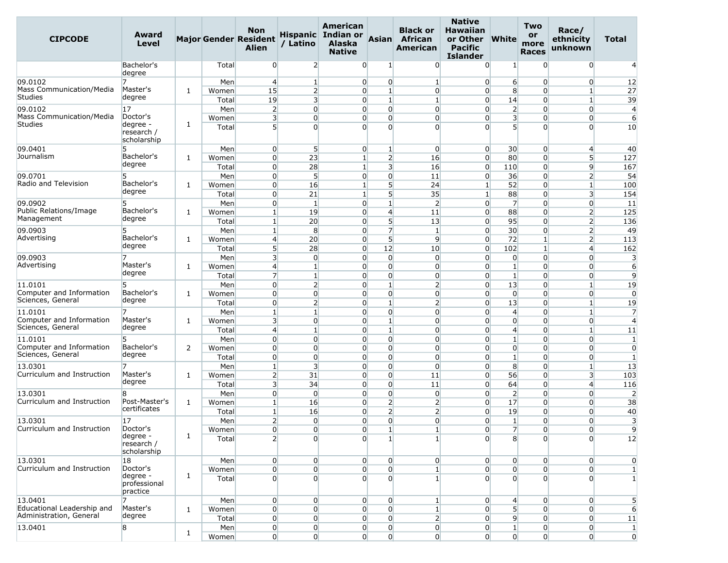| CIPCODE | Award Level | Major | Gender | Non Resident Alien | Hispanic / Latino | American Indian or Alaska Native | Asian | Black or African American | Native Hawaiian or Other Pacific Islander | White | Two or more Races | Race/ ethnicity unknown | Total |
|---|---|---|---|---|---|---|---|---|---|---|---|---|---|
| | Bachelor's degree | | Total | 0 | 2 | 0 | 1 | 0 | 0 | 1 | 0 | 0 | 4 |
| 09.0102 Mass Communication/Media Studies | 7 Master's degree | 1 | Men | 4 | 1 | 0 | 0 | 1 | 0 | 6 | 0 | 0 | 12 |
| | | | Women | 15 | 2 | 0 | 1 | 0 | 0 | 8 | 0 | 1 | 27 |
| | | | Total | 19 | 3 | 0 | 1 | 1 | 0 | 14 | 0 | 1 | 39 |
| 09.0102 Mass Communication/Media Studies | 17 Doctor's degree - research / scholarship | 1 | Men | 2 | 0 | 0 | 0 | 0 | 0 | 2 | 0 | 0 | 4 |
| | | | Women | 3 | 0 | 0 | 0 | 0 | 0 | 3 | 0 | 0 | 6 |
| | | | Total | 5 | 0 | 0 | 0 | 0 | 0 | 5 | 0 | 0 | 10 |
| 09.0401 Journalism | 5 Bachelor's degree | 1 | Men | 0 | 5 | 0 | 1 | 0 | 0 | 30 | 0 | 4 | 40 |
| | | | Women | 0 | 23 | 1 | 2 | 16 | 0 | 80 | 0 | 5 | 127 |
| | | | Total | 0 | 28 | 1 | 3 | 16 | 0 | 110 | 0 | 9 | 167 |
| 09.0701 Radio and Television | 5 Bachelor's degree | 1 | Men | 0 | 5 | 0 | 0 | 11 | 0 | 36 | 0 | 2 | 54 |
| | | | Women | 0 | 16 | 1 | 5 | 24 | 1 | 52 | 0 | 1 | 100 |
| | | | Total | 0 | 21 | 1 | 5 | 35 | 1 | 88 | 0 | 3 | 154 |
| 09.0902 Public Relations/Image Management | 5 Bachelor's degree | 1 | Men | 0 | 1 | 0 | 1 | 2 | 0 | 7 | 0 | 0 | 11 |
| | | | Women | 1 | 19 | 0 | 4 | 11 | 0 | 88 | 0 | 2 | 125 |
| | | | Total | 1 | 20 | 0 | 5 | 13 | 0 | 95 | 0 | 2 | 136 |
| 09.0903 Advertising | 5 Bachelor's degree | 1 | Men | 1 | 8 | 0 | 7 | 1 | 0 | 30 | 0 | 2 | 49 |
| | | | Women | 4 | 20 | 0 | 5 | 9 | 0 | 72 | 1 | 2 | 113 |
| | | | Total | 5 | 28 | 0 | 12 | 10 | 0 | 102 | 1 | 4 | 162 |
| 09.0903 Advertising | 7 Master's degree | 1 | Men | 3 | 0 | 0 | 0 | 0 | 0 | 0 | 0 | 0 | 3 |
| | | | Women | 4 | 1 | 0 | 0 | 0 | 0 | 1 | 0 | 0 | 6 |
| | | | Total | 7 | 1 | 0 | 0 | 0 | 0 | 1 | 0 | 0 | 9 |
| 11.0101 Computer and Information Sciences, General | 5 Bachelor's degree | 1 | Men | 0 | 2 | 0 | 1 | 2 | 0 | 13 | 0 | 1 | 19 |
| | | | Women | 0 | 0 | 0 | 0 | 0 | 0 | 0 | 0 | 0 | 0 |
| | | | Total | 0 | 2 | 0 | 1 | 2 | 0 | 13 | 0 | 1 | 19 |
| 11.0101 Computer and Information Sciences, General | 7 Master's degree | 1 | Men | 1 | 1 | 0 | 0 | 0 | 0 | 4 | 0 | 1 | 7 |
| | | | Women | 3 | 0 | 0 | 1 | 0 | 0 | 0 | 0 | 0 | 4 |
| | | | Total | 4 | 1 | 0 | 1 | 0 | 0 | 4 | 0 | 1 | 11 |
| 11.0101 Computer and Information Sciences, General | 5 Bachelor's degree | 2 | Men | 0 | 0 | 0 | 0 | 0 | 0 | 1 | 0 | 0 | 1 |
| | | | Women | 0 | 0 | 0 | 0 | 0 | 0 | 0 | 0 | 0 | 0 |
| | | | Total | 0 | 0 | 0 | 0 | 0 | 0 | 1 | 0 | 0 | 1 |
| 13.0301 Curriculum and Instruction | 7 Master's degree | 1 | Men | 1 | 3 | 0 | 0 | 0 | 0 | 8 | 0 | 1 | 13 |
| | | | Women | 2 | 31 | 0 | 0 | 11 | 0 | 56 | 0 | 3 | 103 |
| | | | Total | 3 | 34 | 0 | 0 | 11 | 0 | 64 | 0 | 4 | 116 |
| 13.0301 Curriculum and Instruction | 8 Post-Master's certificates | 1 | Men | 0 | 0 | 0 | 0 | 0 | 0 | 2 | 0 | 0 | 2 |
| | | | Women | 1 | 16 | 0 | 2 | 2 | 0 | 17 | 0 | 0 | 38 |
| | | | Total | 1 | 16 | 0 | 2 | 2 | 0 | 19 | 0 | 0 | 40 |
| 13.0301 Curriculum and Instruction | 17 Doctor's degree - research / scholarship | 1 | Men | 2 | 0 | 0 | 0 | 0 | 0 | 1 | 0 | 0 | 3 |
| | | | Women | 0 | 0 | 0 | 1 | 1 | 0 | 7 | 0 | 0 | 9 |
| | | | Total | 2 | 0 | 0 | 1 | 1 | 0 | 8 | 0 | 0 | 12 |
| 13.0301 Curriculum and Instruction | 18 Doctor's degree - professional practice | 1 | Men | 0 | 0 | 0 | 0 | 0 | 0 | 0 | 0 | 0 | 0 |
| | | | Women | 0 | 0 | 0 | 0 | 1 | 0 | 0 | 0 | 0 | 1 |
| | | | Total | 0 | 0 | 0 | 0 | 1 | 0 | 0 | 0 | 0 | 1 |
| 13.0401 Educational Leadership and Administration, General | 7 Master's degree | 1 | Men | 0 | 0 | 0 | 0 | 1 | 0 | 4 | 0 | 0 | 5 |
| | | | Women | 0 | 0 | 0 | 0 | 1 | 0 | 5 | 0 | 0 | 6 |
| | | | Total | 0 | 0 | 0 | 0 | 2 | 0 | 9 | 0 | 0 | 11 |
| 13.0401 | 8 | 1 | Men | 0 | 0 | 0 | 0 | 0 | 0 | 1 | 0 | 0 | 1 |
| | | | Women | 0 | 0 | 0 | 0 | 0 | 0 | 0 | 0 | 0 | 0 |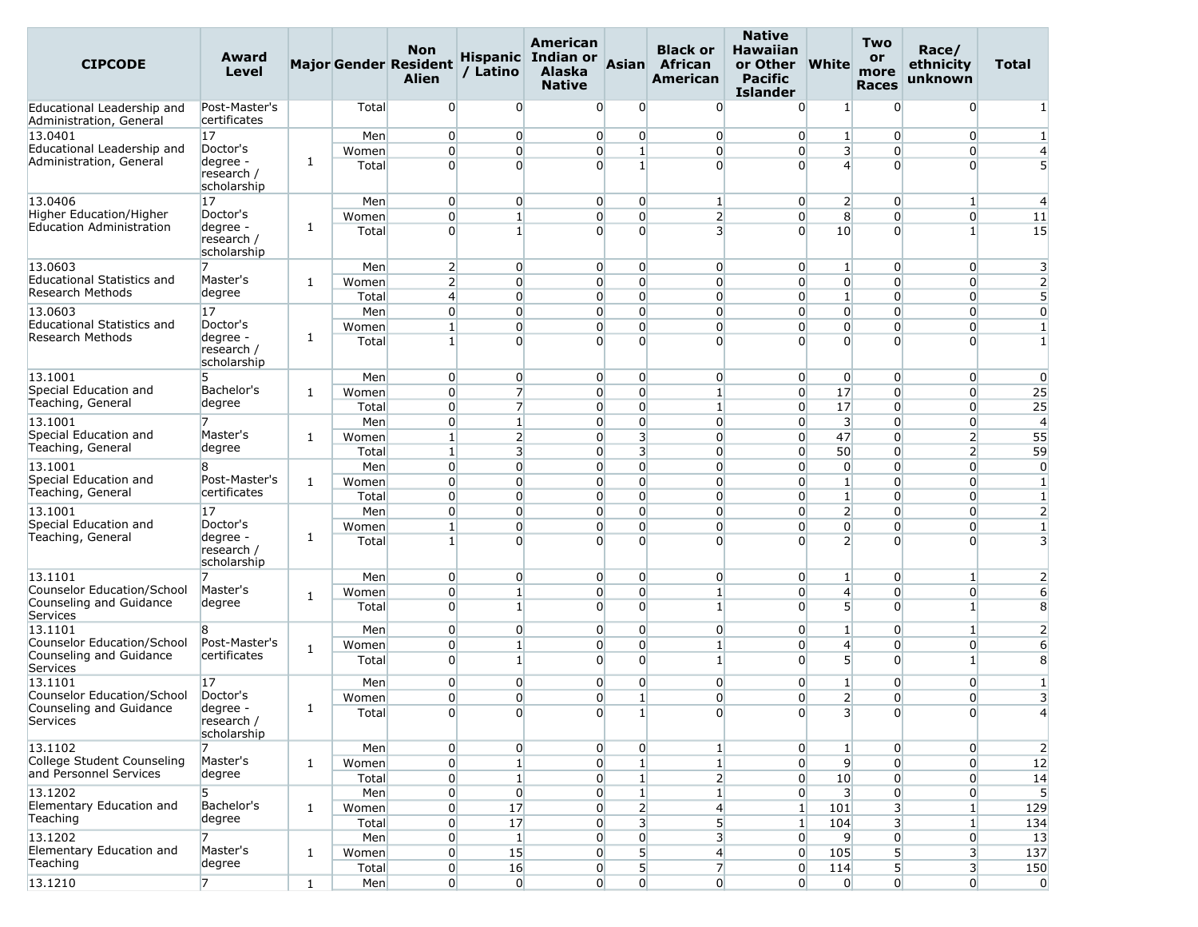| CIPCODE | Award Level | Major | Gender | Non Resident Alien | Hispanic / Latino | American Indian or Alaska Native | Asian | Black or African American | Native Hawaiian or Other Pacific Islander | White | Two or more Races | Race/ ethnicity unknown | Total |
|---|---|---|---|---|---|---|---|---|---|---|---|---|---|
| Educational Leadership and Administration, General | Post-Master's certificates | | Total | 0 | 0 | 0 | 0 | 0 | 0 | 1 | 0 | 0 | 1 |
| 13.0401 Educational Leadership and Administration, General | 17 Doctor's degree - research / scholarship | 1 | Men | 0 | 0 | 0 | 0 | 0 | 0 | 1 | 0 | 0 | 1 |
| | | | Women | 0 | 0 | 0 | 1 | 0 | 0 | 3 | 0 | 0 | 4 |
| | | | Total | 0 | 0 | 0 | 1 | 0 | 0 | 4 | 0 | 0 | 5 |
| 13.0406 Higher Education/Higher Education Administration | 17 Doctor's degree - research / scholarship | 1 | Men | 0 | 0 | 0 | 0 | 1 | 0 | 2 | 0 | 1 | 4 |
| | | | Women | 0 | 1 | 0 | 0 | 2 | 0 | 8 | 0 | 0 | 11 |
| | | | Total | 0 | 1 | 0 | 0 | 3 | 0 | 10 | 0 | 1 | 15 |
| 13.0603 Educational Statistics and Research Methods | 7 Master's degree | 1 | Men | 2 | 0 | 0 | 0 | 0 | 0 | 1 | 0 | 0 | 3 |
| | | | Women | 2 | 0 | 0 | 0 | 0 | 0 | 0 | 0 | 0 | 2 |
| | | | Total | 4 | 0 | 0 | 0 | 0 | 0 | 1 | 0 | 0 | 5 |
| 13.0603 Educational Statistics and Research Methods | 17 Doctor's degree - research / scholarship | 1 | Men | 0 | 0 | 0 | 0 | 0 | 0 | 0 | 0 | 0 | 0 |
| | | | Women | 1 | 0 | 0 | 0 | 0 | 0 | 0 | 0 | 0 | 1 |
| | | | Total | 1 | 0 | 0 | 0 | 0 | 0 | 0 | 0 | 0 | 1 |
| 13.1001 Special Education and Teaching, General | 5 Bachelor's degree | 1 | Men | 0 | 0 | 0 | 0 | 0 | 0 | 0 | 0 | 0 | 0 |
| | | | Women | 0 | 7 | 0 | 0 | 1 | 0 | 17 | 0 | 0 | 25 |
| | | | Total | 0 | 7 | 0 | 0 | 1 | 0 | 17 | 0 | 0 | 25 |
| 13.1001 Special Education and Teaching, General | 7 Master's degree | 1 | Men | 0 | 1 | 0 | 0 | 0 | 0 | 3 | 0 | 0 | 4 |
| | | | Women | 1 | 2 | 0 | 3 | 0 | 0 | 47 | 0 | 2 | 55 |
| | | | Total | 1 | 3 | 0 | 3 | 0 | 0 | 50 | 0 | 2 | 59 |
| 13.1001 Special Education and Teaching, General | 8 Post-Master's certificates | 1 | Men | 0 | 0 | 0 | 0 | 0 | 0 | 0 | 0 | 0 | 0 |
| | | | Women | 0 | 0 | 0 | 0 | 0 | 0 | 1 | 0 | 0 | 1 |
| | | | Total | 0 | 0 | 0 | 0 | 0 | 0 | 1 | 0 | 0 | 1 |
| 13.1001 Special Education and Teaching, General | 17 Doctor's degree - research / scholarship | 1 | Men | 0 | 0 | 0 | 0 | 0 | 0 | 2 | 0 | 0 | 2 |
| | | | Women | 1 | 0 | 0 | 0 | 0 | 0 | 0 | 0 | 0 | 1 |
| | | | Total | 1 | 0 | 0 | 0 | 0 | 0 | 2 | 0 | 0 | 3 |
| 13.1101 Counselor Education/School Counseling and Guidance Services | 7 Master's degree | 1 | Men | 0 | 0 | 0 | 0 | 0 | 0 | 1 | 0 | 1 | 2 |
| | | | Women | 0 | 1 | 0 | 0 | 1 | 0 | 4 | 0 | 0 | 6 |
| | | | Total | 0 | 1 | 0 | 0 | 1 | 0 | 5 | 0 | 1 | 8 |
| 13.1101 Counselor Education/School Counseling and Guidance Services | 8 Post-Master's certificates | 1 | Men | 0 | 0 | 0 | 0 | 0 | 0 | 1 | 0 | 1 | 2 |
| | | | Women | 0 | 1 | 0 | 0 | 1 | 0 | 4 | 0 | 0 | 6 |
| | | | Total | 0 | 1 | 0 | 0 | 1 | 0 | 5 | 0 | 1 | 8 |
| 13.1101 Counselor Education/School Counseling and Guidance Services | 17 Doctor's degree - research / scholarship | 1 | Men | 0 | 0 | 0 | 0 | 0 | 0 | 1 | 0 | 0 | 1 |
| | | | Women | 0 | 0 | 0 | 1 | 0 | 0 | 2 | 0 | 0 | 3 |
| | | | Total | 0 | 0 | 0 | 1 | 0 | 0 | 3 | 0 | 0 | 4 |
| 13.1102 College Student Counseling and Personnel Services | 7 Master's degree | 1 | Men | 0 | 0 | 0 | 0 | 1 | 0 | 1 | 0 | 0 | 2 |
| | | | Women | 0 | 1 | 0 | 1 | 1 | 0 | 9 | 0 | 0 | 12 |
| | | | Total | 0 | 1 | 0 | 1 | 2 | 0 | 10 | 0 | 0 | 14 |
| 13.1202 Elementary Education and Teaching | 5 Bachelor's degree | 1 | Men | 0 | 0 | 0 | 1 | 1 | 0 | 3 | 0 | 0 | 5 |
| | | | Women | 0 | 17 | 0 | 2 | 4 | 1 | 101 | 3 | 1 | 129 |
| | | | Total | 0 | 17 | 0 | 3 | 5 | 1 | 104 | 3 | 1 | 134 |
| 13.1202 Elementary Education and Teaching | 7 Master's degree | 1 | Men | 0 | 1 | 0 | 0 | 3 | 0 | 9 | 0 | 0 | 13 |
| | | | Women | 0 | 15 | 0 | 5 | 4 | 0 | 105 | 5 | 3 | 137 |
| | | | Total | 0 | 16 | 0 | 5 | 7 | 0 | 114 | 5 | 3 | 150 |
| 13.1210 | 7 | 1 | Men | 0 | 0 | 0 | 0 | 0 | 0 | 0 | 0 | 0 | 0 |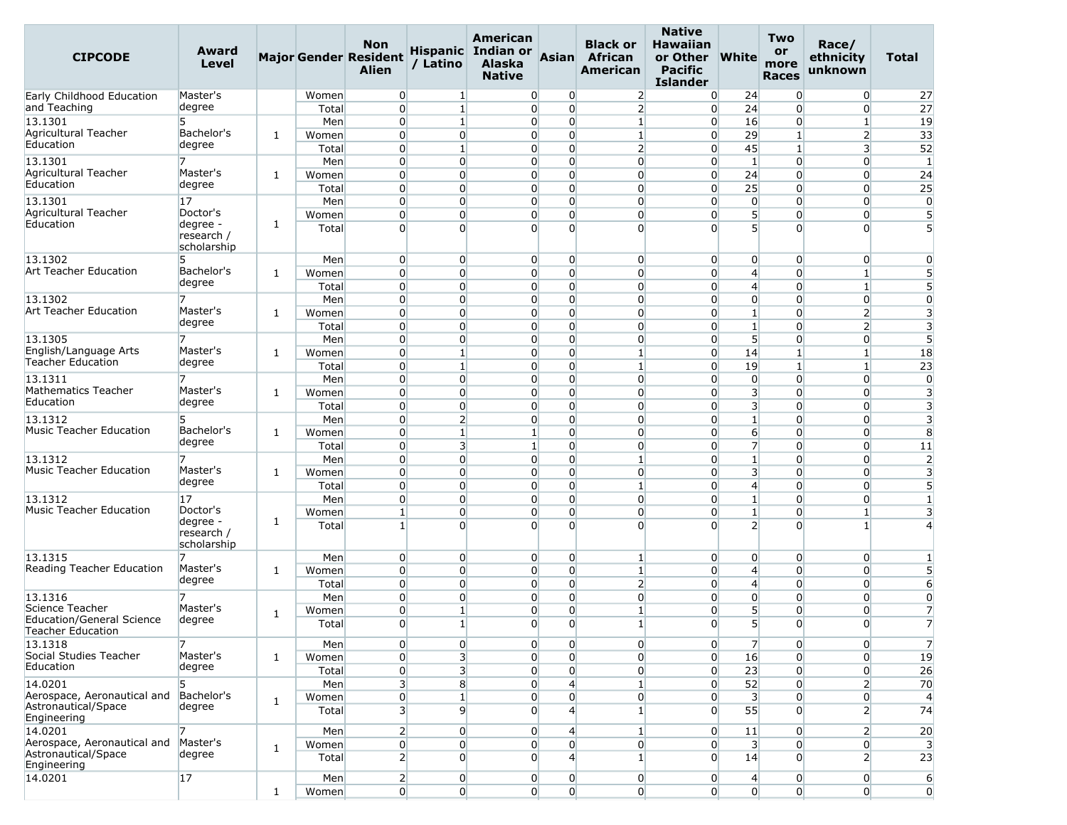| CIPCODE | Award Level | Major | Gender | Non Resident Alien | Hispanic / Latino | American Indian or Alaska Native | Asian | Black or African American | Native Hawaiian or Other Pacific Islander | White | Two or more Races | Race/ ethnicity unknown | Total |
|---|---|---|---|---|---|---|---|---|---|---|---|---|---|
| Early Childhood Education and Teaching | Master's degree | | Women | 0 | 1 | 0 | 0 | 2 | 0 | 24 | 0 | 0 | 27 |
| | | | Total | 0 | 1 | 0 | 0 | 2 | 0 | 24 | 0 | 0 | 27 |
| 13.1301 Agricultural Teacher Education | 5 Bachelor's degree | 1 | Men | 0 | 1 | 0 | 0 | 1 | 0 | 16 | 0 | 1 | 19 |
| | | | Women | 0 | 0 | 0 | 0 | 1 | 0 | 29 | 1 | 2 | 33 |
| | | | Total | 0 | 1 | 0 | 0 | 2 | 0 | 45 | 1 | 3 | 52 |
| 13.1301 Agricultural Teacher Education | 7 Master's degree | 1 | Men | 0 | 0 | 0 | 0 | 0 | 0 | 1 | 0 | 0 | 1 |
| | | | Women | 0 | 0 | 0 | 0 | 0 | 0 | 24 | 0 | 0 | 24 |
| | | | Total | 0 | 0 | 0 | 0 | 0 | 0 | 25 | 0 | 0 | 25 |
| 13.1301 Agricultural Teacher Education | 17 Doctor's degree - research / scholarship | 1 | Men | 0 | 0 | 0 | 0 | 0 | 0 | 0 | 0 | 0 | 0 |
| | | | Women | 0 | 0 | 0 | 0 | 0 | 0 | 5 | 0 | 0 | 5 |
| | | | Total | 0 | 0 | 0 | 0 | 0 | 0 | 5 | 0 | 0 | 5 |
| 13.1302 Art Teacher Education | 5 Bachelor's degree | 1 | Men | 0 | 0 | 0 | 0 | 0 | 0 | 0 | 0 | 0 | 0 |
| | | | Women | 0 | 0 | 0 | 0 | 0 | 0 | 4 | 0 | 1 | 5 |
| | | | Total | 0 | 0 | 0 | 0 | 0 | 0 | 4 | 0 | 1 | 5 |
| 13.1302 Art Teacher Education | 7 Master's degree | 1 | Men | 0 | 0 | 0 | 0 | 0 | 0 | 0 | 0 | 0 | 0 |
| | | | Women | 0 | 0 | 0 | 0 | 0 | 0 | 1 | 0 | 2 | 3 |
| | | | Total | 0 | 0 | 0 | 0 | 0 | 0 | 1 | 0 | 2 | 3 |
| 13.1305 English/Language Arts Teacher Education | 7 Master's degree | 1 | Men | 0 | 0 | 0 | 0 | 0 | 0 | 5 | 0 | 0 | 5 |
| | | | Women | 0 | 1 | 0 | 0 | 1 | 0 | 14 | 1 | 1 | 18 |
| | | | Total | 0 | 1 | 0 | 0 | 1 | 0 | 19 | 1 | 1 | 23 |
| 13.1311 Mathematics Teacher Education | 7 Master's degree | 1 | Men | 0 | 0 | 0 | 0 | 0 | 0 | 0 | 0 | 0 | 0 |
| | | | Women | 0 | 0 | 0 | 0 | 0 | 0 | 3 | 0 | 0 | 3 |
| | | | Total | 0 | 0 | 0 | 0 | 0 | 0 | 3 | 0 | 0 | 3 |
| 13.1312 Music Teacher Education | 5 Bachelor's degree | 1 | Men | 0 | 2 | 0 | 0 | 0 | 0 | 1 | 0 | 0 | 3 |
| | | | Women | 0 | 1 | 1 | 0 | 0 | 0 | 6 | 0 | 0 | 8 |
| | | | Total | 0 | 3 | 1 | 0 | 0 | 0 | 7 | 0 | 0 | 11 |
| 13.1312 Music Teacher Education | 7 Master's degree | 1 | Men | 0 | 0 | 0 | 0 | 1 | 0 | 1 | 0 | 0 | 2 |
| | | | Women | 0 | 0 | 0 | 0 | 0 | 0 | 3 | 0 | 0 | 3 |
| | | | Total | 0 | 0 | 0 | 0 | 1 | 0 | 4 | 0 | 0 | 5 |
| 13.1312 Music Teacher Education | 17 Doctor's degree - research / scholarship | 1 | Men | 0 | 0 | 0 | 0 | 0 | 0 | 1 | 0 | 0 | 1 |
| | | | Women | 1 | 0 | 0 | 0 | 0 | 0 | 1 | 0 | 1 | 3 |
| | | | Total | 1 | 0 | 0 | 0 | 0 | 0 | 2 | 0 | 1 | 4 |
| 13.1315 Reading Teacher Education | 7 Master's degree | 1 | Men | 0 | 0 | 0 | 0 | 1 | 0 | 0 | 0 | 0 | 1 |
| | | | Women | 0 | 0 | 0 | 0 | 1 | 0 | 4 | 0 | 0 | 5 |
| | | | Total | 0 | 0 | 0 | 0 | 2 | 0 | 4 | 0 | 0 | 6 |
| 13.1316 Science Teacher Education/General Science Teacher Education | 7 Master's degree | 1 | Men | 0 | 0 | 0 | 0 | 0 | 0 | 0 | 0 | 0 | 0 |
| | | | Women | 0 | 1 | 0 | 0 | 1 | 0 | 5 | 0 | 0 | 7 |
| | | | Total | 0 | 1 | 0 | 0 | 1 | 0 | 5 | 0 | 0 | 7 |
| 13.1318 Social Studies Teacher Education | 7 Master's degree | 1 | Men | 0 | 0 | 0 | 0 | 0 | 0 | 7 | 0 | 0 | 7 |
| | | | Women | 0 | 3 | 0 | 0 | 0 | 0 | 16 | 0 | 0 | 19 |
| | | | Total | 0 | 3 | 0 | 0 | 0 | 0 | 23 | 0 | 0 | 26 |
| 14.0201 Aerospace, Aeronautical and Astronautical/Space Engineering | 5 Bachelor's degree | 1 | Men | 3 | 8 | 0 | 4 | 1 | 0 | 52 | 0 | 2 | 70 |
| | | | Women | 0 | 1 | 0 | 0 | 0 | 0 | 3 | 0 | 0 | 4 |
| | | | Total | 3 | 9 | 0 | 4 | 1 | 0 | 55 | 0 | 2 | 74 |
| 14.0201 Aerospace, Aeronautical and Astronautical/Space Engineering | 7 Master's degree | 1 | Men | 2 | 0 | 0 | 4 | 1 | 0 | 11 | 0 | 2 | 20 |
| | | | Women | 0 | 0 | 0 | 0 | 0 | 0 | 3 | 0 | 0 | 3 |
| | | | Total | 2 | 0 | 0 | 4 | 1 | 0 | 14 | 0 | 2 | 23 |
| 14.0201 | 17 | 1 | Men | 2 | 0 | 0 | 0 | 0 | 0 | 4 | 0 | 0 | 6 |
| | | | Women | 0 | 0 | 0 | 0 | 0 | 0 | 0 | 0 | 0 | 0 |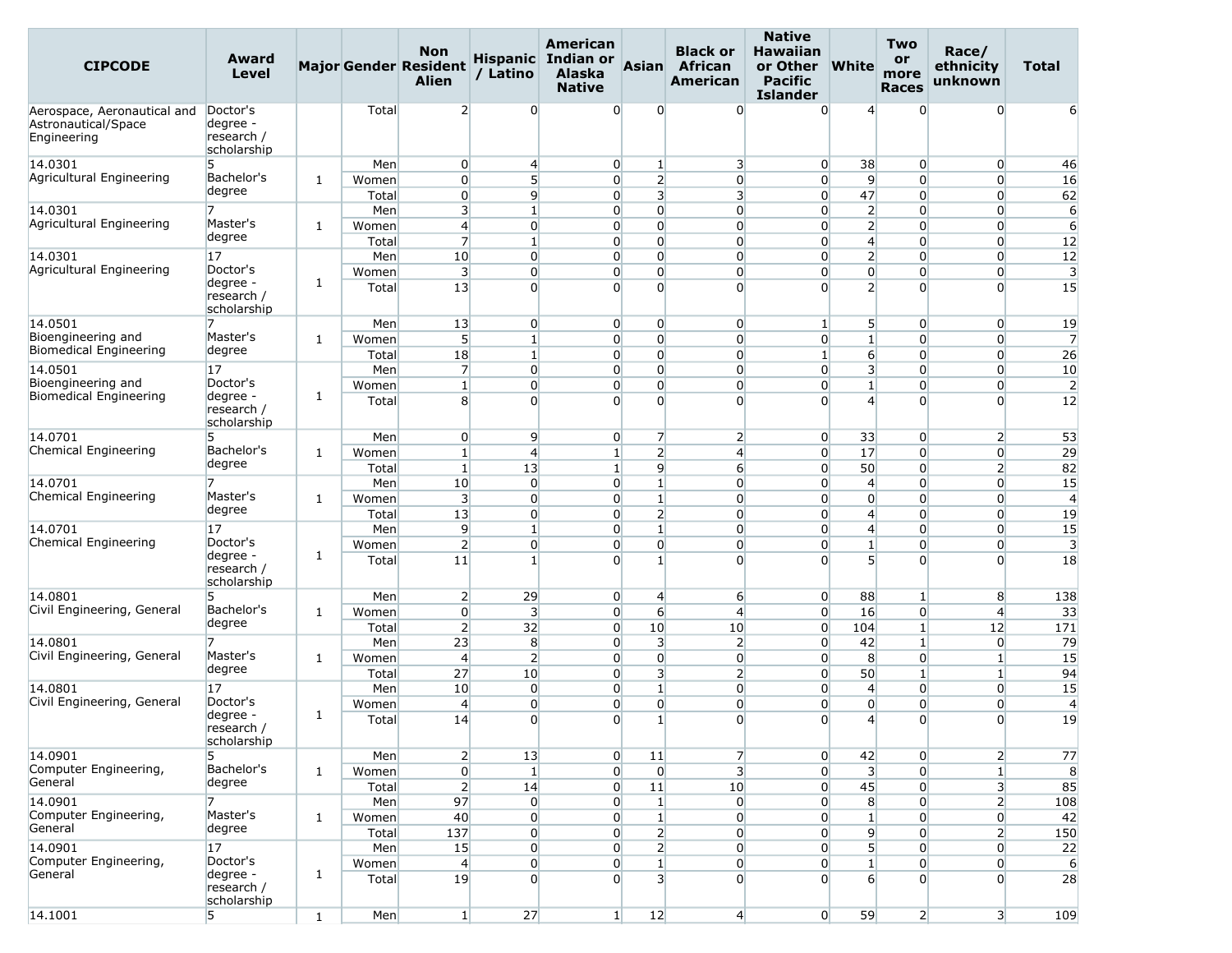| CIPCODE | Award Level | Major | Gender | Non Resident Alien | Hispanic / Latino | American Indian or Alaska Native | Asian | Black or African American | Native Hawaiian or Other Pacific Islander | White | Two or more Races | Race/ ethnicity unknown | Total |
|---|---|---|---|---|---|---|---|---|---|---|---|---|---|
| Aerospace, Aeronautical and Astronautical/Space Engineering | Doctor's degree - research / scholarship | | Total | 2 | 0 | 0 | 0 | 0 | 0 | 4 | 0 | 0 | 6 |
| 14.0301 Agricultural Engineering | 5 Bachelor's degree | 1 | Men | 0 | 4 | 0 | 1 | 3 | 0 | 38 | 0 | 0 | 46 |
| | | | Women | 0 | 5 | 0 | 2 | 0 | 0 | 9 | 0 | 0 | 16 |
| | | | Total | 0 | 9 | 0 | 3 | 3 | 0 | 47 | 0 | 0 | 62 |
| 14.0301 Agricultural Engineering | 7 Master's degree | 1 | Men | 3 | 1 | 0 | 0 | 0 | 0 | 2 | 0 | 0 | 6 |
| | | | Women | 4 | 0 | 0 | 0 | 0 | 0 | 2 | 0 | 0 | 6 |
| | | | Total | 7 | 1 | 0 | 0 | 0 | 0 | 4 | 0 | 0 | 12 |
| 14.0301 Agricultural Engineering | 17 Doctor's degree - research / scholarship | 1 | Men | 10 | 0 | 0 | 0 | 0 | 0 | 2 | 0 | 0 | 12 |
| | | | Women | 3 | 0 | 0 | 0 | 0 | 0 | 0 | 0 | 0 | 3 |
| | | | Total | 13 | 0 | 0 | 0 | 0 | 0 | 2 | 0 | 0 | 15 |
| 14.0501 Bioengineering and Biomedical Engineering | 7 Master's degree | 1 | Men | 13 | 0 | 0 | 0 | 0 | 1 | 5 | 0 | 0 | 19 |
| | | | Women | 5 | 1 | 0 | 0 | 0 | 0 | 1 | 0 | 0 | 7 |
| | | | Total | 18 | 1 | 0 | 0 | 0 | 1 | 6 | 0 | 0 | 26 |
| 14.0501 Bioengineering and Biomedical Engineering | 17 Doctor's degree - research / scholarship | 1 | Men | 7 | 0 | 0 | 0 | 0 | 0 | 3 | 0 | 0 | 10 |
| | | | Women | 1 | 0 | 0 | 0 | 0 | 0 | 1 | 0 | 0 | 2 |
| | | | Total | 8 | 0 | 0 | 0 | 0 | 0 | 4 | 0 | 0 | 12 |
| 14.0701 Chemical Engineering | 5 Bachelor's degree | 1 | Men | 0 | 9 | 0 | 7 | 2 | 0 | 33 | 0 | 2 | 53 |
| | | | Women | 1 | 4 | 1 | 2 | 4 | 0 | 17 | 0 | 0 | 29 |
| | | | Total | 1 | 13 | 1 | 9 | 6 | 0 | 50 | 0 | 2 | 82 |
| 14.0701 Chemical Engineering | 7 Master's degree | 1 | Men | 10 | 0 | 0 | 1 | 0 | 0 | 4 | 0 | 0 | 15 |
| | | | Women | 3 | 0 | 0 | 1 | 0 | 0 | 0 | 0 | 0 | 4 |
| | | | Total | 13 | 0 | 0 | 2 | 0 | 0 | 4 | 0 | 0 | 19 |
| 14.0701 Chemical Engineering | 17 Doctor's degree - research / scholarship | 1 | Men | 9 | 1 | 0 | 1 | 0 | 0 | 4 | 0 | 0 | 15 |
| | | | Women | 2 | 0 | 0 | 0 | 0 | 0 | 1 | 0 | 0 | 3 |
| | | | Total | 11 | 1 | 0 | 1 | 0 | 0 | 5 | 0 | 0 | 18 |
| 14.0801 Civil Engineering, General | 5 Bachelor's degree | 1 | Men | 2 | 29 | 0 | 4 | 6 | 0 | 88 | 1 | 8 | 138 |
| | | | Women | 0 | 3 | 0 | 6 | 4 | 0 | 16 | 0 | 4 | 33 |
| | | | Total | 2 | 32 | 0 | 10 | 10 | 0 | 104 | 1 | 12 | 171 |
| 14.0801 Civil Engineering, General | 7 Master's degree | 1 | Men | 23 | 8 | 0 | 3 | 2 | 0 | 42 | 1 | 0 | 79 |
| | | | Women | 4 | 2 | 0 | 0 | 0 | 0 | 8 | 0 | 1 | 15 |
| | | | Total | 27 | 10 | 0 | 3 | 2 | 0 | 50 | 1 | 1 | 94 |
| 14.0801 Civil Engineering, General | 17 Doctor's degree - research / scholarship | 1 | Men | 10 | 0 | 0 | 1 | 0 | 0 | 4 | 0 | 0 | 15 |
| | | | Women | 4 | 0 | 0 | 0 | 0 | 0 | 0 | 0 | 0 | 4 |
| | | | Total | 14 | 0 | 0 | 1 | 0 | 0 | 4 | 0 | 0 | 19 |
| 14.0901 Computer Engineering, General | 5 Bachelor's degree | 1 | Men | 2 | 13 | 0 | 11 | 7 | 0 | 42 | 0 | 2 | 77 |
| | | | Women | 0 | 1 | 0 | 0 | 3 | 0 | 3 | 0 | 1 | 8 |
| | | | Total | 2 | 14 | 0 | 11 | 10 | 0 | 45 | 0 | 3 | 85 |
| 14.0901 Computer Engineering, General | 7 Master's degree | 1 | Men | 97 | 0 | 0 | 1 | 0 | 0 | 8 | 0 | 2 | 108 |
| | | | Women | 40 | 0 | 0 | 1 | 0 | 0 | 1 | 0 | 0 | 42 |
| | | | Total | 137 | 0 | 0 | 2 | 0 | 0 | 9 | 0 | 2 | 150 |
| 14.0901 Computer Engineering, General | 17 Doctor's degree - research / scholarship | 1 | Men | 15 | 0 | 0 | 2 | 0 | 0 | 5 | 0 | 0 | 22 |
| | | | Women | 4 | 0 | 0 | 1 | 0 | 0 | 1 | 0 | 0 | 6 |
| | | | Total | 19 | 0 | 0 | 3 | 0 | 0 | 6 | 0 | 0 | 28 |
| 14.1001 | 5 | 1 | Men | 1 | 27 | 1 | 12 | 4 | 0 | 59 | 2 | 3 | 109 |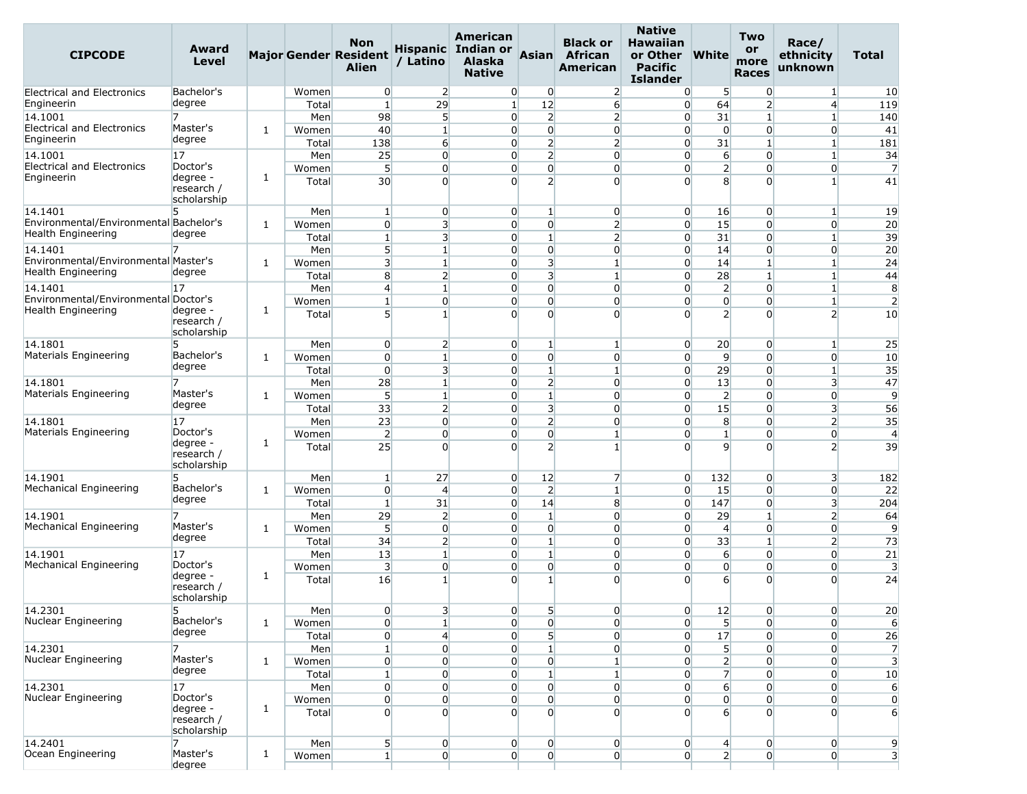| CIPCODE | Award Level | Major | Gender | Non Resident Alien | Hispanic / Latino | American Indian or Alaska Native | Asian | Black or African American | Native Hawaiian or Other Pacific Islander | White | Two or more Races | Race/ ethnicity unknown | Total |
|---|---|---|---|---|---|---|---|---|---|---|---|---|---|
| Electrical and Electronics Engineerin | Bachelor's degree | | Women | 0 | 2 | 0 | 0 | 2 | 0 | 5 | 0 | 1 | 10 |
| | | | Total | 1 | 29 | 1 | 12 | 6 | 0 | 64 | 2 | 4 | 119 |
| 14.1001 Electrical and Electronics Engineerin | 7 Master's degree | 1 | Men | 98 | 5 | 0 | 2 | 2 | 0 | 31 | 1 | 1 | 140 |
| | | | Women | 40 | 1 | 0 | 0 | 0 | 0 | 0 | 0 | 0 | 41 |
| | | | Total | 138 | 6 | 0 | 2 | 2 | 0 | 31 | 1 | 1 | 181 |
| 14.1001 Electrical and Electronics Engineerin | 17 Doctor's degree - research / scholarship | 1 | Men | 25 | 0 | 0 | 2 | 0 | 0 | 6 | 0 | 1 | 34 |
| | | | Women | 5 | 0 | 0 | 0 | 0 | 0 | 2 | 0 | 0 | 7 |
| | | | Total | 30 | 0 | 0 | 2 | 0 | 0 | 8 | 0 | 1 | 41 |
| 14.1401 Environmental/Environmental Health Engineering | 5 Bachelor's degree | 1 | Men | 1 | 0 | 0 | 1 | 0 | 0 | 16 | 0 | 1 | 19 |
| | | | Women | 0 | 3 | 0 | 0 | 2 | 0 | 15 | 0 | 0 | 20 |
| | | | Total | 1 | 3 | 0 | 1 | 2 | 0 | 31 | 0 | 1 | 39 |
| 14.1401 Environmental/Environmental Health Engineering | 7 Master's degree | 1 | Men | 5 | 1 | 0 | 0 | 0 | 0 | 14 | 0 | 0 | 20 |
| | | | Women | 3 | 1 | 0 | 3 | 1 | 0 | 14 | 1 | 1 | 24 |
| | | | Total | 8 | 2 | 0 | 3 | 1 | 0 | 28 | 1 | 1 | 44 |
| 14.1401 Environmental/Environmental Health Engineering | 17 Doctor's degree - research / scholarship | 1 | Men | 4 | 1 | 0 | 0 | 0 | 0 | 2 | 0 | 1 | 8 |
| | | | Women | 1 | 0 | 0 | 0 | 0 | 0 | 0 | 0 | 1 | 2 |
| | | | Total | 5 | 1 | 0 | 0 | 0 | 0 | 2 | 0 | 2 | 10 |
| 14.1801 Materials Engineering | 5 Bachelor's degree | 1 | Men | 0 | 2 | 0 | 1 | 1 | 0 | 20 | 0 | 1 | 25 |
| | | | Women | 0 | 1 | 0 | 0 | 0 | 0 | 9 | 0 | 0 | 10 |
| | | | Total | 0 | 3 | 0 | 1 | 1 | 0 | 29 | 0 | 1 | 35 |
| 14.1801 Materials Engineering | 7 Master's degree | 1 | Men | 28 | 1 | 0 | 2 | 0 | 0 | 13 | 0 | 3 | 47 |
| | | | Women | 5 | 1 | 0 | 1 | 0 | 0 | 2 | 0 | 0 | 9 |
| | | | Total | 33 | 2 | 0 | 3 | 0 | 0 | 15 | 0 | 3 | 56 |
| 14.1801 Materials Engineering | 17 Doctor's degree - research / scholarship | 1 | Men | 23 | 0 | 0 | 2 | 0 | 0 | 8 | 0 | 2 | 35 |
| | | | Women | 2 | 0 | 0 | 0 | 1 | 0 | 1 | 0 | 0 | 4 |
| | | | Total | 25 | 0 | 0 | 2 | 1 | 0 | 9 | 0 | 2 | 39 |
| 14.1901 Mechanical Engineering | 5 Bachelor's degree | 1 | Men | 1 | 27 | 0 | 12 | 7 | 0 | 132 | 0 | 3 | 182 |
| | | | Women | 0 | 4 | 0 | 2 | 1 | 0 | 15 | 0 | 0 | 22 |
| | | | Total | 1 | 31 | 0 | 14 | 8 | 0 | 147 | 0 | 3 | 204 |
| 14.1901 Mechanical Engineering | 7 Master's degree | 1 | Men | 29 | 2 | 0 | 1 | 0 | 0 | 29 | 1 | 2 | 64 |
| | | | Women | 5 | 0 | 0 | 0 | 0 | 0 | 4 | 0 | 0 | 9 |
| | | | Total | 34 | 2 | 0 | 1 | 0 | 0 | 33 | 1 | 2 | 73 |
| 14.1901 Mechanical Engineering | 17 Doctor's degree - research / scholarship | 1 | Men | 13 | 1 | 0 | 1 | 0 | 0 | 6 | 0 | 0 | 21 |
| | | | Women | 3 | 0 | 0 | 0 | 0 | 0 | 0 | 0 | 0 | 3 |
| | | | Total | 16 | 1 | 0 | 1 | 0 | 0 | 6 | 0 | 0 | 24 |
| 14.2301 Nuclear Engineering | 5 Bachelor's degree | 1 | Men | 0 | 3 | 0 | 5 | 0 | 0 | 12 | 0 | 0 | 20 |
| | | | Women | 0 | 1 | 0 | 0 | 0 | 0 | 5 | 0 | 0 | 6 |
| | | | Total | 0 | 4 | 0 | 5 | 0 | 0 | 17 | 0 | 0 | 26 |
| 14.2301 Nuclear Engineering | 7 Master's degree | 1 | Men | 1 | 0 | 0 | 1 | 0 | 0 | 5 | 0 | 0 | 7 |
| | | | Women | 0 | 0 | 0 | 0 | 1 | 0 | 2 | 0 | 0 | 3 |
| | | | Total | 1 | 0 | 0 | 1 | 1 | 0 | 7 | 0 | 0 | 10 |
| 14.2301 Nuclear Engineering | 17 Doctor's degree - research / scholarship | 1 | Men | 0 | 0 | 0 | 0 | 0 | 0 | 6 | 0 | 0 | 6 |
| | | | Women | 0 | 0 | 0 | 0 | 0 | 0 | 0 | 0 | 0 | 0 |
| | | | Total | 0 | 0 | 0 | 0 | 0 | 0 | 6 | 0 | 0 | 6 |
| 14.2401 Ocean Engineering | 7 Master's degree | 1 | Men | 5 | 0 | 0 | 0 | 0 | 0 | 4 | 0 | 0 | 9 |
| | | | Women | 1 | 0 | 0 | 0 | 0 | 0 | 2 | 0 | 0 | 3 |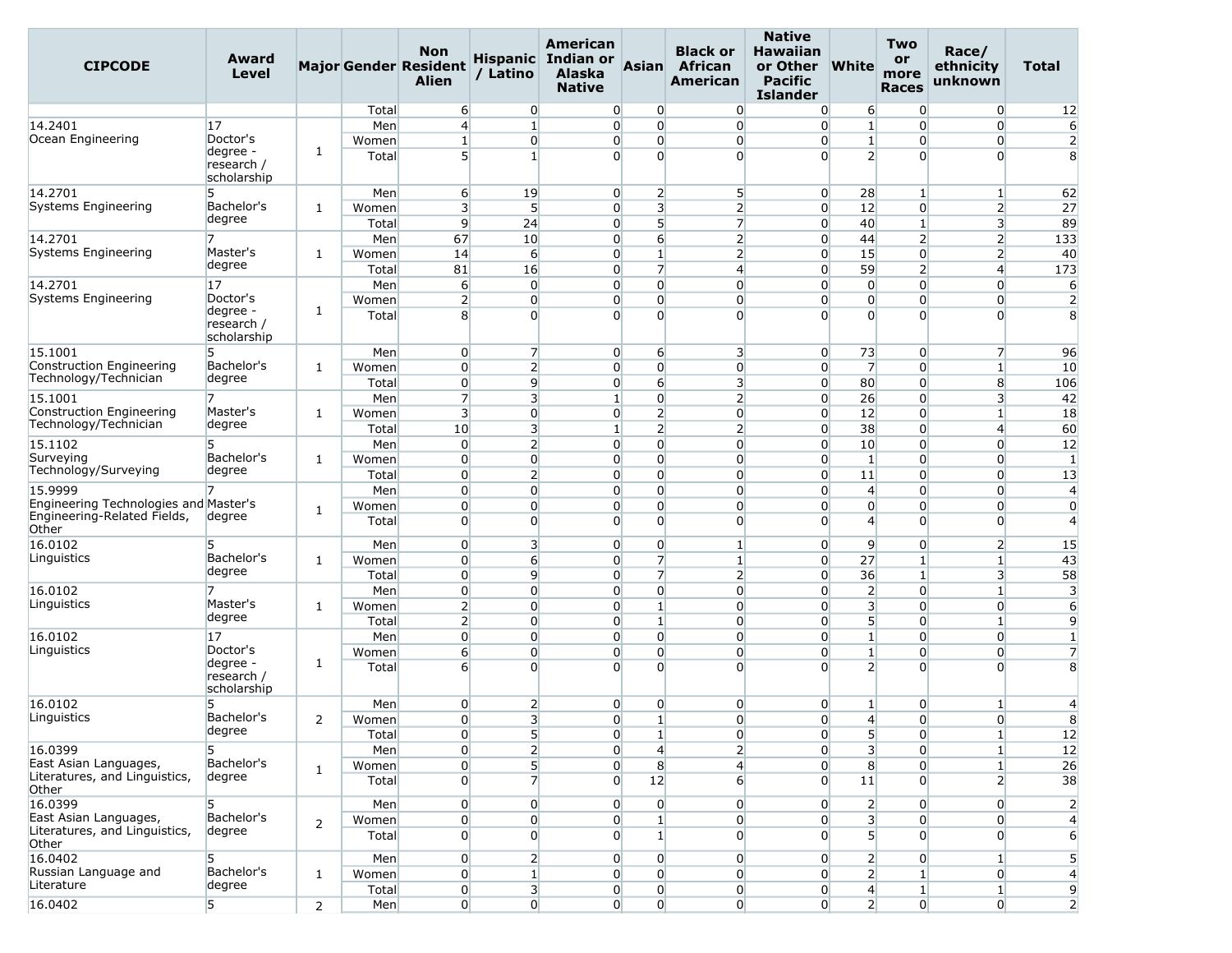| CIPCODE | Award Level | Major | Gender | Non Resident Alien | Hispanic / Latino | American Indian or Alaska Native | Asian | Black or African American | Native Hawaiian or Other Pacific Islander | White | Two or more Races | Race/ ethnicity unknown | Total |
|---|---|---|---|---|---|---|---|---|---|---|---|---|---|
| | | | Total | 6 | 0 | 0 | 0 | 0 | 0 | 6 | 0 | 0 | 12 |
| 14.2401 Ocean Engineering | 17 Doctor's degree - research / scholarship | 1 | Men | 4 | 1 | 0 | 0 | 0 | 0 | 1 | 0 | 0 | 6 |
| | | | Women | 1 | 0 | 0 | 0 | 0 | 0 | 1 | 0 | 0 | 2 |
| | | | Total | 5 | 1 | 0 | 0 | 0 | 0 | 2 | 0 | 0 | 8 |
| 14.2701 Systems Engineering | 5 Bachelor's degree | 1 | Men | 6 | 19 | 0 | 2 | 5 | 0 | 28 | 1 | 1 | 62 |
| | | | Women | 3 | 5 | 0 | 3 | 2 | 0 | 12 | 0 | 2 | 27 |
| | | | Total | 9 | 24 | 0 | 5 | 7 | 0 | 40 | 1 | 3 | 89 |
| 14.2701 Systems Engineering | 7 Master's degree | 1 | Men | 67 | 10 | 0 | 6 | 2 | 0 | 44 | 2 | 2 | 133 |
| | | | Women | 14 | 6 | 0 | 1 | 2 | 0 | 15 | 0 | 2 | 40 |
| | | | Total | 81 | 16 | 0 | 7 | 4 | 0 | 59 | 2 | 4 | 173 |
| 14.2701 Systems Engineering | 17 Doctor's degree - research / scholarship | 1 | Men | 6 | 0 | 0 | 0 | 0 | 0 | 0 | 0 | 0 | 6 |
| | | | Women | 2 | 0 | 0 | 0 | 0 | 0 | 0 | 0 | 0 | 2 |
| | | | Total | 8 | 0 | 0 | 0 | 0 | 0 | 0 | 0 | 0 | 8 |
| 15.1001 Construction Engineering Technology/Technician | 5 Bachelor's degree | 1 | Men | 0 | 7 | 0 | 6 | 3 | 0 | 73 | 0 | 7 | 96 |
| | | | Women | 0 | 2 | 0 | 0 | 0 | 0 | 7 | 0 | 1 | 10 |
| | | | Total | 0 | 9 | 0 | 6 | 3 | 0 | 80 | 0 | 8 | 106 |
| 15.1001 Construction Engineering Technology/Technician | 7 Master's degree | 1 | Men | 7 | 3 | 1 | 0 | 2 | 0 | 26 | 0 | 3 | 42 |
| | | | Women | 3 | 0 | 0 | 2 | 0 | 0 | 12 | 0 | 1 | 18 |
| | | | Total | 10 | 3 | 1 | 2 | 2 | 0 | 38 | 0 | 4 | 60 |
| 15.1102 Surveying Technology/Surveying | 5 Bachelor's degree | 1 | Men | 0 | 2 | 0 | 0 | 0 | 0 | 10 | 0 | 0 | 12 |
| | | | Women | 0 | 0 | 0 | 0 | 0 | 0 | 1 | 0 | 0 | 1 |
| | | | Total | 0 | 2 | 0 | 0 | 0 | 0 | 11 | 0 | 0 | 13 |
| 15.9999 Engineering Technologies and Engineering-Related Fields, Other | 7 Master's degree | 1 | Men | 0 | 0 | 0 | 0 | 0 | 0 | 4 | 0 | 0 | 4 |
| | | | Women | 0 | 0 | 0 | 0 | 0 | 0 | 0 | 0 | 0 | 0 |
| | | | Total | 0 | 0 | 0 | 0 | 0 | 0 | 4 | 0 | 0 | 4 |
| 16.0102 Linguistics | 5 Bachelor's degree | 1 | Men | 0 | 3 | 0 | 0 | 1 | 0 | 9 | 0 | 2 | 15 |
| | | | Women | 0 | 6 | 0 | 7 | 1 | 0 | 27 | 1 | 1 | 43 |
| | | | Total | 0 | 9 | 0 | 7 | 2 | 0 | 36 | 1 | 3 | 58 |
| 16.0102 Linguistics | 7 Master's degree | 1 | Men | 0 | 0 | 0 | 0 | 0 | 0 | 2 | 0 | 1 | 3 |
| | | | Women | 2 | 0 | 0 | 1 | 0 | 0 | 3 | 0 | 0 | 6 |
| | | | Total | 2 | 0 | 0 | 1 | 0 | 0 | 5 | 0 | 1 | 9 |
| 16.0102 Linguistics | 17 Doctor's degree - research / scholarship | 1 | Men | 0 | 0 | 0 | 0 | 0 | 0 | 1 | 0 | 0 | 1 |
| | | | Women | 6 | 0 | 0 | 0 | 0 | 0 | 1 | 0 | 0 | 7 |
| | | | Total | 6 | 0 | 0 | 0 | 0 | 0 | 2 | 0 | 0 | 8 |
| 16.0102 Linguistics | 5 Bachelor's degree | 2 | Men | 0 | 2 | 0 | 0 | 0 | 0 | 1 | 0 | 1 | 4 |
| | | | Women | 0 | 3 | 0 | 1 | 0 | 0 | 4 | 0 | 0 | 8 |
| | | | Total | 0 | 5 | 0 | 1 | 0 | 0 | 5 | 0 | 1 | 12 |
| 16.0399 East Asian Languages, Literatures, and Linguistics, Other | 5 Bachelor's degree | 1 | Men | 0 | 2 | 0 | 4 | 2 | 0 | 3 | 0 | 1 | 12 |
| | | | Women | 0 | 5 | 0 | 8 | 4 | 0 | 8 | 0 | 1 | 26 |
| | | | Total | 0 | 7 | 0 | 12 | 6 | 0 | 11 | 0 | 2 | 38 |
| 16.0399 East Asian Languages, Literatures, and Linguistics, Other | 5 Bachelor's degree | 2 | Men | 0 | 0 | 0 | 0 | 0 | 0 | 2 | 0 | 0 | 2 |
| | | | Women | 0 | 0 | 0 | 1 | 0 | 0 | 3 | 0 | 0 | 4 |
| | | | Total | 0 | 0 | 0 | 1 | 0 | 0 | 5 | 0 | 0 | 6 |
| 16.0402 Russian Language and Literature | 5 Bachelor's degree | 1 | Men | 0 | 2 | 0 | 0 | 0 | 0 | 2 | 0 | 1 | 5 |
| | | | Women | 0 | 1 | 0 | 0 | 0 | 0 | 2 | 1 | 0 | 4 |
| | | | Total | 0 | 3 | 0 | 0 | 0 | 0 | 4 | 1 | 1 | 9 |
| 16.0402 | 5 | 2 | Men | 0 | 0 | 0 | 0 | 0 | 0 | 2 | 0 | 0 | 2 |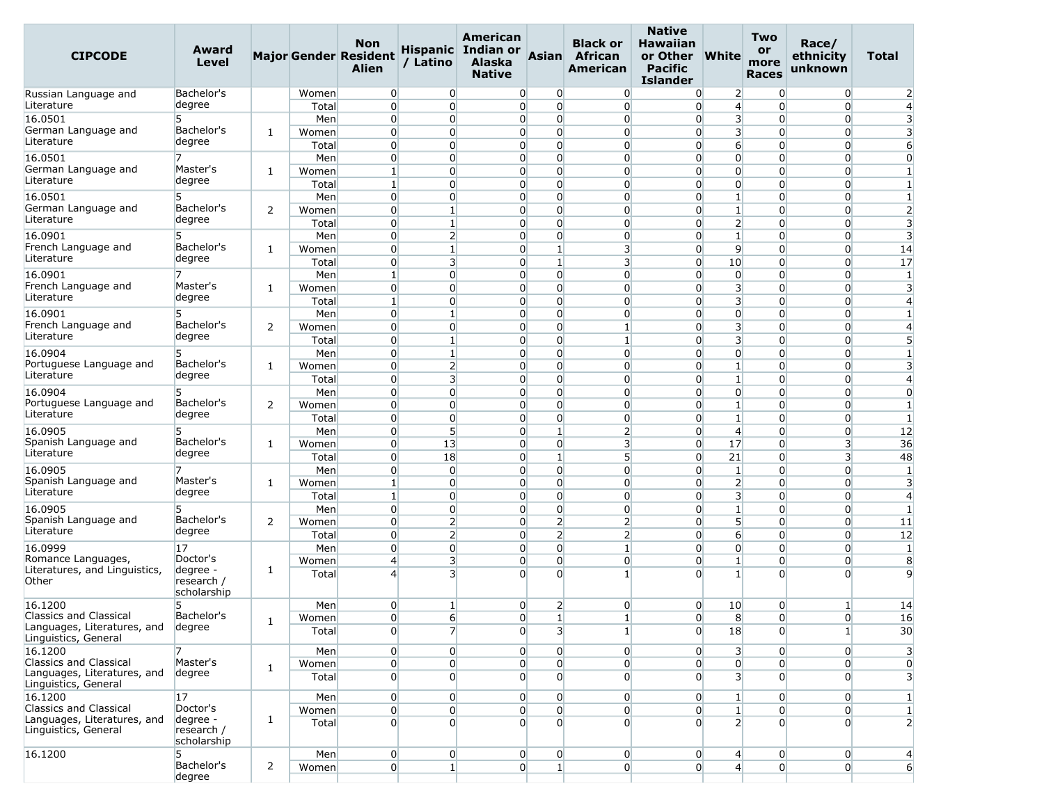| CIPCODE | Award Level | Major | Gender | Non Resident Alien | Hispanic / Latino | American Indian or Alaska Native | Asian | Black or African American | Native Hawaiian or Other Pacific Islander | White | Two or more Races | Race/ ethnicity unknown | Total |
|---|---|---|---|---|---|---|---|---|---|---|---|---|---|
| Russian Language and Literature | Bachelor's degree | | Women | 0 | 0 | 0 | 0 | 0 | 0 | 2 | 0 | 0 | 2 |
| | | | Total | 0 | 0 | 0 | 0 | 0 | 0 | 4 | 0 | 0 | 4 |
| 16.0501 German Language and Literature | 5 Bachelor's degree | 1 | Men | 0 | 0 | 0 | 0 | 0 | 0 | 3 | 0 | 0 | 3 |
| | | | Women | 0 | 0 | 0 | 0 | 0 | 0 | 3 | 0 | 0 | 3 |
| | | | Total | 0 | 0 | 0 | 0 | 0 | 0 | 6 | 0 | 0 | 6 |
| 16.0501 German Language and Literature | 7 Master's degree | 1 | Men | 0 | 0 | 0 | 0 | 0 | 0 | 0 | 0 | 0 | 0 |
| | | | Women | 1 | 0 | 0 | 0 | 0 | 0 | 0 | 0 | 0 | 1 |
| | | | Total | 1 | 0 | 0 | 0 | 0 | 0 | 0 | 0 | 0 | 1 |
| 16.0501 German Language and Literature | 5 Bachelor's degree | 2 | Men | 0 | 0 | 0 | 0 | 0 | 0 | 1 | 0 | 0 | 1 |
| | | | Women | 0 | 1 | 0 | 0 | 0 | 0 | 1 | 0 | 0 | 2 |
| | | | Total | 0 | 1 | 0 | 0 | 0 | 0 | 2 | 0 | 0 | 3 |
| 16.0901 French Language and Literature | 5 Bachelor's degree | 1 | Men | 0 | 2 | 0 | 0 | 0 | 0 | 1 | 0 | 0 | 3 |
| | | | Women | 0 | 1 | 0 | 1 | 3 | 0 | 9 | 0 | 0 | 14 |
| | | | Total | 0 | 3 | 0 | 1 | 3 | 0 | 10 | 0 | 0 | 17 |
| 16.0901 French Language and Literature | 7 Master's degree | 1 | Men | 1 | 0 | 0 | 0 | 0 | 0 | 0 | 0 | 0 | 1 |
| | | | Women | 0 | 0 | 0 | 0 | 0 | 0 | 3 | 0 | 0 | 3 |
| | | | Total | 1 | 0 | 0 | 0 | 0 | 0 | 3 | 0 | 0 | 4 |
| 16.0901 French Language and Literature | 5 Bachelor's degree | 2 | Men | 0 | 1 | 0 | 0 | 0 | 0 | 0 | 0 | 0 | 1 |
| | | | Women | 0 | 0 | 0 | 0 | 1 | 0 | 3 | 0 | 0 | 4 |
| | | | Total | 0 | 1 | 0 | 0 | 1 | 0 | 3 | 0 | 0 | 5 |
| 16.0904 Portuguese Language and Literature | 5 Bachelor's degree | 1 | Men | 0 | 1 | 0 | 0 | 0 | 0 | 0 | 0 | 0 | 1 |
| | | | Women | 0 | 2 | 0 | 0 | 0 | 0 | 1 | 0 | 0 | 3 |
| | | | Total | 0 | 3 | 0 | 0 | 0 | 0 | 1 | 0 | 0 | 4 |
| 16.0904 Portuguese Language and Literature | 5 Bachelor's degree | 2 | Men | 0 | 0 | 0 | 0 | 0 | 0 | 0 | 0 | 0 | 0 |
| | | | Women | 0 | 0 | 0 | 0 | 0 | 0 | 1 | 0 | 0 | 1 |
| | | | Total | 0 | 0 | 0 | 0 | 0 | 0 | 1 | 0 | 0 | 1 |
| 16.0905 Spanish Language and Literature | 5 Bachelor's degree | 1 | Men | 0 | 5 | 0 | 1 | 2 | 0 | 4 | 0 | 0 | 12 |
| | | | Women | 0 | 13 | 0 | 0 | 3 | 0 | 17 | 0 | 3 | 36 |
| | | | Total | 0 | 18 | 0 | 1 | 5 | 0 | 21 | 0 | 3 | 48 |
| 16.0905 Spanish Language and Literature | 7 Master's degree | 1 | Men | 0 | 0 | 0 | 0 | 0 | 0 | 1 | 0 | 0 | 1 |
| | | | Women | 1 | 0 | 0 | 0 | 0 | 0 | 2 | 0 | 0 | 3 |
| | | | Total | 1 | 0 | 0 | 0 | 0 | 0 | 3 | 0 | 0 | 4 |
| 16.0905 Spanish Language and Literature | 5 Bachelor's degree | 2 | Men | 0 | 0 | 0 | 0 | 0 | 0 | 1 | 0 | 0 | 1 |
| | | | Women | 0 | 2 | 0 | 2 | 2 | 0 | 5 | 0 | 0 | 11 |
| | | | Total | 0 | 2 | 0 | 2 | 2 | 0 | 6 | 0 | 0 | 12 |
| 16.0999 Romance Languages, Literatures, and Linguistics, Other | 17 Doctor's degree - research / scholarship | 1 | Men | 0 | 0 | 0 | 0 | 1 | 0 | 0 | 0 | 0 | 1 |
| | | | Women | 4 | 3 | 0 | 0 | 0 | 0 | 1 | 0 | 0 | 8 |
| | | | Total | 4 | 3 | 0 | 0 | 1 | 0 | 1 | 0 | 0 | 9 |
| 16.1200 Classics and Classical Languages, Literatures, and Linguistics, General | 5 Bachelor's degree | 1 | Men | 0 | 1 | 0 | 2 | 0 | 0 | 10 | 0 | 1 | 14 |
| | | | Women | 0 | 6 | 0 | 1 | 1 | 0 | 8 | 0 | 0 | 16 |
| | | | Total | 0 | 7 | 0 | 3 | 1 | 0 | 18 | 0 | 1 | 30 |
| 16.1200 Classics and Classical Languages, Literatures, and Linguistics, General | 7 Master's degree | 1 | Men | 0 | 0 | 0 | 0 | 0 | 0 | 3 | 0 | 0 | 3 |
| | | | Women | 0 | 0 | 0 | 0 | 0 | 0 | 0 | 0 | 0 | 0 |
| | | | Total | 0 | 0 | 0 | 0 | 0 | 0 | 3 | 0 | 0 | 3 |
| 16.1200 Classics and Classical Languages, Literatures, and Linguistics, General | 17 Doctor's degree - research / scholarship | 1 | Men | 0 | 0 | 0 | 0 | 0 | 0 | 1 | 0 | 0 | 1 |
| | | | Women | 0 | 0 | 0 | 0 | 0 | 0 | 1 | 0 | 0 | 1 |
| | | | Total | 0 | 0 | 0 | 0 | 0 | 0 | 2 | 0 | 0 | 2 |
| 16.1200 | 5 Bachelor's degree | 2 | Men | 0 | 0 | 0 | 0 | 0 | 0 | 4 | 0 | 0 | 4 |
| | | | Women | 0 | 1 | 0 | 1 | 0 | 0 | 4 | 0 | 0 | 6 |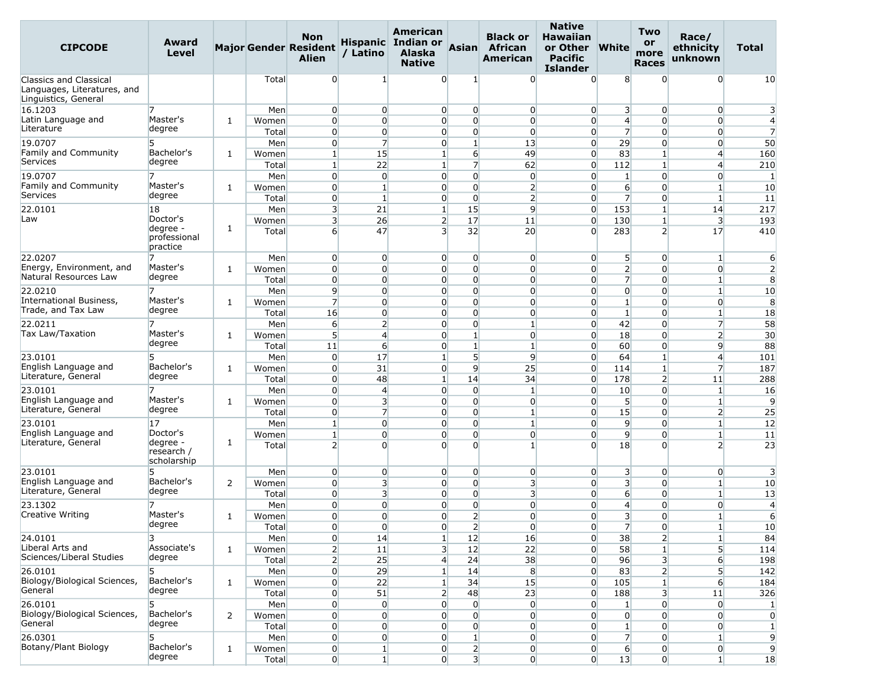| CIPCODE | Award Level | Major | Gender | Non Resident Alien | Hispanic / Latino | American Indian or Alaska Native | Asian | Black or African American | Native Hawaiian or Other Pacific Islander | White | Two or more Races | Race/ ethnicity unknown | Total |
|---|---|---|---|---|---|---|---|---|---|---|---|---|---|
| Classics and Classical Languages, Literatures, and Linguistics, General | | | Total | 0 | 1 | 0 | 1 | 0 | 0 | 8 | 0 | 0 | 10 |
| 16.1203 Latin Language and Literature | 7 Master's degree | 1 | Men | 0 | 0 | 0 | 0 | 0 | 0 | 3 | 0 | 0 | 3 |
| | | | Women | 0 | 0 | 0 | 0 | 0 | 0 | 4 | 0 | 0 | 4 |
| | | | Total | 0 | 0 | 0 | 0 | 0 | 0 | 7 | 0 | 0 | 7 |
| 19.0707 Family and Community Services | 5 Bachelor's degree | 1 | Men | 0 | 7 | 0 | 1 | 13 | 0 | 29 | 0 | 0 | 50 |
| | | | Women | 1 | 15 | 1 | 6 | 49 | 0 | 83 | 1 | 4 | 160 |
| | | | Total | 1 | 22 | 1 | 7 | 62 | 0 | 112 | 1 | 4 | 210 |
| 19.0707 Family and Community Services | 7 Master's degree | 1 | Men | 0 | 0 | 0 | 0 | 0 | 0 | 1 | 0 | 0 | 1 |
| | | | Women | 0 | 1 | 0 | 0 | 2 | 0 | 6 | 0 | 1 | 10 |
| | | | Total | 0 | 1 | 0 | 0 | 2 | 0 | 7 | 0 | 1 | 11 |
| 22.0101 Law | 18 Doctor's degree - professional practice | 1 | Men | 3 | 21 | 1 | 15 | 9 | 0 | 153 | 1 | 14 | 217 |
| | | | Women | 3 | 26 | 2 | 17 | 11 | 0 | 130 | 1 | 3 | 193 |
| | | | Total | 6 | 47 | 3 | 32 | 20 | 0 | 283 | 2 | 17 | 410 |
| 22.0207 Energy, Environment, and Natural Resources Law | 7 Master's degree | 1 | Men | 0 | 0 | 0 | 0 | 0 | 0 | 5 | 0 | 1 | 6 |
| | | | Women | 0 | 0 | 0 | 0 | 0 | 0 | 2 | 0 | 0 | 2 |
| | | | Total | 0 | 0 | 0 | 0 | 0 | 0 | 7 | 0 | 1 | 8 |
| 22.0210 International Business, Trade, and Tax Law | 7 Master's degree | 1 | Men | 9 | 0 | 0 | 0 | 0 | 0 | 0 | 0 | 1 | 10 |
| | | | Women | 7 | 0 | 0 | 0 | 0 | 0 | 1 | 0 | 0 | 8 |
| | | | Total | 16 | 0 | 0 | 0 | 0 | 0 | 1 | 0 | 1 | 18 |
| 22.0211 Tax Law/Taxation | 7 Master's degree | 1 | Men | 6 | 2 | 0 | 0 | 1 | 0 | 42 | 0 | 7 | 58 |
| | | | Women | 5 | 4 | 0 | 1 | 0 | 0 | 18 | 0 | 2 | 30 |
| | | | Total | 11 | 6 | 0 | 1 | 1 | 0 | 60 | 0 | 9 | 88 |
| 23.0101 English Language and Literature, General | 5 Bachelor's degree | 1 | Men | 0 | 17 | 1 | 5 | 9 | 0 | 64 | 1 | 4 | 101 |
| | | | Women | 0 | 31 | 0 | 9 | 25 | 0 | 114 | 1 | 7 | 187 |
| | | | Total | 0 | 48 | 1 | 14 | 34 | 0 | 178 | 2 | 11 | 288 |
| 23.0101 English Language and Literature, General | 7 Master's degree | 1 | Men | 0 | 4 | 0 | 0 | 1 | 0 | 10 | 0 | 1 | 16 |
| | | | Women | 0 | 3 | 0 | 0 | 0 | 0 | 5 | 0 | 1 | 9 |
| | | | Total | 0 | 7 | 0 | 0 | 1 | 0 | 15 | 0 | 2 | 25 |
| 23.0101 English Language and Literature, General | 17 Doctor's degree - research / scholarship | 1 | Men | 1 | 0 | 0 | 0 | 1 | 0 | 9 | 0 | 1 | 12 |
| | | | Women | 1 | 0 | 0 | 0 | 0 | 0 | 9 | 0 | 1 | 11 |
| | | | Total | 2 | 0 | 0 | 0 | 1 | 0 | 18 | 0 | 2 | 23 |
| 23.0101 English Language and Literature, General | 5 Bachelor's degree | 2 | Men | 0 | 0 | 0 | 0 | 0 | 0 | 3 | 0 | 0 | 3 |
| | | | Women | 0 | 3 | 0 | 0 | 3 | 0 | 3 | 0 | 1 | 10 |
| | | | Total | 0 | 3 | 0 | 0 | 3 | 0 | 6 | 0 | 1 | 13 |
| 23.1302 Creative Writing | 7 Master's degree | 1 | Men | 0 | 0 | 0 | 0 | 0 | 0 | 4 | 0 | 0 | 4 |
| | | | Women | 0 | 0 | 0 | 2 | 0 | 0 | 3 | 0 | 1 | 6 |
| | | | Total | 0 | 0 | 0 | 2 | 0 | 0 | 7 | 0 | 1 | 10 |
| 24.0101 Liberal Arts and Sciences/Liberal Studies | 3 Associate's degree | 1 | Men | 0 | 14 | 1 | 12 | 16 | 0 | 38 | 2 | 1 | 84 |
| | | | Women | 2 | 11 | 3 | 12 | 22 | 0 | 58 | 1 | 5 | 114 |
| | | | Total | 2 | 25 | 4 | 24 | 38 | 0 | 96 | 3 | 6 | 198 |
| 26.0101 Biology/Biological Sciences, General | 5 Bachelor's degree | 1 | Men | 0 | 29 | 1 | 14 | 8 | 0 | 83 | 2 | 5 | 142 |
| | | | Women | 0 | 22 | 1 | 34 | 15 | 0 | 105 | 1 | 6 | 184 |
| | | | Total | 0 | 51 | 2 | 48 | 23 | 0 | 188 | 3 | 11 | 326 |
| 26.0101 Biology/Biological Sciences, General | 5 Bachelor's degree | 2 | Men | 0 | 0 | 0 | 0 | 0 | 0 | 1 | 0 | 0 | 1 |
| | | | Women | 0 | 0 | 0 | 0 | 0 | 0 | 0 | 0 | 0 | 0 |
| | | | Total | 0 | 0 | 0 | 0 | 0 | 0 | 1 | 0 | 0 | 1 |
| 26.0301 Botany/Plant Biology | 5 Bachelor's degree | 1 | Men | 0 | 0 | 0 | 1 | 0 | 0 | 7 | 0 | 1 | 9 |
| | | | Women | 0 | 1 | 0 | 2 | 0 | 0 | 6 | 0 | 0 | 9 |
| | | | Total | 0 | 1 | 0 | 3 | 0 | 0 | 13 | 0 | 1 | 18 |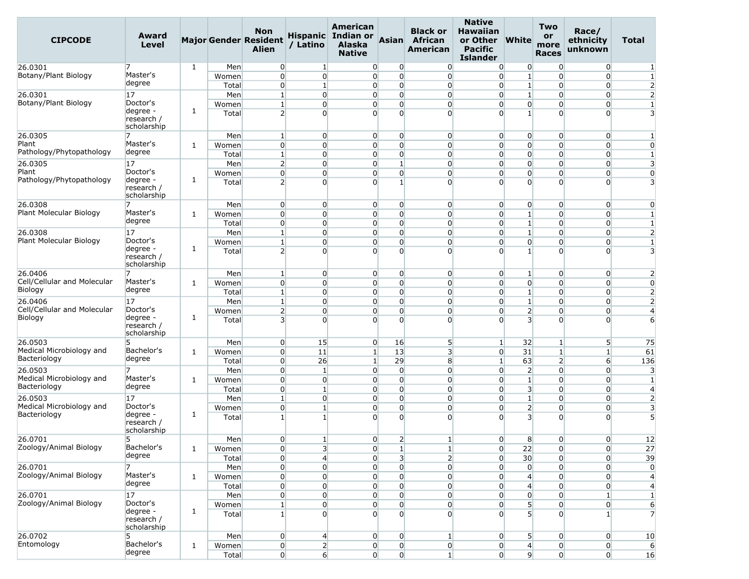| CIPCODE | Award Level | Major | Gender | Non Resident Alien | Hispanic / Latino | American Indian or Alaska Native | Asian | Black or African American | Native Hawaiian or Other Pacific Islander | White | Two or more Races | Race/ ethnicity unknown | Total |
|---|---|---|---|---|---|---|---|---|---|---|---|---|---|
| 26.0301 Botany/Plant Biology | 7 Master's degree | 1 | Men | 0 | 1 | 0 | 0 | 0 | 0 | 0 | 0 | 0 | 1 |
| | | | Women | 0 | 0 | 0 | 0 | 0 | 0 | 1 | 0 | 0 | 1 |
| | | | Total | 0 | 1 | 0 | 0 | 0 | 0 | 1 | 0 | 0 | 2 |
| 26.0301 Botany/Plant Biology | 17 Doctor's degree - research / scholarship | 1 | Men | 1 | 0 | 0 | 0 | 0 | 0 | 1 | 0 | 0 | 2 |
| | | | Women | 1 | 0 | 0 | 0 | 0 | 0 | 0 | 0 | 0 | 1 |
| | | | Total | 2 | 0 | 0 | 0 | 0 | 0 | 1 | 0 | 0 | 3 |
| 26.0305 Plant Pathology/Phytopathology | 7 Master's degree | 1 | Men | 1 | 0 | 0 | 0 | 0 | 0 | 0 | 0 | 0 | 1 |
| | | | Women | 0 | 0 | 0 | 0 | 0 | 0 | 0 | 0 | 0 | 0 |
| | | | Total | 1 | 0 | 0 | 0 | 0 | 0 | 0 | 0 | 0 | 1 |
| 26.0305 Plant Pathology/Phytopathology | 17 Doctor's degree - research / scholarship | 1 | Men | 2 | 0 | 0 | 1 | 0 | 0 | 0 | 0 | 0 | 3 |
| | | | Women | 0 | 0 | 0 | 0 | 0 | 0 | 0 | 0 | 0 | 0 |
| | | | Total | 2 | 0 | 0 | 1 | 0 | 0 | 0 | 0 | 0 | 3 |
| 26.0308 Plant Molecular Biology | 7 Master's degree | 1 | Men | 0 | 0 | 0 | 0 | 0 | 0 | 0 | 0 | 0 | 0 |
| | | | Women | 0 | 0 | 0 | 0 | 0 | 0 | 1 | 0 | 0 | 1 |
| | | | Total | 0 | 0 | 0 | 0 | 0 | 0 | 1 | 0 | 0 | 1 |
| 26.0308 Plant Molecular Biology | 17 Doctor's degree - research / scholarship | 1 | Men | 1 | 0 | 0 | 0 | 0 | 0 | 1 | 0 | 0 | 2 |
| | | | Women | 1 | 0 | 0 | 0 | 0 | 0 | 0 | 0 | 0 | 1 |
| | | | Total | 2 | 0 | 0 | 0 | 0 | 0 | 1 | 0 | 0 | 3 |
| 26.0406 Cell/Cellular and Molecular Biology | 7 Master's degree | 1 | Men | 1 | 0 | 0 | 0 | 0 | 0 | 1 | 0 | 0 | 2 |
| | | | Women | 0 | 0 | 0 | 0 | 0 | 0 | 0 | 0 | 0 | 0 |
| | | | Total | 1 | 0 | 0 | 0 | 0 | 0 | 1 | 0 | 0 | 2 |
| 26.0406 Cell/Cellular and Molecular Biology | 17 Doctor's degree - research / scholarship | 1 | Men | 1 | 0 | 0 | 0 | 0 | 0 | 1 | 0 | 0 | 2 |
| | | | Women | 2 | 0 | 0 | 0 | 0 | 0 | 2 | 0 | 0 | 4 |
| | | | Total | 3 | 0 | 0 | 0 | 0 | 0 | 3 | 0 | 0 | 6 |
| 26.0503 Medical Microbiology and Bacteriology | 5 Bachelor's degree | 1 | Men | 0 | 15 | 0 | 16 | 5 | 1 | 32 | 1 | 5 | 75 |
| | | | Women | 0 | 11 | 1 | 13 | 3 | 0 | 31 | 1 | 1 | 61 |
| | | | Total | 0 | 26 | 1 | 29 | 8 | 1 | 63 | 2 | 6 | 136 |
| 26.0503 Medical Microbiology and Bacteriology | 7 Master's degree | 1 | Men | 0 | 1 | 0 | 0 | 0 | 0 | 2 | 0 | 0 | 3 |
| | | | Women | 0 | 0 | 0 | 0 | 0 | 0 | 1 | 0 | 0 | 1 |
| | | | Total | 0 | 1 | 0 | 0 | 0 | 0 | 3 | 0 | 0 | 4 |
| 26.0503 Medical Microbiology and Bacteriology | 17 Doctor's degree - research / scholarship | 1 | Men | 1 | 0 | 0 | 0 | 0 | 0 | 1 | 0 | 0 | 2 |
| | | | Women | 0 | 1 | 0 | 0 | 0 | 0 | 2 | 0 | 0 | 3 |
| | | | Total | 1 | 1 | 0 | 0 | 0 | 0 | 3 | 0 | 0 | 5 |
| 26.0701 Zoology/Animal Biology | 5 Bachelor's degree | 1 | Men | 0 | 1 | 0 | 2 | 1 | 0 | 8 | 0 | 0 | 12 |
| | | | Women | 0 | 3 | 0 | 1 | 1 | 0 | 22 | 0 | 0 | 27 |
| | | | Total | 0 | 4 | 0 | 3 | 2 | 0 | 30 | 0 | 0 | 39 |
| 26.0701 Zoology/Animal Biology | 7 Master's degree | 1 | Men | 0 | 0 | 0 | 0 | 0 | 0 | 0 | 0 | 0 | 0 |
| | | | Women | 0 | 0 | 0 | 0 | 0 | 0 | 4 | 0 | 0 | 4 |
| | | | Total | 0 | 0 | 0 | 0 | 0 | 0 | 4 | 0 | 0 | 4 |
| 26.0701 Zoology/Animal Biology | 17 Doctor's degree - research / scholarship | 1 | Men | 0 | 0 | 0 | 0 | 0 | 0 | 0 | 0 | 1 | 1 |
| | | | Women | 1 | 0 | 0 | 0 | 0 | 0 | 5 | 0 | 0 | 6 |
| | | | Total | 1 | 0 | 0 | 0 | 0 | 0 | 5 | 0 | 1 | 7 |
| 26.0702 Entomology | 5 Bachelor's degree | 1 | Men | 0 | 4 | 0 | 0 | 1 | 0 | 5 | 0 | 0 | 10 |
| | | | Women | 0 | 2 | 0 | 0 | 0 | 0 | 4 | 0 | 0 | 6 |
| | | | Total | 0 | 6 | 0 | 0 | 1 | 0 | 9 | 0 | 0 | 16 |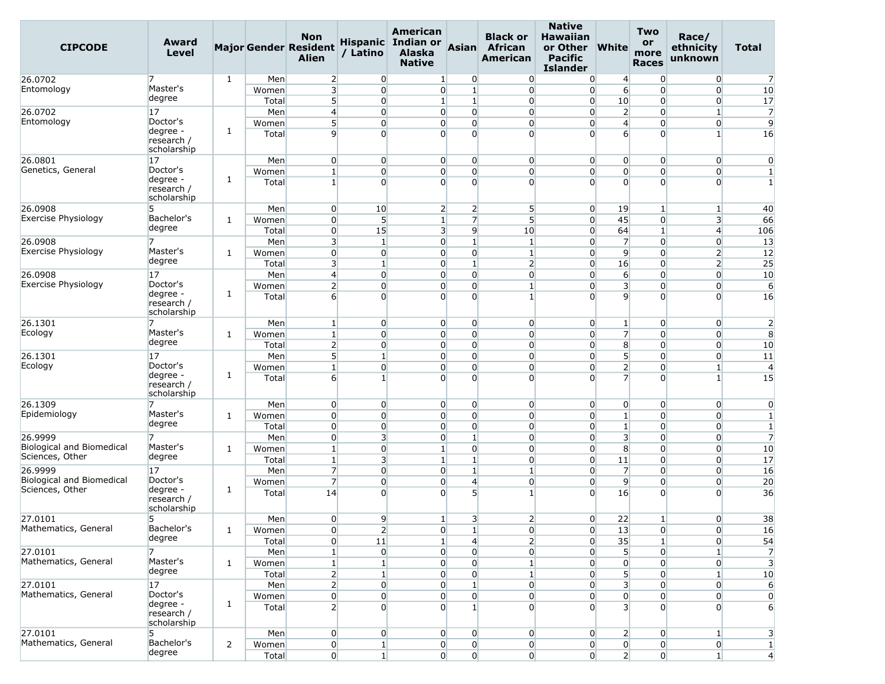| CIPCODE | Award Level | Major | Gender | Non Resident Alien | Hispanic / Latino | American Indian or Alaska Native | Asian | Black or African American | Native Hawaiian or Other Pacific Islander | White | Two or more Races | Race/ ethnicity unknown | Total |
|---|---|---|---|---|---|---|---|---|---|---|---|---|---|
| 26.0702 Entomology | 7 Master's degree | 1 | Men | 2 | 0 | 1 | 0 | 0 | 0 | 4 | 0 | 0 | 7 |
| | | | Women | 3 | 0 | 0 | 1 | 0 | 0 | 6 | 0 | 0 | 10 |
| | | | Total | 5 | 0 | 1 | 1 | 0 | 0 | 10 | 0 | 0 | 17 |
| 26.0702 Entomology | 17 Doctor's degree - research / scholarship | 1 | Men | 4 | 0 | 0 | 0 | 0 | 0 | 2 | 0 | 1 | 7 |
| | | | Women | 5 | 0 | 0 | 0 | 0 | 0 | 4 | 0 | 0 | 9 |
| | | | Total | 9 | 0 | 0 | 0 | 0 | 0 | 6 | 0 | 1 | 16 |
| 26.0801 Genetics, General | 17 Doctor's degree - research / scholarship | 1 | Men | 0 | 0 | 0 | 0 | 0 | 0 | 0 | 0 | 0 | 0 |
| | | | Women | 1 | 0 | 0 | 0 | 0 | 0 | 0 | 0 | 0 | 1 |
| | | | Total | 1 | 0 | 0 | 0 | 0 | 0 | 0 | 0 | 0 | 1 |
| 26.0908 Exercise Physiology | 5 Bachelor's degree | 1 | Men | 0 | 10 | 2 | 2 | 5 | 0 | 19 | 1 | 1 | 40 |
| | | | Women | 0 | 5 | 1 | 7 | 5 | 0 | 45 | 0 | 3 | 66 |
| | | | Total | 0 | 15 | 3 | 9 | 10 | 0 | 64 | 1 | 4 | 106 |
| 26.0908 Exercise Physiology | 7 Master's degree | 1 | Men | 3 | 1 | 0 | 1 | 1 | 0 | 7 | 0 | 0 | 13 |
| | | | Women | 0 | 0 | 0 | 0 | 1 | 0 | 9 | 0 | 2 | 12 |
| | | | Total | 3 | 1 | 0 | 1 | 2 | 0 | 16 | 0 | 2 | 25 |
| 26.0908 Exercise Physiology | 17 Doctor's degree - research / scholarship | 1 | Men | 4 | 0 | 0 | 0 | 0 | 0 | 6 | 0 | 0 | 10 |
| | | | Women | 2 | 0 | 0 | 0 | 1 | 0 | 3 | 0 | 0 | 6 |
| | | | Total | 6 | 0 | 0 | 0 | 1 | 0 | 9 | 0 | 0 | 16 |
| 26.1301 Ecology | 7 Master's degree | 1 | Men | 1 | 0 | 0 | 0 | 0 | 0 | 1 | 0 | 0 | 2 |
| | | | Women | 1 | 0 | 0 | 0 | 0 | 0 | 7 | 0 | 0 | 8 |
| | | | Total | 2 | 0 | 0 | 0 | 0 | 0 | 8 | 0 | 0 | 10 |
| 26.1301 Ecology | 17 Doctor's degree - research / scholarship | 1 | Men | 5 | 1 | 0 | 0 | 0 | 0 | 5 | 0 | 0 | 11 |
| | | | Women | 1 | 0 | 0 | 0 | 0 | 0 | 2 | 0 | 1 | 4 |
| | | | Total | 6 | 1 | 0 | 0 | 0 | 0 | 7 | 0 | 1 | 15 |
| 26.1309 Epidemiology | 7 Master's degree | 1 | Men | 0 | 0 | 0 | 0 | 0 | 0 | 0 | 0 | 0 | 0 |
| | | | Women | 0 | 0 | 0 | 0 | 0 | 0 | 1 | 0 | 0 | 1 |
| | | | Total | 0 | 0 | 0 | 0 | 0 | 0 | 1 | 0 | 0 | 1 |
| 26.9999 Biological and Biomedical Sciences, Other | 7 Master's degree | 1 | Men | 0 | 3 | 0 | 1 | 0 | 0 | 3 | 0 | 0 | 7 |
| | | | Women | 1 | 0 | 1 | 0 | 0 | 0 | 8 | 0 | 0 | 10 |
| | | | Total | 1 | 3 | 1 | 1 | 0 | 0 | 11 | 0 | 0 | 17 |
| 26.9999 Biological and Biomedical Sciences, Other | 17 Doctor's degree - research / scholarship | 1 | Men | 7 | 0 | 0 | 1 | 1 | 0 | 7 | 0 | 0 | 16 |
| | | | Women | 7 | 0 | 0 | 4 | 0 | 0 | 9 | 0 | 0 | 20 |
| | | | Total | 14 | 0 | 0 | 5 | 1 | 0 | 16 | 0 | 0 | 36 |
| 27.0101 Mathematics, General | 5 Bachelor's degree | 1 | Men | 0 | 9 | 1 | 3 | 2 | 0 | 22 | 1 | 0 | 38 |
| | | | Women | 0 | 2 | 0 | 1 | 0 | 0 | 13 | 0 | 0 | 16 |
| | | | Total | 0 | 11 | 1 | 4 | 2 | 0 | 35 | 1 | 0 | 54 |
| 27.0101 Mathematics, General | 7 Master's degree | 1 | Men | 1 | 0 | 0 | 0 | 0 | 0 | 5 | 0 | 1 | 7 |
| | | | Women | 1 | 1 | 0 | 0 | 1 | 0 | 0 | 0 | 0 | 3 |
| | | | Total | 2 | 1 | 0 | 0 | 1 | 0 | 5 | 0 | 1 | 10 |
| 27.0101 Mathematics, General | 17 Doctor's degree - research / scholarship | 1 | Men | 2 | 0 | 0 | 1 | 0 | 0 | 3 | 0 | 0 | 6 |
| | | | Women | 0 | 0 | 0 | 0 | 0 | 0 | 0 | 0 | 0 | 0 |
| | | | Total | 2 | 0 | 0 | 1 | 0 | 0 | 3 | 0 | 0 | 6 |
| 27.0101 Mathematics, General | 5 Bachelor's degree | 2 | Men | 0 | 0 | 0 | 0 | 0 | 0 | 2 | 0 | 1 | 3 |
| | | | Women | 0 | 1 | 0 | 0 | 0 | 0 | 0 | 0 | 0 | 1 |
| | | | Total | 0 | 1 | 0 | 0 | 0 | 0 | 2 | 0 | 1 | 4 |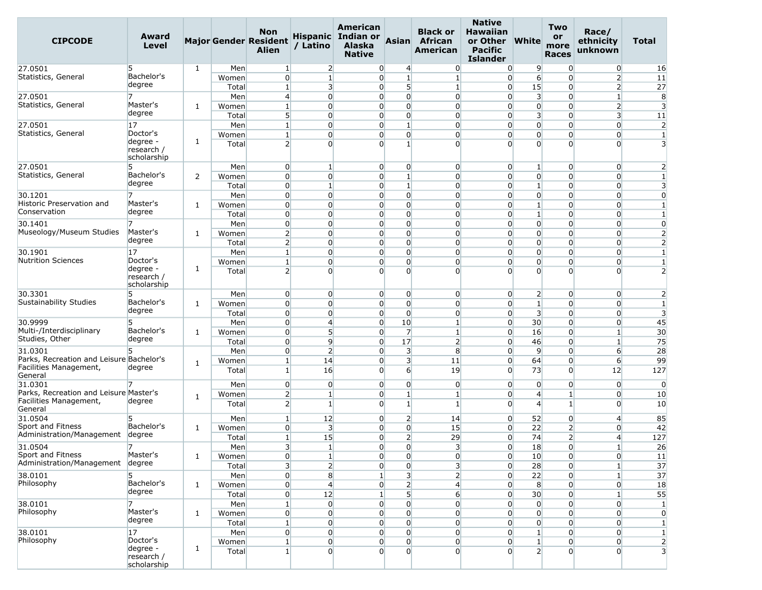| CIPCODE | Award Level | Major | Gender | Non Resident Alien | Hispanic / Latino | American Indian or Alaska Native | Asian | Black or African American | Native Hawaiian or Other Pacific Islander | White | Two or more Races | Race/ ethnicity unknown | Total |
|---|---|---|---|---|---|---|---|---|---|---|---|---|---|
| 27.0501 Statistics, General | 5 Bachelor's degree | 1 | Men | 1 | 2 | 0 | 4 | 0 | 0 | 9 | 0 | 0 | 16 |
| | | | Women | 0 | 1 | 0 | 1 | 1 | 0 | 6 | 0 | 2 | 11 |
| | | | Total | 1 | 3 | 0 | 5 | 1 | 0 | 15 | 0 | 2 | 27 |
| 27.0501 Statistics, General | 7 Master's degree | 1 | Men | 4 | 0 | 0 | 0 | 0 | 0 | 3 | 0 | 1 | 8 |
| | | | Women | 1 | 0 | 0 | 0 | 0 | 0 | 0 | 0 | 2 | 3 |
| | | | Total | 5 | 0 | 0 | 0 | 0 | 0 | 3 | 0 | 3 | 11 |
| 27.0501 Statistics, General | 17 Doctor's degree - research / scholarship | 1 | Men | 1 | 0 | 0 | 1 | 0 | 0 | 0 | 0 | 0 | 2 |
| | | | Women | 1 | 0 | 0 | 0 | 0 | 0 | 0 | 0 | 0 | 1 |
| | | | Total | 2 | 0 | 0 | 1 | 0 | 0 | 0 | 0 | 0 | 3 |
| 27.0501 Statistics, General | 5 Bachelor's degree | 2 | Men | 0 | 1 | 0 | 0 | 0 | 0 | 1 | 0 | 0 | 2 |
| | | | Women | 0 | 0 | 0 | 1 | 0 | 0 | 0 | 0 | 0 | 1 |
| | | | Total | 0 | 1 | 0 | 1 | 0 | 0 | 1 | 0 | 0 | 3 |
| 30.1201 Historic Preservation and Conservation | 7 Master's degree | 1 | Men | 0 | 0 | 0 | 0 | 0 | 0 | 0 | 0 | 0 | 0 |
| | | | Women | 0 | 0 | 0 | 0 | 0 | 0 | 1 | 0 | 0 | 1 |
| | | | Total | 0 | 0 | 0 | 0 | 0 | 0 | 1 | 0 | 0 | 1 |
| 30.1401 Museology/Museum Studies | 7 Master's degree | 1 | Men | 0 | 0 | 0 | 0 | 0 | 0 | 0 | 0 | 0 | 0 |
| | | | Women | 2 | 0 | 0 | 0 | 0 | 0 | 0 | 0 | 0 | 2 |
| | | | Total | 2 | 0 | 0 | 0 | 0 | 0 | 0 | 0 | 0 | 2 |
| 30.1901 Nutrition Sciences | 17 Doctor's degree - research / scholarship | 1 | Men | 1 | 0 | 0 | 0 | 0 | 0 | 0 | 0 | 0 | 1 |
| | | | Women | 1 | 0 | 0 | 0 | 0 | 0 | 0 | 0 | 0 | 1 |
| | | | Total | 2 | 0 | 0 | 0 | 0 | 0 | 0 | 0 | 0 | 2 |
| 30.3301 Sustainability Studies | 5 Bachelor's degree | 1 | Men | 0 | 0 | 0 | 0 | 0 | 0 | 2 | 0 | 0 | 2 |
| | | | Women | 0 | 0 | 0 | 0 | 0 | 0 | 1 | 0 | 0 | 1 |
| | | | Total | 0 | 0 | 0 | 0 | 0 | 0 | 3 | 0 | 0 | 3 |
| 30.9999 Multi-/Interdisciplinary Studies, Other | 5 Bachelor's degree | 1 | Men | 0 | 4 | 0 | 10 | 1 | 0 | 30 | 0 | 0 | 45 |
| | | | Women | 0 | 5 | 0 | 7 | 1 | 0 | 16 | 0 | 1 | 30 |
| | | | Total | 0 | 9 | 0 | 17 | 2 | 0 | 46 | 0 | 1 | 75 |
| 31.0301 Parks, Recreation and Leisure Facilities Management, General | 5 Bachelor's degree | 1 | Men | 0 | 2 | 0 | 3 | 8 | 0 | 9 | 0 | 6 | 28 |
| | | | Women | 1 | 14 | 0 | 3 | 11 | 0 | 64 | 0 | 6 | 99 |
| | | | Total | 1 | 16 | 0 | 6 | 19 | 0 | 73 | 0 | 12 | 127 |
| 31.0301 Parks, Recreation and Leisure Facilities Management, General | 7 Master's degree | 1 | Men | 0 | 0 | 0 | 0 | 0 | 0 | 0 | 0 | 0 | 0 |
| | | | Women | 2 | 1 | 0 | 1 | 1 | 0 | 4 | 1 | 0 | 10 |
| | | | Total | 2 | 1 | 0 | 1 | 1 | 0 | 4 | 1 | 0 | 10 |
| 31.0504 Sport and Fitness Administration/Management | 5 Bachelor's degree | 1 | Men | 1 | 12 | 0 | 2 | 14 | 0 | 52 | 0 | 4 | 85 |
| | | | Women | 0 | 3 | 0 | 0 | 15 | 0 | 22 | 2 | 0 | 42 |
| | | | Total | 1 | 15 | 0 | 2 | 29 | 0 | 74 | 2 | 4 | 127 |
| 31.0504 Sport and Fitness Administration/Management | 7 Master's degree | 1 | Men | 3 | 1 | 0 | 0 | 3 | 0 | 18 | 0 | 1 | 26 |
| | | | Women | 0 | 1 | 0 | 0 | 0 | 0 | 10 | 0 | 0 | 11 |
| | | | Total | 3 | 2 | 0 | 0 | 3 | 0 | 28 | 0 | 1 | 37 |
| 38.0101 Philosophy | 5 Bachelor's degree | 1 | Men | 0 | 8 | 1 | 3 | 2 | 0 | 22 | 0 | 1 | 37 |
| | | | Women | 0 | 4 | 0 | 2 | 4 | 0 | 8 | 0 | 0 | 18 |
| | | | Total | 0 | 12 | 1 | 5 | 6 | 0 | 30 | 0 | 1 | 55 |
| 38.0101 Philosophy | 7 Master's degree | 1 | Men | 1 | 0 | 0 | 0 | 0 | 0 | 0 | 0 | 0 | 1 |
| | | | Women | 0 | 0 | 0 | 0 | 0 | 0 | 0 | 0 | 0 | 0 |
| | | | Total | 1 | 0 | 0 | 0 | 0 | 0 | 0 | 0 | 0 | 1 |
| 38.0101 Philosophy | 17 Doctor's degree - research / scholarship | 1 | Men | 0 | 0 | 0 | 0 | 0 | 0 | 1 | 0 | 0 | 1 |
| | | | Women | 1 | 0 | 0 | 0 | 0 | 0 | 1 | 0 | 0 | 2 |
| | | | Total | 1 | 0 | 0 | 0 | 0 | 0 | 2 | 0 | 0 | 3 |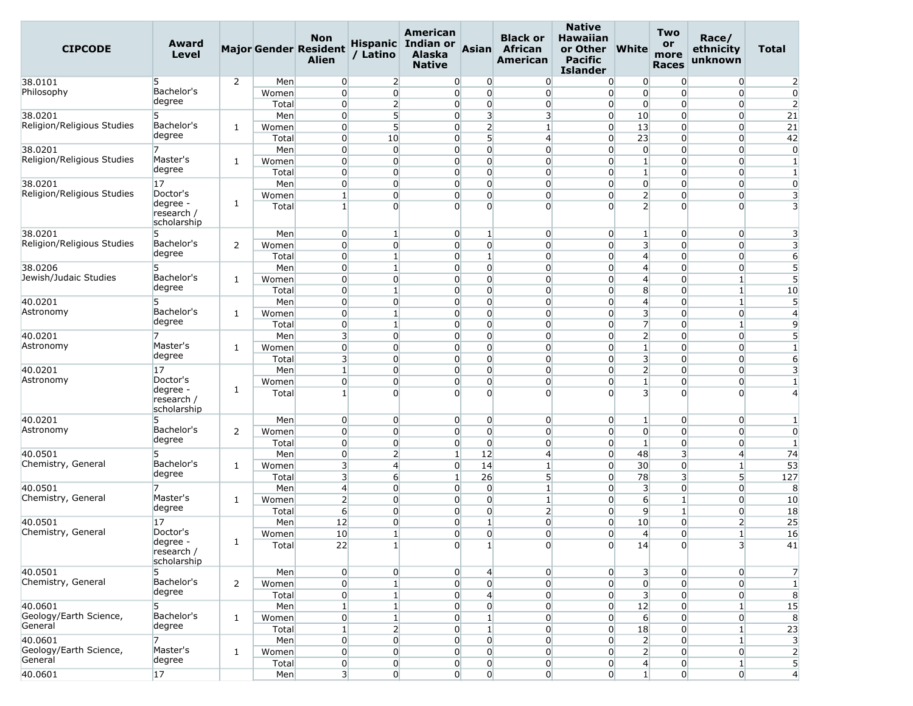| CIPCODE | Award Level | Major | Gender | Non Resident Alien | Hispanic / Latino | American Indian or Alaska Native | Asian | Black or African American | Native Hawaiian or Other Pacific Islander | White | Two or more Races | Race/ ethnicity unknown | Total |
|---|---|---|---|---|---|---|---|---|---|---|---|---|---|
| 38.0101 Philosophy | 5 Bachelor's degree | 2 | Men | 0 | 2 | 0 | 0 | 0 | 0 | 0 | 0 | 0 | 2 |
| | | | Women | 0 | 0 | 0 | 0 | 0 | 0 | 0 | 0 | 0 | 0 |
| | | | Total | 0 | 2 | 0 | 0 | 0 | 0 | 0 | 0 | 0 | 2 |
| 38.0201 Religion/Religious Studies | 5 Bachelor's degree | 1 | Men | 0 | 5 | 0 | 3 | 3 | 0 | 10 | 0 | 0 | 21 |
| | | | Women | 0 | 5 | 0 | 2 | 1 | 0 | 13 | 0 | 0 | 21 |
| | | | Total | 0 | 10 | 0 | 5 | 4 | 0 | 23 | 0 | 0 | 42 |
| 38.0201 Religion/Religious Studies | 7 Master's degree | 1 | Men | 0 | 0 | 0 | 0 | 0 | 0 | 0 | 0 | 0 | 0 |
| | | | Women | 0 | 0 | 0 | 0 | 0 | 0 | 1 | 0 | 0 | 1 |
| | | | Total | 0 | 0 | 0 | 0 | 0 | 0 | 1 | 0 | 0 | 1 |
| 38.0201 Religion/Religious Studies | 17 Doctor's degree - research / scholarship | 1 | Men | 0 | 0 | 0 | 0 | 0 | 0 | 0 | 0 | 0 | 0 |
| | | | Women | 1 | 0 | 0 | 0 | 0 | 0 | 2 | 0 | 0 | 3 |
| | | | Total | 1 | 0 | 0 | 0 | 0 | 0 | 2 | 0 | 0 | 3 |
| 38.0201 Religion/Religious Studies | 5 Bachelor's degree | 2 | Men | 0 | 1 | 0 | 1 | 0 | 0 | 1 | 0 | 0 | 3 |
| | | | Women | 0 | 0 | 0 | 0 | 0 | 0 | 3 | 0 | 0 | 3 |
| | | | Total | 0 | 1 | 0 | 1 | 0 | 0 | 4 | 0 | 0 | 6 |
| 38.0206 Jewish/Judaic Studies | 5 Bachelor's degree | 1 | Men | 0 | 1 | 0 | 0 | 0 | 0 | 4 | 0 | 0 | 5 |
| | | | Women | 0 | 0 | 0 | 0 | 0 | 0 | 4 | 0 | 1 | 5 |
| | | | Total | 0 | 1 | 0 | 0 | 0 | 0 | 8 | 0 | 1 | 10 |
| 40.0201 Astronomy | 5 Bachelor's degree | 1 | Men | 0 | 0 | 0 | 0 | 0 | 0 | 4 | 0 | 1 | 5 |
| | | | Women | 0 | 1 | 0 | 0 | 0 | 0 | 3 | 0 | 0 | 4 |
| | | | Total | 0 | 1 | 0 | 0 | 0 | 0 | 7 | 0 | 1 | 9 |
| 40.0201 Astronomy | 7 Master's degree | 1 | Men | 3 | 0 | 0 | 0 | 0 | 0 | 2 | 0 | 0 | 5 |
| | | | Women | 0 | 0 | 0 | 0 | 0 | 0 | 1 | 0 | 0 | 1 |
| | | | Total | 3 | 0 | 0 | 0 | 0 | 0 | 3 | 0 | 0 | 6 |
| 40.0201 Astronomy | 17 Doctor's degree - research / scholarship | 1 | Men | 1 | 0 | 0 | 0 | 0 | 0 | 2 | 0 | 0 | 3 |
| | | | Women | 0 | 0 | 0 | 0 | 0 | 0 | 1 | 0 | 0 | 1 |
| | | | Total | 1 | 0 | 0 | 0 | 0 | 0 | 3 | 0 | 0 | 4 |
| 40.0201 Astronomy | 5 Bachelor's degree | 2 | Men | 0 | 0 | 0 | 0 | 0 | 0 | 1 | 0 | 0 | 1 |
| | | | Women | 0 | 0 | 0 | 0 | 0 | 0 | 0 | 0 | 0 | 0 |
| | | | Total | 0 | 0 | 0 | 0 | 0 | 0 | 1 | 0 | 0 | 1 |
| 40.0501 Chemistry, General | 5 Bachelor's degree | 1 | Men | 0 | 2 | 1 | 12 | 4 | 0 | 48 | 3 | 4 | 74 |
| | | | Women | 3 | 4 | 0 | 14 | 1 | 0 | 30 | 0 | 1 | 53 |
| | | | Total | 3 | 6 | 1 | 26 | 5 | 0 | 78 | 3 | 5 | 127 |
| 40.0501 Chemistry, General | 7 Master's degree | 1 | Men | 4 | 0 | 0 | 0 | 1 | 0 | 3 | 0 | 0 | 8 |
| | | | Women | 2 | 0 | 0 | 0 | 1 | 0 | 6 | 1 | 0 | 10 |
| | | | Total | 6 | 0 | 0 | 0 | 2 | 0 | 9 | 1 | 0 | 18 |
| 40.0501 Chemistry, General | 17 Doctor's degree - research / scholarship | 1 | Men | 12 | 0 | 0 | 1 | 0 | 0 | 10 | 0 | 2 | 25 |
| | | | Women | 10 | 1 | 0 | 0 | 0 | 0 | 4 | 0 | 1 | 16 |
| | | | Total | 22 | 1 | 0 | 1 | 0 | 0 | 14 | 0 | 3 | 41 |
| 40.0501 Chemistry, General | 5 Bachelor's degree | 2 | Men | 0 | 0 | 0 | 4 | 0 | 0 | 3 | 0 | 0 | 7 |
| | | | Women | 0 | 1 | 0 | 0 | 0 | 0 | 0 | 0 | 0 | 1 |
| | | | Total | 0 | 1 | 0 | 4 | 0 | 0 | 3 | 0 | 0 | 8 |
| 40.0601 Geology/Earth Science, General | 5 Bachelor's degree | 1 | Men | 1 | 1 | 0 | 0 | 0 | 0 | 12 | 0 | 1 | 15 |
| | | | Women | 0 | 1 | 0 | 1 | 0 | 0 | 6 | 0 | 0 | 8 |
| | | | Total | 1 | 2 | 0 | 1 | 0 | 0 | 18 | 0 | 1 | 23 |
| 40.0601 Geology/Earth Science, General | 7 Master's degree | 1 | Men | 0 | 0 | 0 | 0 | 0 | 0 | 2 | 0 | 1 | 3 |
| | | | Women | 0 | 0 | 0 | 0 | 0 | 0 | 2 | 0 | 0 | 2 |
| | | | Total | 0 | 0 | 0 | 0 | 0 | 0 | 4 | 0 | 1 | 5 |
| 40.0601 | 17 | | Men | 3 | 0 | 0 | 0 | 0 | 0 | 1 | 0 | 0 | 4 |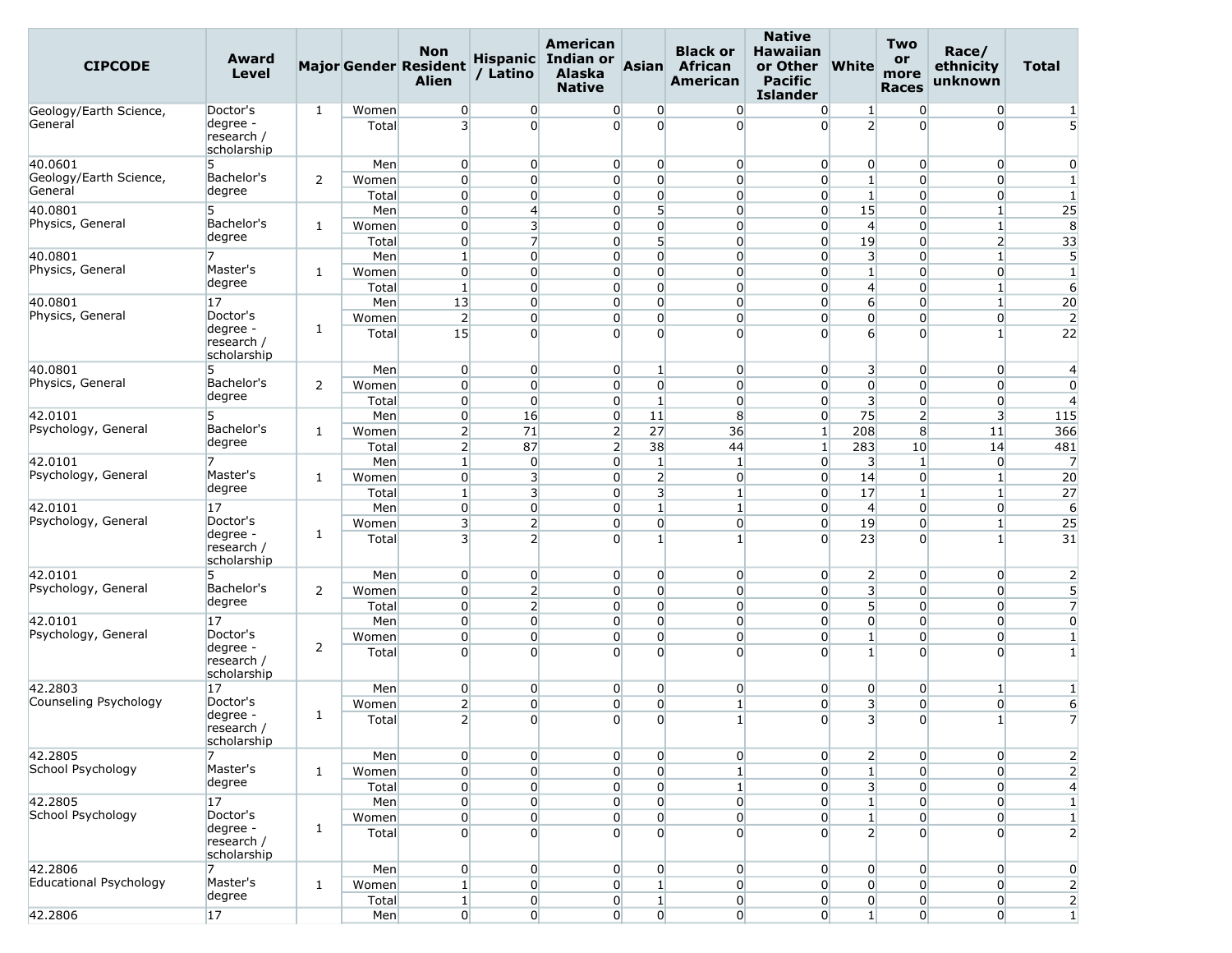| CIPCODE | Award Level | Major | Gender | Non Resident Alien | Hispanic / Latino | American Indian or Alaska Native | Asian | Black or African American | Native Hawaiian or Other Pacific Islander | White | Two or more Races | Race/ ethnicity unknown | Total |
|---|---|---|---|---|---|---|---|---|---|---|---|---|---|
| Geology/Earth Science, General | Doctor's degree - research / scholarship | 1 | Women | 0 | 0 | 0 | 0 | 0 | 0 | 1 | 0 | 0 | 1 |
| | | | Total | 3 | 0 | 0 | 0 | 0 | 0 | 2 | 0 | 0 | 5 |
| 40.0601 Geology/Earth Science, General | 5 Bachelor's degree | 2 | Men | 0 | 0 | 0 | 0 | 0 | 0 | 0 | 0 | 0 | 0 |
| | | | Women | 0 | 0 | 0 | 0 | 0 | 0 | 1 | 0 | 0 | 1 |
| | | | Total | 0 | 0 | 0 | 0 | 0 | 0 | 1 | 0 | 0 | 1 |
| 40.0801 Physics, General | 5 Bachelor's degree | 1 | Men | 0 | 4 | 0 | 5 | 0 | 0 | 15 | 0 | 1 | 25 |
| | | | Women | 0 | 3 | 0 | 0 | 0 | 0 | 4 | 0 | 1 | 8 |
| | | | Total | 0 | 7 | 0 | 5 | 0 | 0 | 19 | 0 | 2 | 33 |
| 40.0801 Physics, General | 7 Master's degree | 1 | Men | 1 | 0 | 0 | 0 | 0 | 0 | 3 | 0 | 1 | 5 |
| | | | Women | 0 | 0 | 0 | 0 | 0 | 0 | 1 | 0 | 0 | 1 |
| | | | Total | 1 | 0 | 0 | 0 | 0 | 0 | 4 | 0 | 1 | 6 |
| 40.0801 Physics, General | 17 Doctor's degree - research / scholarship | 1 | Men | 13 | 0 | 0 | 0 | 0 | 0 | 6 | 0 | 1 | 20 |
| | | | Women | 2 | 0 | 0 | 0 | 0 | 0 | 0 | 0 | 0 | 2 |
| | | | Total | 15 | 0 | 0 | 0 | 0 | 0 | 6 | 0 | 1 | 22 |
| 40.0801 Physics, General | 5 Bachelor's degree | 2 | Men | 0 | 0 | 0 | 1 | 0 | 0 | 3 | 0 | 0 | 4 |
| | | | Women | 0 | 0 | 0 | 0 | 0 | 0 | 0 | 0 | 0 | 0 |
| | | | Total | 0 | 0 | 0 | 1 | 0 | 0 | 3 | 0 | 0 | 4 |
| 42.0101 Psychology, General | 5 Bachelor's degree | 1 | Men | 0 | 16 | 0 | 11 | 8 | 0 | 75 | 2 | 3 | 115 |
| | | | Women | 2 | 71 | 2 | 27 | 36 | 1 | 208 | 8 | 11 | 366 |
| | | | Total | 2 | 87 | 2 | 38 | 44 | 1 | 283 | 10 | 14 | 481 |
| 42.0101 Psychology, General | 7 Master's degree | 1 | Men | 1 | 0 | 0 | 1 | 1 | 0 | 3 | 1 | 0 | 7 |
| | | | Women | 0 | 3 | 0 | 2 | 0 | 0 | 14 | 0 | 1 | 20 |
| | | | Total | 1 | 3 | 0 | 3 | 1 | 0 | 17 | 1 | 1 | 27 |
| 42.0101 Psychology, General | 17 Doctor's degree - research / scholarship | 1 | Men | 0 | 0 | 0 | 1 | 1 | 0 | 4 | 0 | 0 | 6 |
| | | | Women | 3 | 2 | 0 | 0 | 0 | 0 | 19 | 0 | 1 | 25 |
| | | | Total | 3 | 2 | 0 | 1 | 1 | 0 | 23 | 0 | 1 | 31 |
| 42.0101 Psychology, General | 5 Bachelor's degree | 2 | Men | 0 | 0 | 0 | 0 | 0 | 0 | 2 | 0 | 0 | 2 |
| | | | Women | 0 | 2 | 0 | 0 | 0 | 0 | 3 | 0 | 0 | 5 |
| | | | Total | 0 | 2 | 0 | 0 | 0 | 0 | 5 | 0 | 0 | 7 |
| 42.0101 Psychology, General | 17 Doctor's degree - research / scholarship | 2 | Men | 0 | 0 | 0 | 0 | 0 | 0 | 0 | 0 | 0 | 0 |
| | | | Women | 0 | 0 | 0 | 0 | 0 | 0 | 1 | 0 | 0 | 1 |
| | | | Total | 0 | 0 | 0 | 0 | 0 | 0 | 1 | 0 | 0 | 1 |
| 42.2803 Counseling Psychology | 17 Doctor's degree - research / scholarship | 1 | Men | 0 | 0 | 0 | 0 | 0 | 0 | 0 | 0 | 1 | 1 |
| | | | Women | 2 | 0 | 0 | 0 | 1 | 0 | 3 | 0 | 0 | 6 |
| | | | Total | 2 | 0 | 0 | 0 | 1 | 0 | 3 | 0 | 1 | 7 |
| 42.2805 School Psychology | 7 Master's degree | 1 | Men | 0 | 0 | 0 | 0 | 0 | 0 | 2 | 0 | 0 | 2 |
| | | | Women | 0 | 0 | 0 | 0 | 1 | 0 | 1 | 0 | 0 | 2 |
| | | | Total | 0 | 0 | 0 | 0 | 1 | 0 | 3 | 0 | 0 | 4 |
| 42.2805 School Psychology | 17 Doctor's degree - research / scholarship | 1 | Men | 0 | 0 | 0 | 0 | 0 | 0 | 1 | 0 | 0 | 1 |
| | | | Women | 0 | 0 | 0 | 0 | 0 | 0 | 1 | 0 | 0 | 1 |
| | | | Total | 0 | 0 | 0 | 0 | 0 | 0 | 2 | 0 | 0 | 2 |
| 42.2806 Educational Psychology | 7 Master's degree | 1 | Men | 0 | 0 | 0 | 0 | 0 | 0 | 0 | 0 | 0 | 0 |
| | | | Women | 1 | 0 | 0 | 1 | 0 | 0 | 0 | 0 | 0 | 2 |
| | | | Total | 1 | 0 | 0 | 1 | 0 | 0 | 0 | 0 | 0 | 2 |
| 42.2806 | 17 | | Men | 0 | 0 | 0 | 0 | 0 | 0 | 1 | 0 | 0 | 1 |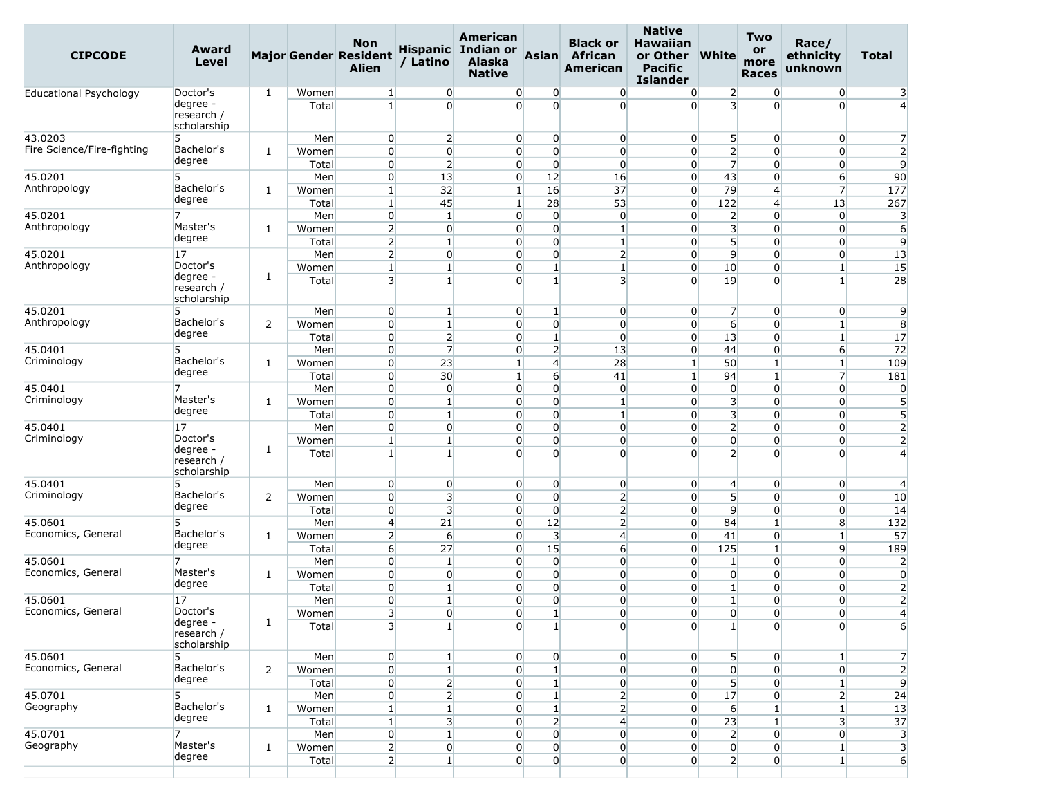| CIPCODE | Award Level | Major | Gender | Non Resident Alien | Hispanic / Latino | American Indian or Alaska Native | Asian | Black or African American | Native Hawaiian or Other Pacific Islander | White | Two or more Races | Race/ ethnicity unknown | Total |
|---|---|---|---|---|---|---|---|---|---|---|---|---|---|
| Educational Psychology | Doctor's degree - research / scholarship | 1 | Women | 1 | 0 | 0 | 0 | 0 | 0 | 2 | 0 | 0 | 3 |
| | | | Total | 1 | 0 | 0 | 0 | 0 | 0 | 3 | 0 | 0 | 4 |
| 43.0203 Fire Science/Fire-fighting | 5 Bachelor's degree | 1 | Men | 0 | 2 | 0 | 0 | 0 | 0 | 5 | 0 | 0 | 7 |
| | | | Women | 0 | 0 | 0 | 0 | 0 | 0 | 2 | 0 | 0 | 2 |
| | | | Total | 0 | 2 | 0 | 0 | 0 | 0 | 7 | 0 | 0 | 9 |
| 45.0201 Anthropology | 5 Bachelor's degree | 1 | Men | 0 | 13 | 0 | 12 | 16 | 0 | 43 | 0 | 6 | 90 |
| | | | Women | 1 | 32 | 1 | 16 | 37 | 0 | 79 | 4 | 7 | 177 |
| | | | Total | 1 | 45 | 1 | 28 | 53 | 0 | 122 | 4 | 13 | 267 |
| 45.0201 Anthropology | 7 Master's degree | 1 | Men | 0 | 1 | 0 | 0 | 0 | 0 | 2 | 0 | 0 | 3 |
| | | | Women | 2 | 0 | 0 | 0 | 1 | 0 | 3 | 0 | 0 | 6 |
| | | | Total | 2 | 1 | 0 | 0 | 1 | 0 | 5 | 0 | 0 | 9 |
| 45.0201 Anthropology | 17 Doctor's degree - research / scholarship | 1 | Men | 2 | 0 | 0 | 0 | 2 | 0 | 9 | 0 | 0 | 13 |
| | | | Women | 1 | 1 | 0 | 1 | 1 | 0 | 10 | 0 | 1 | 15 |
| | | | Total | 3 | 1 | 0 | 1 | 3 | 0 | 19 | 0 | 1 | 28 |
| 45.0201 Anthropology | 5 Bachelor's degree | 2 | Men | 0 | 1 | 0 | 1 | 0 | 0 | 7 | 0 | 0 | 9 |
| | | | Women | 0 | 1 | 0 | 0 | 0 | 0 | 6 | 0 | 1 | 8 |
| | | | Total | 0 | 2 | 0 | 1 | 0 | 0 | 13 | 0 | 1 | 17 |
| 45.0401 Criminology | 5 Bachelor's degree | 1 | Men | 0 | 7 | 0 | 2 | 13 | 0 | 44 | 0 | 6 | 72 |
| | | | Women | 0 | 23 | 1 | 4 | 28 | 1 | 50 | 1 | 1 | 109 |
| | | | Total | 0 | 30 | 1 | 6 | 41 | 1 | 94 | 1 | 7 | 181 |
| 45.0401 Criminology | 7 Master's degree | 1 | Men | 0 | 0 | 0 | 0 | 0 | 0 | 0 | 0 | 0 | 0 |
| | | | Women | 0 | 1 | 0 | 0 | 1 | 0 | 3 | 0 | 0 | 5 |
| | | | Total | 0 | 1 | 0 | 0 | 1 | 0 | 3 | 0 | 0 | 5 |
| 45.0401 Criminology | 17 Doctor's degree - research / scholarship | 1 | Men | 0 | 0 | 0 | 0 | 0 | 0 | 2 | 0 | 0 | 2 |
| | | | Women | 1 | 1 | 0 | 0 | 0 | 0 | 0 | 0 | 0 | 2 |
| | | | Total | 1 | 1 | 0 | 0 | 0 | 0 | 2 | 0 | 0 | 4 |
| 45.0401 Criminology | 5 Bachelor's degree | 2 | Men | 0 | 0 | 0 | 0 | 0 | 0 | 4 | 0 | 0 | 4 |
| | | | Women | 0 | 3 | 0 | 0 | 2 | 0 | 5 | 0 | 0 | 10 |
| | | | Total | 0 | 3 | 0 | 0 | 2 | 0 | 9 | 0 | 0 | 14 |
| 45.0601 Economics, General | 5 Bachelor's degree | 1 | Men | 4 | 21 | 0 | 12 | 2 | 0 | 84 | 1 | 8 | 132 |
| | | | Women | 2 | 6 | 0 | 3 | 4 | 0 | 41 | 0 | 1 | 57 |
| | | | Total | 6 | 27 | 0 | 15 | 6 | 0 | 125 | 1 | 9 | 189 |
| 45.0601 Economics, General | 7 Master's degree | 1 | Men | 0 | 1 | 0 | 0 | 0 | 0 | 1 | 0 | 0 | 2 |
| | | | Women | 0 | 0 | 0 | 0 | 0 | 0 | 0 | 0 | 0 | 0 |
| | | | Total | 0 | 1 | 0 | 0 | 0 | 0 | 1 | 0 | 0 | 2 |
| 45.0601 Economics, General | 17 Doctor's degree - research / scholarship | 1 | Men | 0 | 1 | 0 | 0 | 0 | 0 | 1 | 0 | 0 | 2 |
| | | | Women | 3 | 0 | 0 | 1 | 0 | 0 | 0 | 0 | 0 | 4 |
| | | | Total | 3 | 1 | 0 | 1 | 0 | 0 | 1 | 0 | 0 | 6 |
| 45.0601 Economics, General | 5 Bachelor's degree | 2 | Men | 0 | 1 | 0 | 0 | 0 | 0 | 5 | 0 | 1 | 7 |
| | | | Women | 0 | 1 | 0 | 1 | 0 | 0 | 0 | 0 | 0 | 2 |
| | | | Total | 0 | 2 | 0 | 1 | 0 | 0 | 5 | 0 | 1 | 9 |
| 45.0701 Geography | 5 Bachelor's degree | 1 | Men | 0 | 2 | 0 | 1 | 2 | 0 | 17 | 0 | 2 | 24 |
| | | | Women | 1 | 1 | 0 | 1 | 2 | 0 | 6 | 1 | 1 | 13 |
| | | | Total | 1 | 3 | 0 | 2 | 4 | 0 | 23 | 1 | 3 | 37 |
| 45.0701 Geography | 7 Master's degree | 1 | Men | 0 | 1 | 0 | 0 | 0 | 0 | 2 | 0 | 0 | 3 |
| | | | Women | 2 | 0 | 0 | 0 | 0 | 0 | 0 | 0 | 1 | 3 |
| | | | Total | 2 | 1 | 0 | 0 | 0 | 0 | 2 | 0 | 1 | 6 |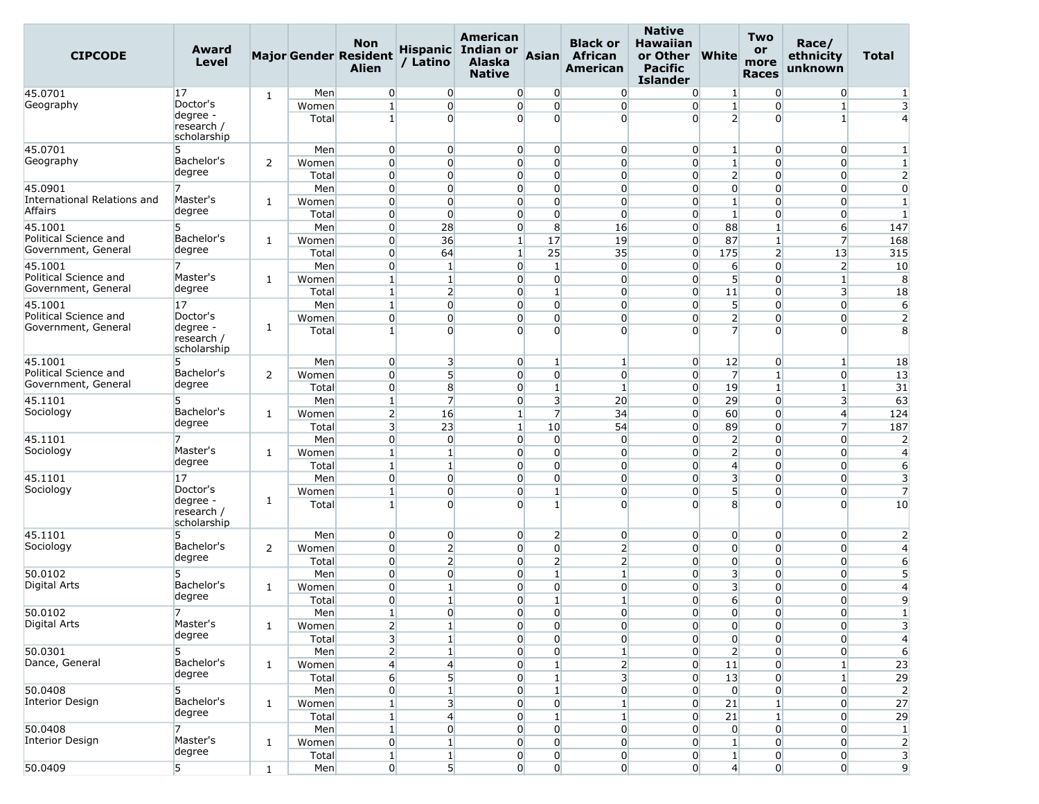| CIPCODE | Award Level | Major | Gender | Non Resident Alien | Hispanic / Latino | American Indian or Alaska Native | Asian | Black or African American | Native Hawaiian or Other Pacific Islander | White | Two or more Races | Race/ ethnicity unknown | Total |
|---|---|---|---|---|---|---|---|---|---|---|---|---|---|
| 45.0701 Geography | 17 Doctor's degree - research / scholarship | 1 | Men | 0 | 0 | 0 | 0 | 0 | 0 | 1 | 0 | 0 | 1 |
| | | | Women | 1 | 0 | 0 | 0 | 0 | 0 | 1 | 0 | 1 | 3 |
| | | | Total | 1 | 0 | 0 | 0 | 0 | 0 | 2 | 0 | 1 | 4 |
| 45.0701 Geography | 5 Bachelor's degree | 2 | Men | 0 | 0 | 0 | 0 | 0 | 0 | 1 | 0 | 0 | 1 |
| | | | Women | 0 | 0 | 0 | 0 | 0 | 0 | 1 | 0 | 0 | 1 |
| | | | Total | 0 | 0 | 0 | 0 | 0 | 0 | 2 | 0 | 0 | 2 |
| 45.0901 International Relations and Affairs | 7 Master's degree | 1 | Men | 0 | 0 | 0 | 0 | 0 | 0 | 0 | 0 | 0 | 0 |
| | | | Women | 0 | 0 | 0 | 0 | 0 | 0 | 1 | 0 | 0 | 1 |
| | | | Total | 0 | 0 | 0 | 0 | 0 | 0 | 1 | 0 | 0 | 1 |
| 45.1001 Political Science and Government, General | 5 Bachelor's degree | 1 | Men | 0 | 28 | 0 | 8 | 16 | 0 | 88 | 1 | 6 | 147 |
| | | | Women | 0 | 36 | 1 | 17 | 19 | 0 | 87 | 1 | 7 | 168 |
| | | | Total | 0 | 64 | 1 | 25 | 35 | 0 | 175 | 2 | 13 | 315 |
| 45.1001 Political Science and Government, General | 7 Master's degree | 1 | Men | 0 | 1 | 0 | 1 | 0 | 0 | 6 | 0 | 2 | 10 |
| | | | Women | 1 | 1 | 0 | 0 | 0 | 0 | 5 | 0 | 1 | 8 |
| | | | Total | 1 | 2 | 0 | 1 | 0 | 0 | 11 | 0 | 3 | 18 |
| 45.1001 Political Science and Government, General | 17 Doctor's degree - research / scholarship | 1 | Men | 1 | 0 | 0 | 0 | 0 | 0 | 5 | 0 | 0 | 6 |
| | | | Women | 0 | 0 | 0 | 0 | 0 | 0 | 2 | 0 | 0 | 2 |
| | | | Total | 1 | 0 | 0 | 0 | 0 | 0 | 7 | 0 | 0 | 8 |
| 45.1001 Political Science and Government, General | 5 Bachelor's degree | 2 | Men | 0 | 3 | 0 | 1 | 1 | 0 | 12 | 0 | 1 | 18 |
| | | | Women | 0 | 5 | 0 | 0 | 0 | 0 | 7 | 1 | 0 | 13 |
| | | | Total | 0 | 8 | 0 | 1 | 1 | 0 | 19 | 1 | 1 | 31 |
| 45.1101 Sociology | 5 Bachelor's degree | 1 | Men | 1 | 7 | 0 | 3 | 20 | 0 | 29 | 0 | 3 | 63 |
| | | | Women | 2 | 16 | 1 | 7 | 34 | 0 | 60 | 0 | 4 | 124 |
| | | | Total | 3 | 23 | 1 | 10 | 54 | 0 | 89 | 0 | 7 | 187 |
| 45.1101 Sociology | 7 Master's degree | 1 | Men | 0 | 0 | 0 | 0 | 0 | 0 | 2 | 0 | 0 | 2 |
| | | | Women | 1 | 1 | 0 | 0 | 0 | 0 | 2 | 0 | 0 | 4 |
| | | | Total | 1 | 1 | 0 | 0 | 0 | 0 | 4 | 0 | 0 | 6 |
| 45.1101 Sociology | 17 Doctor's degree - research / scholarship | 1 | Men | 0 | 0 | 0 | 0 | 0 | 0 | 3 | 0 | 0 | 3 |
| | | | Women | 1 | 0 | 0 | 1 | 0 | 0 | 5 | 0 | 0 | 7 |
| | | | Total | 1 | 0 | 0 | 1 | 0 | 0 | 8 | 0 | 0 | 10 |
| 45.1101 Sociology | 5 Bachelor's degree | 2 | Men | 0 | 0 | 0 | 2 | 0 | 0 | 0 | 0 | 0 | 2 |
| | | | Women | 0 | 2 | 0 | 0 | 2 | 0 | 0 | 0 | 0 | 4 |
| | | | Total | 0 | 2 | 0 | 2 | 2 | 0 | 0 | 0 | 0 | 6 |
| 50.0102 Digital Arts | 5 Bachelor's degree | 1 | Men | 0 | 0 | 0 | 1 | 1 | 0 | 3 | 0 | 0 | 5 |
| | | | Women | 0 | 1 | 0 | 0 | 0 | 0 | 3 | 0 | 0 | 4 |
| | | | Total | 0 | 1 | 0 | 1 | 1 | 0 | 6 | 0 | 0 | 9 |
| 50.0102 Digital Arts | 7 Master's degree | 1 | Men | 1 | 0 | 0 | 0 | 0 | 0 | 0 | 0 | 0 | 1 |
| | | | Women | 2 | 1 | 0 | 0 | 0 | 0 | 0 | 0 | 0 | 3 |
| | | | Total | 3 | 1 | 0 | 0 | 0 | 0 | 0 | 0 | 0 | 4 |
| 50.0301 Dance, General | 5 Bachelor's degree | 1 | Men | 2 | 1 | 0 | 0 | 1 | 0 | 2 | 0 | 0 | 6 |
| | | | Women | 4 | 4 | 0 | 1 | 2 | 0 | 11 | 0 | 1 | 23 |
| | | | Total | 6 | 5 | 0 | 1 | 3 | 0 | 13 | 0 | 1 | 29 |
| 50.0408 Interior Design | 5 Bachelor's degree | 1 | Men | 0 | 1 | 0 | 1 | 0 | 0 | 0 | 0 | 0 | 2 |
| | | | Women | 1 | 3 | 0 | 0 | 1 | 0 | 21 | 1 | 0 | 27 |
| | | | Total | 1 | 4 | 0 | 1 | 1 | 0 | 21 | 1 | 0 | 29 |
| 50.0408 Interior Design | 7 Master's degree | 1 | Men | 1 | 0 | 0 | 0 | 0 | 0 | 0 | 0 | 0 | 1 |
| | | | Women | 0 | 1 | 0 | 0 | 0 | 0 | 1 | 0 | 0 | 2 |
| | | | Total | 1 | 1 | 0 | 0 | 0 | 0 | 1 | 0 | 0 | 3 |
| 50.0409 | 5 | 1 | Men | 0 | 5 | 0 | 0 | 0 | 0 | 4 | 0 | 0 | 9 |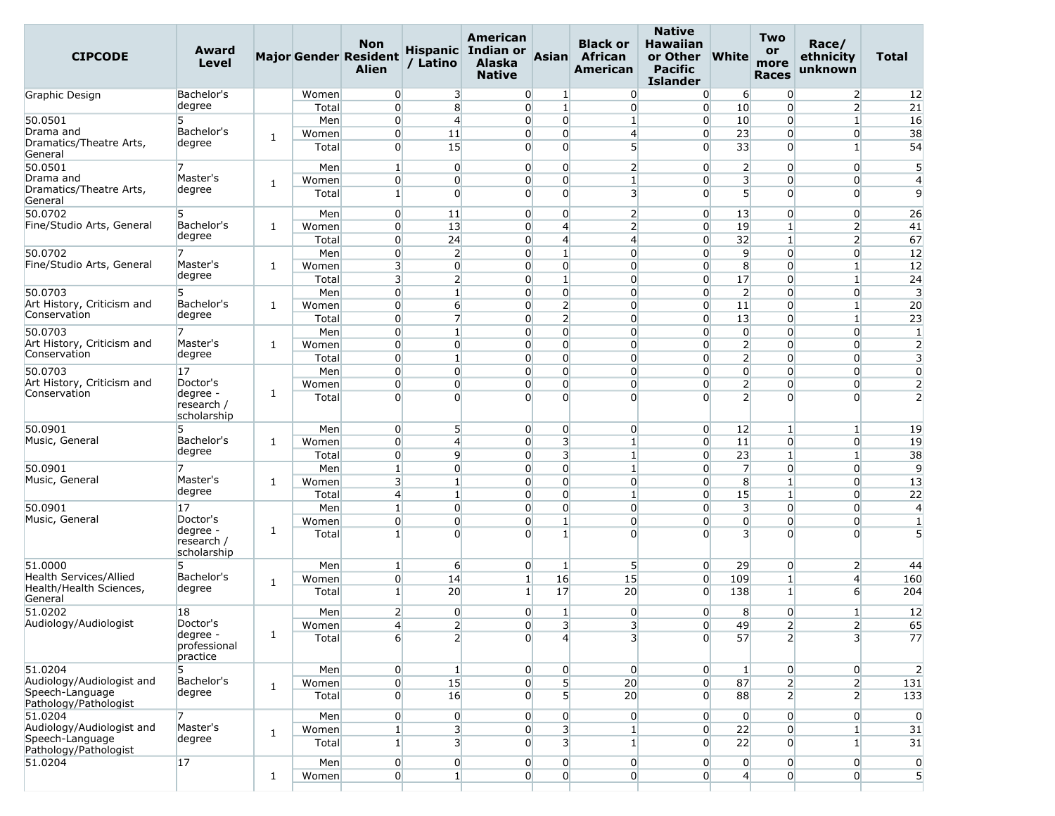| CIPCODE | Award Level | Major | Gender | Non Resident Alien | Hispanic / Latino | American Indian or Alaska Native | Asian | Black or African American | Native Hawaiian or Other Pacific Islander | White | Two or more Races | Race/ ethnicity unknown | Total |
|---|---|---|---|---|---|---|---|---|---|---|---|---|---|
| Graphic Design | Bachelor's degree | | Women | 0 | 3 | 0 | 1 | 0 | 0 | 6 | 0 | 2 | 12 |
| | | | Total | 0 | 8 | 0 | 1 | 0 | 0 | 10 | 0 | 2 | 21 |
| 50.0501 Drama and Dramatics/Theatre Arts, General | 5 Bachelor's degree | 1 | Men | 0 | 4 | 0 | 0 | 1 | 0 | 10 | 0 | 1 | 16 |
| | | | Women | 0 | 11 | 0 | 0 | 4 | 0 | 23 | 0 | 0 | 38 |
| | | | Total | 0 | 15 | 0 | 0 | 5 | 0 | 33 | 0 | 1 | 54 |
| 50.0501 Drama and Dramatics/Theatre Arts, General | 7 Master's degree | 1 | Men | 1 | 0 | 0 | 0 | 2 | 0 | 2 | 0 | 0 | 5 |
| | | | Women | 0 | 0 | 0 | 0 | 1 | 0 | 3 | 0 | 0 | 4 |
| | | | Total | 1 | 0 | 0 | 0 | 3 | 0 | 5 | 0 | 0 | 9 |
| 50.0702 Fine/Studio Arts, General | 5 Bachelor's degree | 1 | Men | 0 | 11 | 0 | 0 | 2 | 0 | 13 | 0 | 0 | 26 |
| | | | Women | 0 | 13 | 0 | 4 | 2 | 0 | 19 | 1 | 2 | 41 |
| | | | Total | 0 | 24 | 0 | 4 | 4 | 0 | 32 | 1 | 2 | 67 |
| 50.0702 Fine/Studio Arts, General | 7 Master's degree | 1 | Men | 0 | 2 | 0 | 1 | 0 | 0 | 9 | 0 | 0 | 12 |
| | | | Women | 3 | 0 | 0 | 0 | 0 | 0 | 8 | 0 | 1 | 12 |
| | | | Total | 3 | 2 | 0 | 1 | 0 | 0 | 17 | 0 | 1 | 24 |
| 50.0703 Art History, Criticism and Conservation | 5 Bachelor's degree | 1 | Men | 0 | 1 | 0 | 0 | 0 | 0 | 2 | 0 | 0 | 3 |
| | | | Women | 0 | 6 | 0 | 2 | 0 | 0 | 11 | 0 | 1 | 20 |
| | | | Total | 0 | 7 | 0 | 2 | 0 | 0 | 13 | 0 | 1 | 23 |
| 50.0703 Art History, Criticism and Conservation | 7 Master's degree | 1 | Men | 0 | 1 | 0 | 0 | 0 | 0 | 0 | 0 | 0 | 1 |
| | | | Women | 0 | 0 | 0 | 0 | 0 | 0 | 2 | 0 | 0 | 2 |
| | | | Total | 0 | 1 | 0 | 0 | 0 | 0 | 2 | 0 | 0 | 3 |
| 50.0703 Art History, Criticism and Conservation | 17 Doctor's degree - research / scholarship | 1 | Men | 0 | 0 | 0 | 0 | 0 | 0 | 0 | 0 | 0 | 0 |
| | | | Women | 0 | 0 | 0 | 0 | 0 | 0 | 2 | 0 | 0 | 2 |
| | | | Total | 0 | 0 | 0 | 0 | 0 | 0 | 2 | 0 | 0 | 2 |
| 50.0901 Music, General | 5 Bachelor's degree | 1 | Men | 0 | 5 | 0 | 0 | 0 | 0 | 12 | 1 | 1 | 19 |
| | | | Women | 0 | 4 | 0 | 3 | 1 | 0 | 11 | 0 | 0 | 19 |
| | | | Total | 0 | 9 | 0 | 3 | 1 | 0 | 23 | 1 | 1 | 38 |
| 50.0901 Music, General | 7 Master's degree | 1 | Men | 1 | 0 | 0 | 0 | 1 | 0 | 7 | 0 | 0 | 9 |
| | | | Women | 3 | 1 | 0 | 0 | 0 | 0 | 8 | 1 | 0 | 13 |
| | | | Total | 4 | 1 | 0 | 0 | 1 | 0 | 15 | 1 | 0 | 22 |
| 50.0901 Music, General | 17 Doctor's degree - research / scholarship | 1 | Men | 1 | 0 | 0 | 0 | 0 | 0 | 3 | 0 | 0 | 4 |
| | | | Women | 0 | 0 | 0 | 1 | 0 | 0 | 0 | 0 | 0 | 1 |
| | | | Total | 1 | 0 | 0 | 1 | 0 | 0 | 3 | 0 | 0 | 5 |
| 51.0000 Health Services/Allied Health/Health Sciences, General | 5 Bachelor's degree | 1 | Men | 1 | 6 | 0 | 1 | 5 | 0 | 29 | 0 | 2 | 44 |
| | | | Women | 0 | 14 | 1 | 16 | 15 | 0 | 109 | 1 | 4 | 160 |
| | | | Total | 1 | 20 | 1 | 17 | 20 | 0 | 138 | 1 | 6 | 204 |
| 51.0202 Audiology/Audiologist | 18 Doctor's degree - professional practice | 1 | Men | 2 | 0 | 0 | 1 | 0 | 0 | 8 | 0 | 1 | 12 |
| | | | Women | 4 | 2 | 0 | 3 | 3 | 0 | 49 | 2 | 2 | 65 |
| | | | Total | 6 | 2 | 0 | 4 | 3 | 0 | 57 | 2 | 3 | 77 |
| 51.0204 Audiology/Audiologist and Speech-Language Pathology/Pathologist | 5 Bachelor's degree | 1 | Men | 0 | 1 | 0 | 0 | 0 | 0 | 1 | 0 | 0 | 2 |
| | | | Women | 0 | 15 | 0 | 5 | 20 | 0 | 87 | 2 | 2 | 131 |
| | | | Total | 0 | 16 | 0 | 5 | 20 | 0 | 88 | 2 | 2 | 133 |
| 51.0204 Audiology/Audiologist and Speech-Language Pathology/Pathologist | 7 Master's degree | 1 | Men | 0 | 0 | 0 | 0 | 0 | 0 | 0 | 0 | 0 | 0 |
| | | | Women | 1 | 3 | 0 | 3 | 1 | 0 | 22 | 0 | 1 | 31 |
| | | | Total | 1 | 3 | 0 | 3 | 1 | 0 | 22 | 0 | 1 | 31 |
| 51.0204 | 17 | 1 | Men | 0 | 0 | 0 | 0 | 0 | 0 | 0 | 0 | 0 | 0 |
| | | | Women | 0 | 1 | 0 | 0 | 0 | 0 | 4 | 0 | 0 | 5 |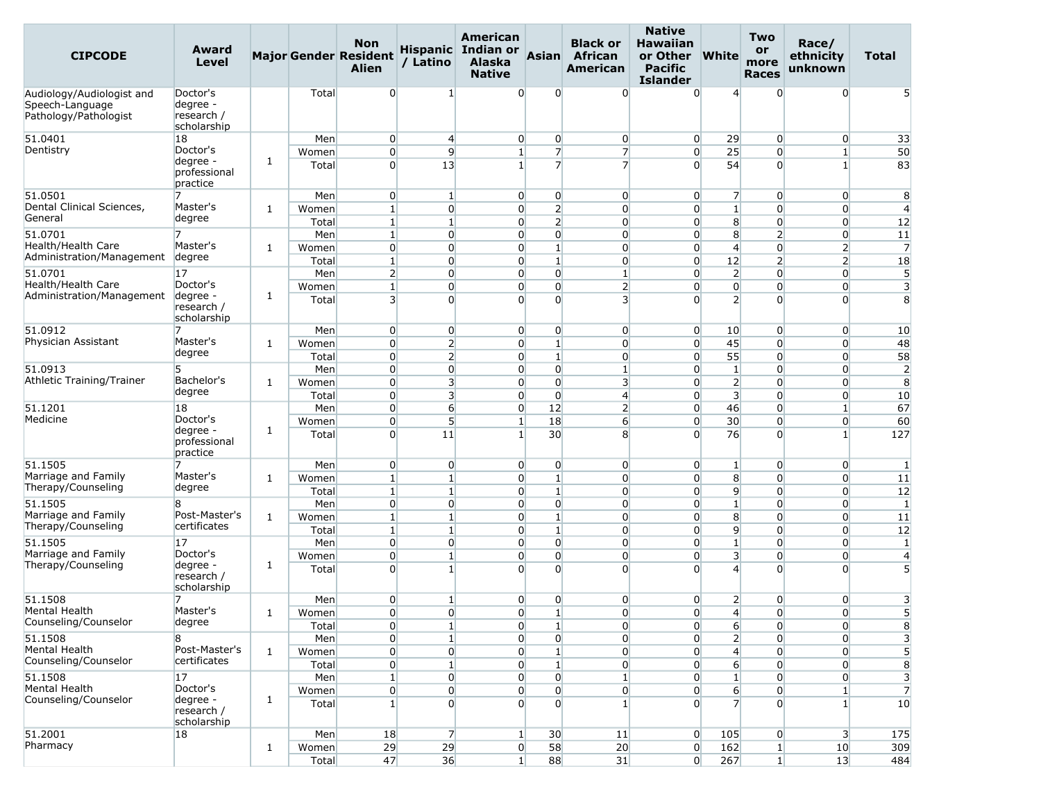| CIPCODE | Award Level | Major | Gender | Non Resident Alien | Hispanic / Latino | American Indian or Alaska Native | Asian | Black or African American | Native Hawaiian or Other Pacific Islander | White | Two or more Races | Race/ ethnicity unknown | Total |
|---|---|---|---|---|---|---|---|---|---|---|---|---|---|
| Audiology/Audiologist and Speech-Language Pathology/Pathologist | Doctor's degree - research / scholarship | | Total | 0 | 1 | 0 | 0 | 0 | 0 | 4 | 0 | 0 | 5 |
| 51.0401 Dentistry | 18 Doctor's degree - professional practice | 1 | Men | 0 | 4 | 0 | 0 | 0 | 0 | 29 | 0 | 0 | 33 |
| | | | Women | 0 | 9 | 1 | 7 | 7 | 0 | 25 | 0 | 1 | 50 |
| | | | Total | 0 | 13 | 1 | 7 | 7 | 0 | 54 | 0 | 1 | 83 |
| 51.0501 Dental Clinical Sciences, General | 7 Master's degree | 1 | Men | 0 | 1 | 0 | 0 | 0 | 0 | 7 | 0 | 0 | 8 |
| | | | Women | 1 | 0 | 0 | 2 | 0 | 0 | 1 | 0 | 0 | 4 |
| | | | Total | 1 | 1 | 0 | 2 | 0 | 0 | 8 | 0 | 0 | 12 |
| 51.0701 Health/Health Care Administration/Management | 7 Master's degree | 1 | Men | 1 | 0 | 0 | 0 | 0 | 0 | 8 | 2 | 0 | 11 |
| | | | Women | 0 | 0 | 0 | 1 | 0 | 0 | 4 | 0 | 2 | 7 |
| | | | Total | 1 | 0 | 0 | 1 | 0 | 0 | 12 | 2 | 2 | 18 |
| 51.0701 Health/Health Care Administration/Management | 17 Doctor's degree - research / scholarship | 1 | Men | 2 | 0 | 0 | 0 | 1 | 0 | 2 | 0 | 0 | 5 |
| | | | Women | 1 | 0 | 0 | 0 | 2 | 0 | 0 | 0 | 0 | 3 |
| | | | Total | 3 | 0 | 0 | 0 | 3 | 0 | 2 | 0 | 0 | 8 |
| 51.0912 Physician Assistant | 7 Master's degree | 1 | Men | 0 | 0 | 0 | 0 | 0 | 0 | 10 | 0 | 0 | 10 |
| | | | Women | 0 | 2 | 0 | 1 | 0 | 0 | 45 | 0 | 0 | 48 |
| | | | Total | 0 | 2 | 0 | 1 | 0 | 0 | 55 | 0 | 0 | 58 |
| 51.0913 Athletic Training/Trainer | 5 Bachelor's degree | 1 | Men | 0 | 0 | 0 | 0 | 1 | 0 | 1 | 0 | 0 | 2 |
| | | | Women | 0 | 3 | 0 | 0 | 3 | 0 | 2 | 0 | 0 | 8 |
| | | | Total | 0 | 3 | 0 | 0 | 4 | 0 | 3 | 0 | 0 | 10 |
| 51.1201 Medicine | 18 Doctor's degree - professional practice | 1 | Men | 0 | 6 | 0 | 12 | 2 | 0 | 46 | 0 | 1 | 67 |
| | | | Women | 0 | 5 | 1 | 18 | 6 | 0 | 30 | 0 | 0 | 60 |
| | | | Total | 0 | 11 | 1 | 30 | 8 | 0 | 76 | 0 | 1 | 127 |
| 51.1505 Marriage and Family Therapy/Counseling | 7 Master's degree | 1 | Men | 0 | 0 | 0 | 0 | 0 | 0 | 1 | 0 | 0 | 1 |
| | | | Women | 1 | 1 | 0 | 1 | 0 | 0 | 8 | 0 | 0 | 11 |
| | | | Total | 1 | 1 | 0 | 1 | 0 | 0 | 9 | 0 | 0 | 12 |
| 51.1505 Marriage and Family Therapy/Counseling | 8 Post-Master's certificates | 1 | Men | 0 | 0 | 0 | 0 | 0 | 0 | 1 | 0 | 0 | 1 |
| | | | Women | 1 | 1 | 0 | 1 | 0 | 0 | 8 | 0 | 0 | 11 |
| | | | Total | 1 | 1 | 0 | 1 | 0 | 0 | 9 | 0 | 0 | 12 |
| 51.1505 Marriage and Family Therapy/Counseling | 17 Doctor's degree - research / scholarship | 1 | Men | 0 | 0 | 0 | 0 | 0 | 0 | 1 | 0 | 0 | 1 |
| | | | Women | 0 | 1 | 0 | 0 | 0 | 0 | 3 | 0 | 0 | 4 |
| | | | Total | 0 | 1 | 0 | 0 | 0 | 0 | 4 | 0 | 0 | 5 |
| 51.1508 Mental Health Counseling/Counselor | 7 Master's degree | 1 | Men | 0 | 1 | 0 | 0 | 0 | 0 | 2 | 0 | 0 | 3 |
| | | | Women | 0 | 0 | 0 | 1 | 0 | 0 | 4 | 0 | 0 | 5 |
| | | | Total | 0 | 1 | 0 | 1 | 0 | 0 | 6 | 0 | 0 | 8 |
| 51.1508 Mental Health Counseling/Counselor | 8 Post-Master's certificates | 1 | Men | 0 | 1 | 0 | 0 | 0 | 0 | 2 | 0 | 0 | 3 |
| | | | Women | 0 | 0 | 0 | 1 | 0 | 0 | 4 | 0 | 0 | 5 |
| | | | Total | 0 | 1 | 0 | 1 | 0 | 0 | 6 | 0 | 0 | 8 |
| 51.1508 Mental Health Counseling/Counselor | 17 Doctor's degree - research / scholarship | 1 | Men | 1 | 0 | 0 | 0 | 1 | 0 | 1 | 0 | 0 | 3 |
| | | | Women | 0 | 0 | 0 | 0 | 0 | 0 | 6 | 0 | 1 | 7 |
| | | | Total | 1 | 0 | 0 | 0 | 1 | 0 | 7 | 0 | 1 | 10 |
| 51.2001 Pharmacy | 18 | 1 | Men | 18 | 7 | 1 | 30 | 11 | 0 | 105 | 0 | 3 | 175 |
| | | | Women | 29 | 29 | 0 | 58 | 20 | 0 | 162 | 1 | 10 | 309 |
| | | | Total | 47 | 36 | 1 | 88 | 31 | 0 | 267 | 1 | 13 | 484 |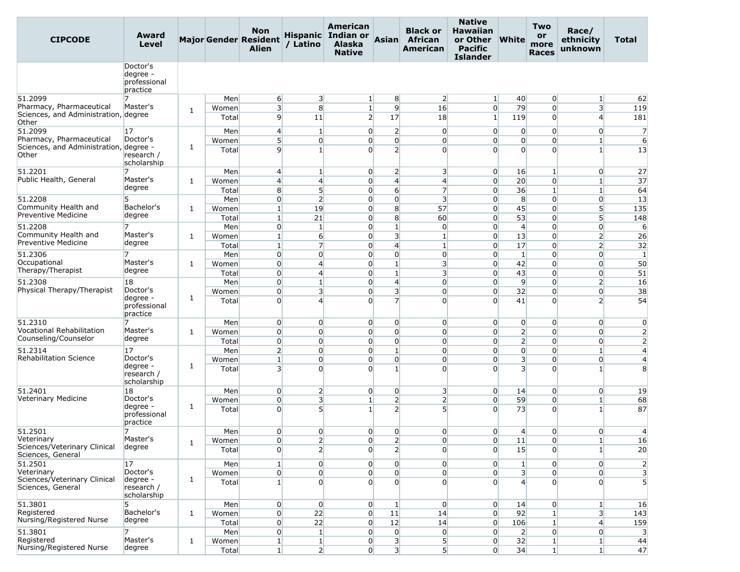| CIPCODE | Award Level | Major | Gender | Non Resident Alien | Hispanic / Latino | American Indian or Alaska Native | Asian | Black or African American | Native Hawaiian or Other Pacific Islander | White | Two or more Races | Race/ ethnicity unknown | Total |
|---|---|---|---|---|---|---|---|---|---|---|---|---|---|
| | Doctor's degree - professional practice | | | | | | | | | | | | |
| 51.2099 Pharmacy, Pharmaceutical Sciences, and Administration, Other | 7 Master's degree | 1 | Men | 6 | 3 | 1 | 8 | 2 | 1 | 40 | 0 | 1 | 62 |
| | | | Women | 3 | 8 | 1 | 9 | 16 | 0 | 79 | 0 | 3 | 119 |
| | | | Total | 9 | 11 | 2 | 17 | 18 | 1 | 119 | 0 | 4 | 181 |
| 51.2099 Pharmacy, Pharmaceutical Sciences, and Administration, Other | 17 Doctor's degree - research / scholarship | 1 | Men | 4 | 1 | 0 | 2 | 0 | 0 | 0 | 0 | 0 | 7 |
| | | | Women | 5 | 0 | 0 | 0 | 0 | 0 | 0 | 0 | 1 | 6 |
| | | | Total | 9 | 1 | 0 | 2 | 0 | 0 | 0 | 0 | 1 | 13 |
| 51.2201 Public Health, General | 7 Master's degree | 1 | Men | 4 | 1 | 0 | 2 | 3 | 0 | 16 | 1 | 0 | 27 |
| | | | Women | 4 | 4 | 0 | 4 | 4 | 0 | 20 | 0 | 1 | 37 |
| | | | Total | 8 | 5 | 0 | 6 | 7 | 0 | 36 | 1 | 1 | 64 |
| 51.2208 Community Health and Preventive Medicine | 5 Bachelor's degree | 1 | Men | 0 | 2 | 0 | 0 | 3 | 0 | 8 | 0 | 0 | 13 |
| | | | Women | 1 | 19 | 0 | 8 | 57 | 0 | 45 | 0 | 5 | 135 |
| | | | Total | 1 | 21 | 0 | 8 | 60 | 0 | 53 | 0 | 5 | 148 |
| 51.2208 Community Health and Preventive Medicine | 7 Master's degree | 1 | Men | 0 | 1 | 0 | 1 | 0 | 0 | 4 | 0 | 0 | 6 |
| | | | Women | 1 | 6 | 0 | 3 | 1 | 0 | 13 | 0 | 2 | 26 |
| | | | Total | 1 | 7 | 0 | 4 | 1 | 0 | 17 | 0 | 2 | 32 |
| 51.2306 Occupational Therapy/Therapist | 7 Master's degree | 1 | Men | 0 | 0 | 0 | 0 | 0 | 0 | 1 | 0 | 0 | 1 |
| | | | Women | 0 | 4 | 0 | 1 | 3 | 0 | 42 | 0 | 0 | 50 |
| | | | Total | 0 | 4 | 0 | 1 | 3 | 0 | 43 | 0 | 0 | 51 |
| 51.2308 Physical Therapy/Therapist | 18 Doctor's degree - professional practice | 1 | Men | 0 | 1 | 0 | 4 | 0 | 0 | 9 | 0 | 2 | 16 |
| | | | Women | 0 | 3 | 0 | 3 | 0 | 0 | 32 | 0 | 0 | 38 |
| | | | Total | 0 | 4 | 0 | 7 | 0 | 0 | 41 | 0 | 2 | 54 |
| 51.2310 Vocational Rehabilitation Counseling/Counselor | 7 Master's degree | 1 | Men | 0 | 0 | 0 | 0 | 0 | 0 | 0 | 0 | 0 | 0 |
| | | | Women | 0 | 0 | 0 | 0 | 0 | 0 | 2 | 0 | 0 | 2 |
| | | | Total | 0 | 0 | 0 | 0 | 0 | 0 | 2 | 0 | 0 | 2 |
| 51.2314 Rehabilitation Science | 17 Doctor's degree - research / scholarship | 1 | Men | 2 | 0 | 0 | 1 | 0 | 0 | 0 | 0 | 1 | 4 |
| | | | Women | 1 | 0 | 0 | 0 | 0 | 0 | 3 | 0 | 0 | 4 |
| | | | Total | 3 | 0 | 0 | 1 | 0 | 0 | 3 | 0 | 1 | 8 |
| 51.2401 Veterinary Medicine | 18 Doctor's degree - professional practice | 1 | Men | 0 | 2 | 0 | 0 | 3 | 0 | 14 | 0 | 0 | 19 |
| | | | Women | 0 | 3 | 1 | 2 | 2 | 0 | 59 | 0 | 1 | 68 |
| | | | Total | 0 | 5 | 1 | 2 | 5 | 0 | 73 | 0 | 1 | 87 |
| 51.2501 Veterinary Sciences/Veterinary Clinical Sciences, General | 7 Master's degree | 1 | Men | 0 | 0 | 0 | 0 | 0 | 0 | 4 | 0 | 0 | 4 |
| | | | Women | 0 | 2 | 0 | 2 | 0 | 0 | 11 | 0 | 1 | 16 |
| | | | Total | 0 | 2 | 0 | 2 | 0 | 0 | 15 | 0 | 1 | 20 |
| 51.2501 Veterinary Sciences/Veterinary Clinical Sciences, General | 17 Doctor's degree - research / scholarship | 1 | Men | 1 | 0 | 0 | 0 | 0 | 0 | 1 | 0 | 0 | 2 |
| | | | Women | 0 | 0 | 0 | 0 | 0 | 0 | 3 | 0 | 0 | 3 |
| | | | Total | 1 | 0 | 0 | 0 | 0 | 0 | 4 | 0 | 0 | 5 |
| 51.3801 Registered Nursing/Registered Nurse | 5 Bachelor's degree | 1 | Men | 0 | 0 | 0 | 1 | 0 | 0 | 14 | 0 | 1 | 16 |
| | | | Women | 0 | 22 | 0 | 11 | 14 | 0 | 92 | 1 | 3 | 143 |
| | | | Total | 0 | 22 | 0 | 12 | 14 | 0 | 106 | 1 | 4 | 159 |
| 51.3801 Registered Nursing/Registered Nurse | 7 Master's degree | 1 | Men | 0 | 1 | 0 | 0 | 0 | 0 | 2 | 0 | 0 | 3 |
| | | | Women | 1 | 1 | 0 | 3 | 5 | 0 | 32 | 1 | 1 | 44 |
| | | | Total | 1 | 2 | 0 | 3 | 5 | 0 | 34 | 1 | 1 | 47 |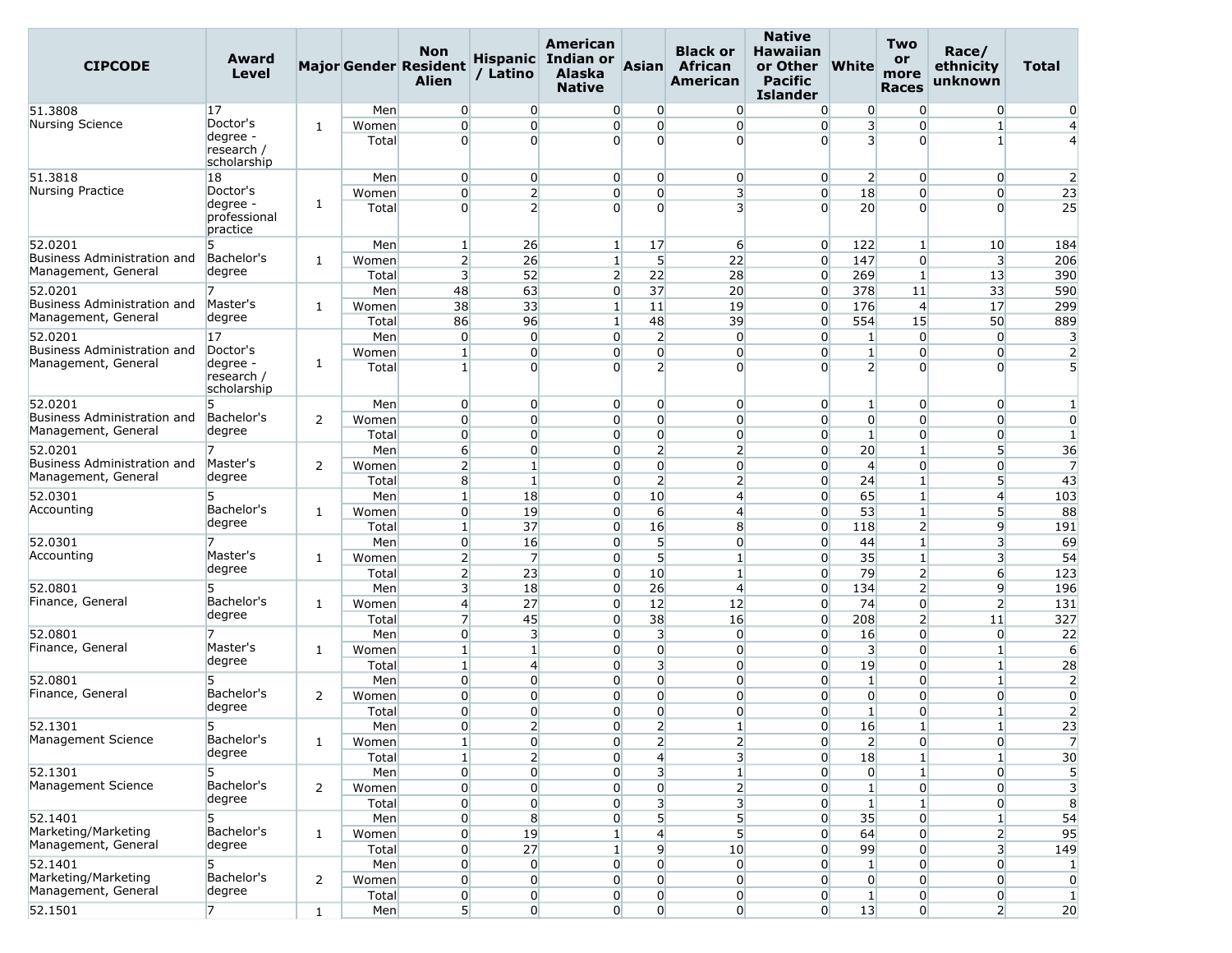| CIPCODE | Award Level | Major | Gender | Non Resident Alien | Hispanic / Latino | American Indian or Alaska Native | Asian | Black or African American | Native Hawaiian or Other Pacific Islander | White | Two or more Races | Race/ ethnicity unknown | Total |
|---|---|---|---|---|---|---|---|---|---|---|---|---|---|
| 51.3808 Nursing Science | 17 Doctor's degree - research / scholarship | 1 | Men | 0 | 0 | 0 | 0 | 0 | 0 | 0 | 0 | 0 | 0 |
| | | | Women | 0 | 0 | 0 | 0 | 0 | 0 | 3 | 0 | 1 | 4 |
| | | | Total | 0 | 0 | 0 | 0 | 0 | 0 | 3 | 0 | 1 | 4 |
| 51.3818 Nursing Practice | 18 Doctor's degree - professional practice | 1 | Men | 0 | 0 | 0 | 0 | 0 | 0 | 2 | 0 | 0 | 2 |
| | | | Women | 0 | 2 | 0 | 0 | 3 | 0 | 18 | 0 | 0 | 23 |
| | | | Total | 0 | 2 | 0 | 0 | 3 | 0 | 20 | 0 | 0 | 25 |
| 52.0201 Business Administration and Management, General | 5 Bachelor's degree | 1 | Men | 1 | 26 | 1 | 17 | 6 | 0 | 122 | 1 | 10 | 184 |
| | | | Women | 2 | 26 | 1 | 5 | 22 | 0 | 147 | 0 | 3 | 206 |
| | | | Total | 3 | 52 | 2 | 22 | 28 | 0 | 269 | 1 | 13 | 390 |
| 52.0201 Business Administration and Management, General | 7 Master's degree | 1 | Men | 48 | 63 | 0 | 37 | 20 | 0 | 378 | 11 | 33 | 590 |
| | | | Women | 38 | 33 | 1 | 11 | 19 | 0 | 176 | 4 | 17 | 299 |
| | | | Total | 86 | 96 | 1 | 48 | 39 | 0 | 554 | 15 | 50 | 889 |
| 52.0201 Business Administration and Management, General | 17 Doctor's degree - research / scholarship | 1 | Men | 0 | 0 | 0 | 2 | 0 | 0 | 1 | 0 | 0 | 3 |
| | | | Women | 1 | 0 | 0 | 0 | 0 | 0 | 1 | 0 | 0 | 2 |
| | | | Total | 1 | 0 | 0 | 2 | 0 | 0 | 2 | 0 | 0 | 5 |
| 52.0201 Business Administration and Management, General | 5 Bachelor's degree | 2 | Men | 0 | 0 | 0 | 0 | 0 | 0 | 1 | 0 | 0 | 1 |
| | | | Women | 0 | 0 | 0 | 0 | 0 | 0 | 0 | 0 | 0 | 0 |
| | | | Total | 0 | 0 | 0 | 0 | 0 | 0 | 1 | 0 | 0 | 1 |
| 52.0201 Business Administration and Management, General | 7 Master's degree | 2 | Men | 6 | 0 | 0 | 2 | 2 | 0 | 20 | 1 | 5 | 36 |
| | | | Women | 2 | 1 | 0 | 0 | 0 | 0 | 4 | 0 | 0 | 7 |
| | | | Total | 8 | 1 | 0 | 2 | 2 | 0 | 24 | 1 | 5 | 43 |
| 52.0301 Accounting | 5 Bachelor's degree | 1 | Men | 1 | 18 | 0 | 10 | 4 | 0 | 65 | 1 | 4 | 103 |
| | | | Women | 0 | 19 | 0 | 6 | 4 | 0 | 53 | 1 | 5 | 88 |
| | | | Total | 1 | 37 | 0 | 16 | 8 | 0 | 118 | 2 | 9 | 191 |
| 52.0301 Accounting | 7 Master's degree | 1 | Men | 0 | 16 | 0 | 5 | 0 | 0 | 44 | 1 | 3 | 69 |
| | | | Women | 2 | 7 | 0 | 5 | 1 | 0 | 35 | 1 | 3 | 54 |
| | | | Total | 2 | 23 | 0 | 10 | 1 | 0 | 79 | 2 | 6 | 123 |
| 52.0801 Finance, General | 5 Bachelor's degree | 1 | Men | 3 | 18 | 0 | 26 | 4 | 0 | 134 | 2 | 9 | 196 |
| | | | Women | 4 | 27 | 0 | 12 | 12 | 0 | 74 | 0 | 2 | 131 |
| | | | Total | 7 | 45 | 0 | 38 | 16 | 0 | 208 | 2 | 11 | 327 |
| 52.0801 Finance, General | 7 Master's degree | 1 | Men | 0 | 3 | 0 | 3 | 0 | 0 | 16 | 0 | 0 | 22 |
| | | | Women | 1 | 1 | 0 | 0 | 0 | 0 | 3 | 0 | 1 | 6 |
| | | | Total | 1 | 4 | 0 | 3 | 0 | 0 | 19 | 0 | 1 | 28 |
| 52.0801 Finance, General | 5 Bachelor's degree | 2 | Men | 0 | 0 | 0 | 0 | 0 | 0 | 1 | 0 | 1 | 2 |
| | | | Women | 0 | 0 | 0 | 0 | 0 | 0 | 0 | 0 | 0 | 0 |
| | | | Total | 0 | 0 | 0 | 0 | 0 | 0 | 1 | 0 | 1 | 2 |
| 52.1301 Management Science | 5 Bachelor's degree | 1 | Men | 0 | 2 | 0 | 2 | 1 | 0 | 16 | 1 | 1 | 23 |
| | | | Women | 1 | 0 | 0 | 2 | 2 | 0 | 2 | 0 | 0 | 7 |
| | | | Total | 1 | 2 | 0 | 4 | 3 | 0 | 18 | 1 | 1 | 30 |
| 52.1301 Management Science | 5 Bachelor's degree | 2 | Men | 0 | 0 | 0 | 3 | 1 | 0 | 0 | 1 | 0 | 5 |
| | | | Women | 0 | 0 | 0 | 0 | 2 | 0 | 1 | 0 | 0 | 3 |
| | | | Total | 0 | 0 | 0 | 3 | 3 | 0 | 1 | 1 | 0 | 8 |
| 52.1401 Marketing/Marketing Management, General | 5 Bachelor's degree | 1 | Men | 0 | 8 | 0 | 5 | 5 | 0 | 35 | 0 | 1 | 54 |
| | | | Women | 0 | 19 | 1 | 4 | 5 | 0 | 64 | 0 | 2 | 95 |
| | | | Total | 0 | 27 | 1 | 9 | 10 | 0 | 99 | 0 | 3 | 149 |
| 52.1401 Marketing/Marketing Management, General | 5 Bachelor's degree | 2 | Men | 0 | 0 | 0 | 0 | 0 | 0 | 1 | 0 | 0 | 1 |
| | | | Women | 0 | 0 | 0 | 0 | 0 | 0 | 0 | 0 | 0 | 0 |
| | | | Total | 0 | 0 | 0 | 0 | 0 | 0 | 1 | 0 | 0 | 1 |
| 52.1501 | 7 | 1 | Men | 5 | 0 | 0 | 0 | 0 | 0 | 13 | 0 | 2 | 20 |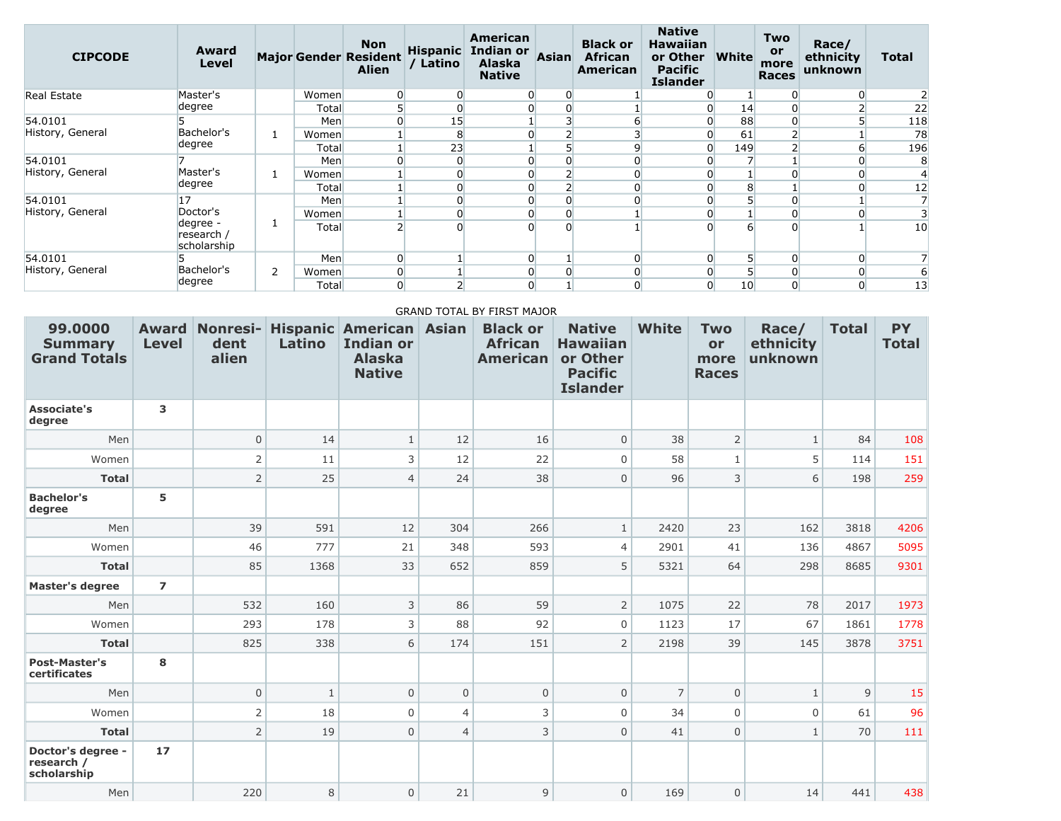| CIPCODE | Award Level | Major | Gender | Non Resident Alien | Hispanic / Latino | American Indian or Alaska Native | Asian | Black or African American | Native Hawaiian or Other Pacific Islander | White | Two or more Races | Race/ ethnicity unknown | Total |
|---|---|---|---|---|---|---|---|---|---|---|---|---|---|
| Real Estate | Master's degree | | Women | 0 | 0 | 0 | 0 | 1 | 0 | 1 | 0 | 0 | 2 |
| | | | Total | 5 | 0 | 0 | 0 | 1 | 0 | 14 | 0 | 2 | 22 |
| 54.0101 History, General | 5 Bachelor's degree | 1 | Men | 0 | 15 | 1 | 3 | 6 | 0 | 88 | 0 | 5 | 118 |
| | | | Women | 1 | 8 | 0 | 2 | 3 | 0 | 61 | 2 | 1 | 78 |
| | | | Total | 1 | 23 | 1 | 5 | 9 | 0 | 149 | 2 | 6 | 196 |
| 54.0101 History, General | 7 Master's degree | 1 | Men | 0 | 0 | 0 | 0 | 0 | 0 | 7 | 1 | 0 | 8 |
| | | | Women | 1 | 0 | 0 | 2 | 0 | 0 | 1 | 0 | 0 | 4 |
| | | | Total | 1 | 0 | 0 | 2 | 0 | 0 | 8 | 1 | 0 | 12 |
| 54.0101 History, General | 17 Doctor's degree - research / scholarship | 1 | Men | 1 | 0 | 0 | 0 | 0 | 0 | 5 | 0 | 1 | 7 |
| | | | Women | 1 | 0 | 0 | 0 | 1 | 0 | 1 | 0 | 0 | 3 |
| | | | Total | 2 | 0 | 0 | 0 | 1 | 0 | 6 | 0 | 1 | 10 |
| 54.0101 History, General | 5 Bachelor's degree | 2 | Men | 0 | 1 | 0 | 1 | 0 | 0 | 5 | 0 | 0 | 7 |
| | | | Women | 0 | 1 | 0 | 0 | 0 | 0 | 5 | 0 | 0 | 6 |
| | | | Total | 0 | 2 | 0 | 1 | 0 | 0 | 10 | 0 | 0 | 13 |

GRAND TOTAL BY FIRST MAJOR

| 99.0000 Summary Grand Totals | Award Level | Nonresident alien | Hispanic Latino | American Indian or Alaska Native | Asian | Black or African American | Native Hawaiian or Other Pacific Islander | White | Two or more Races | Race/ ethnicity unknown | Total | PY Total |
|---|---|---|---|---|---|---|---|---|---|---|---|---|
| **Associate's degree** | **3** | | | | | | | | | | | |
| Men | | 0 | 14 | 1 | 12 | 16 | 0 | 38 | 2 | 1 | 84 | 108 |
| Women | | 2 | 11 | 3 | 12 | 22 | 0 | 58 | 1 | 5 | 114 | 151 |
| **Total** | | 2 | 25 | 4 | 24 | 38 | 0 | 96 | 3 | 6 | 198 | 259 |
| **Bachelor's degree** | **5** | | | | | | | | | | | |
| Men | | 39 | 591 | 12 | 304 | 266 | 1 | 2420 | 23 | 162 | 3818 | 4206 |
| Women | | 46 | 777 | 21 | 348 | 593 | 4 | 2901 | 41 | 136 | 4867 | 5095 |
| **Total** | | 85 | 1368 | 33 | 652 | 859 | 5 | 5321 | 64 | 298 | 8685 | 9301 |
| **Master's degree** | **7** | | | | | | | | | | | |
| Men | | 532 | 160 | 3 | 86 | 59 | 2 | 1075 | 22 | 78 | 2017 | 1973 |
| Women | | 293 | 178 | 3 | 88 | 92 | 0 | 1123 | 17 | 67 | 1861 | 1778 |
| **Total** | | 825 | 338 | 6 | 174 | 151 | 2 | 2198 | 39 | 145 | 3878 | 3751 |
| **Post-Master's certificates** | **8** | | | | | | | | | | | |
| Men | | 0 | 1 | 0 | 0 | 0 | 0 | 7 | 0 | 1 | 9 | 15 |
| Women | | 2 | 18 | 0 | 4 | 3 | 0 | 34 | 0 | 0 | 61 | 96 |
| **Total** | | 2 | 19 | 0 | 4 | 3 | 0 | 41 | 0 | 1 | 70 | 111 |
| **Doctor's degree - research / scholarship** | **17** | | | | | | | | | | | |
| Men | | 220 | 8 | 0 | 21 | 9 | 0 | 169 | 0 | 14 | 441 | 438 |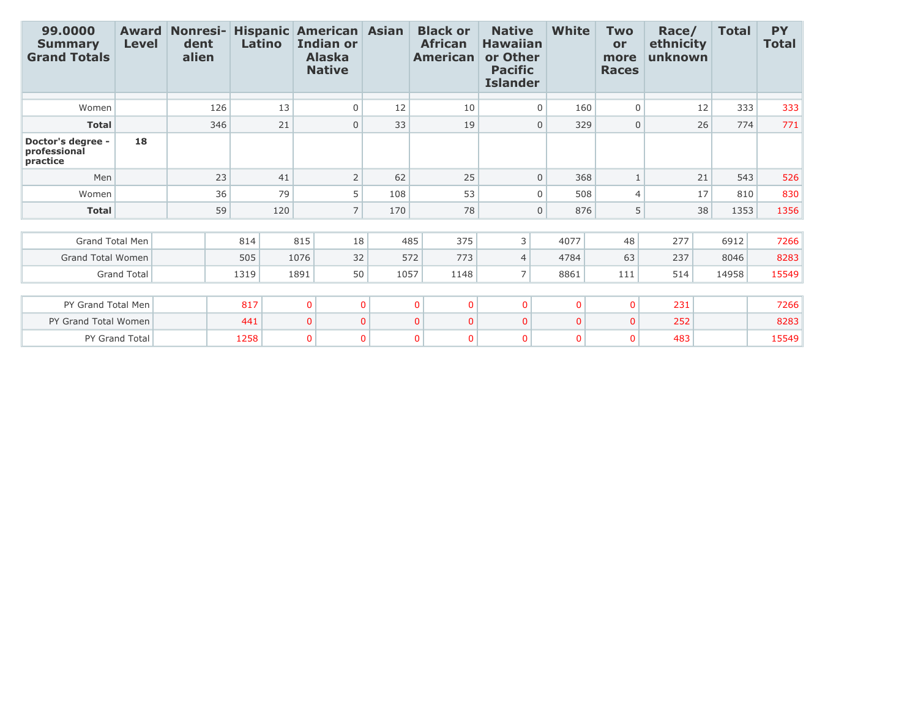| 99.0000 Summary Grand Totals | Award Level | Nonresident alien | Hispanic Latino | American Indian or Alaska Native | Asian | Black or African American | Native Hawaiian or Other Pacific Islander | White | Two or more Races | Race/ ethnicity unknown | Total | PY Total |
|---|---|---|---|---|---|---|---|---|---|---|---|---|
| | | | | | | | | | | | | |
| Women | | 126 | 13 | 0 | 12 | 10 | 0 | 160 | 0 | 12 | 333 | 333 |
| **Total** | | 346 | 21 | 0 | 33 | 19 | 0 | 329 | 0 | 26 | 774 | 771 |
| **Doctor's degree - professional practice** | **18** | | | | | | | | | | | |
| Men | | 23 | 41 | 2 | 62 | 25 | 0 | 368 | 1 | 21 | 543 | 526 |
| Women | | 36 | 79 | 5 | 108 | 53 | 0 | 508 | 4 | 17 | 810 | 830 |
| **Total** | | 59 | 120 | 7 | 170 | 78 | 0 | 876 | 5 | 38 | 1353 | 1356 |

| | | | | | | | | | | | | |
|---|---|---|---|---|---|---|---|---|---|---|---|---|
| Grand Total Men | | 814 | 815 | 18 | 485 | 375 | 3 | 4077 | 48 | 277 | 6912 | 7266 |
| Grand Total Women | | 505 | 1076 | 32 | 572 | 773 | 4 | 4784 | 63 | 237 | 8046 | 8283 |
| Grand Total | | 1319 | 1891 | 50 | 1057 | 1148 | 7 | 8861 | 111 | 514 | 14958 | 15549 |

| | | | | | | | | | | | | |
|---|---|---|---|---|---|---|---|---|---|---|---|---|
| PY Grand Total Men | | 817 | 0 | 0 | 0 | 0 | 0 | 0 | 0 | 231 | | 7266 |
| PY Grand Total Women | | 441 | 0 | 0 | 0 | 0 | 0 | 0 | 0 | 252 | | 8283 |
| PY Grand Total | | 1258 | 0 | 0 | 0 | 0 | 0 | 0 | 0 | 483 | | 15549 |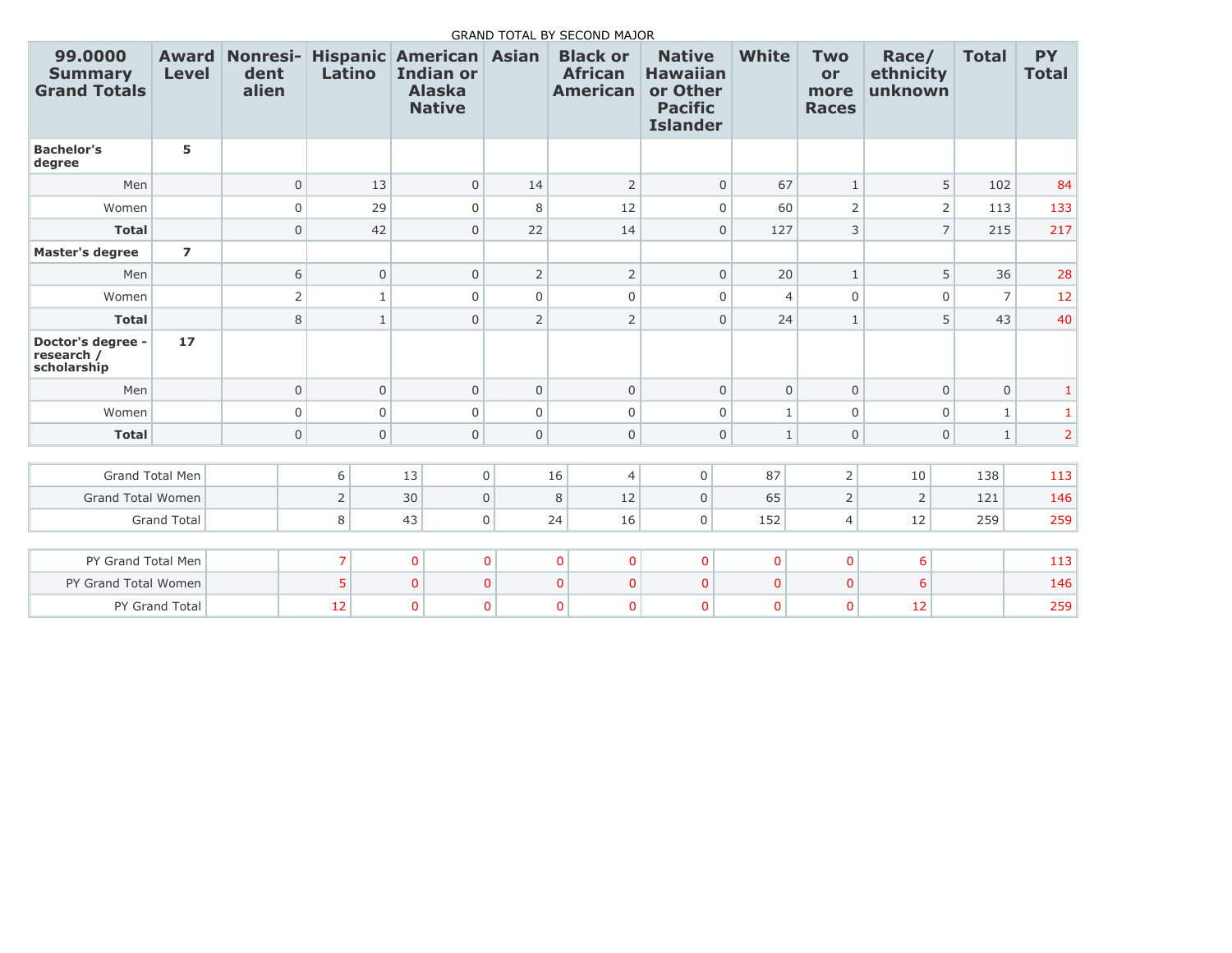GRAND TOTAL BY SECOND MAJOR

| 99.0000 Summary Grand Totals | Award Level | Nonresident alien | Hispanic Latino | American Indian or Alaska Native | Asian | Black or African American | Native Hawaiian or Other Pacific Islander | White | Two or more Races | Race/ ethnicity unknown | Total | PY Total |
|---|---|---|---|---|---|---|---|---|---|---|---|---|
| **Bachelor's degree** | **5** | | | | | | | | | | | |
| Men | | 0 | 13 | 0 | 14 | 2 | 0 | 67 | 1 | 5 | 102 | 84 |
| Women | | 0 | 29 | 0 | 8 | 12 | 0 | 60 | 2 | 2 | 113 | 133 |
| **Total** | | 0 | 42 | 0 | 22 | 14 | 0 | 127 | 3 | 7 | 215 | 217 |
| **Master's degree** | **7** | | | | | | | | | | | |
| Men | | 6 | 0 | 0 | 2 | 2 | 0 | 20 | 1 | 5 | 36 | 28 |
| Women | | 2 | 1 | 0 | 0 | 0 | 0 | 4 | 0 | 0 | 7 | 12 |
| **Total** | | 8 | 1 | 0 | 2 | 2 | 0 | 24 | 1 | 5 | 43 | 40 |
| **Doctor's degree - research / scholarship** | **17** | | | | | | | | | | | |
| Men | | 0 | 0 | 0 | 0 | 0 | 0 | 0 | 0 | 0 | 0 | 1 |
| Women | | 0 | 0 | 0 | 0 | 0 | 0 | 1 | 0 | 0 | 1 | 1 |
| **Total** | | 0 | 0 | 0 | 0 | 0 | 0 | 1 | 0 | 0 | 1 | 2 |
| Grand Total Men | | 6 | 13 | 0 | 16 | 4 | 0 | 87 | 2 | 10 | 138 | 113 |
| Grand Total Women | | 2 | 30 | 0 | 8 | 12 | 0 | 65 | 2 | 2 | 121 | 146 |
| Grand Total | | 8 | 43 | 0 | 24 | 16 | 0 | 152 | 4 | 12 | 259 | 259 |
| PY Grand Total Men | | 7 | 0 | 0 | 0 | 0 | 0 | 0 | 0 | 6 | | 113 |
| PY Grand Total Women | | 5 | 0 | 0 | 0 | 0 | 0 | 0 | 0 | 6 | | 146 |
| PY Grand Total | | 12 | 0 | 0 | 0 | 0 | 0 | 0 | 0 | 12 | | 259 |